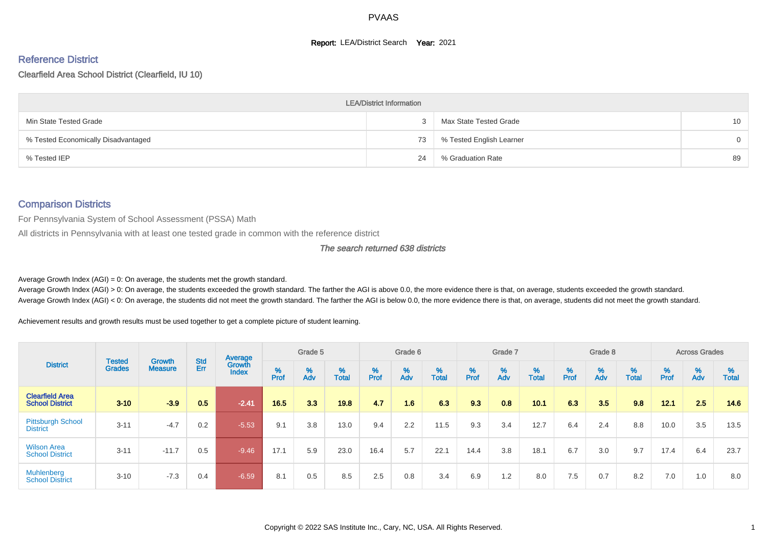PVAAS

**Report:** LEA/District Search **Year:** 2021

## Reference District

Clearfield Area School District (Clearfield, IU 10)

| LEA/District Information | | | |
|---|---|---|---|
| Min State Tested Grade | 3 | Max State Tested Grade | 10 |
| % Tested Economically Disadvantaged | 73 | % Tested English Learner | 0 |
| % Tested IEP | 24 | % Graduation Rate | 89 |

## Comparison Districts

For Pennsylvania System of School Assessment (PSSA) Math

All districts in Pennsylvania with at least one tested grade in common with the reference district

*The search returned 638 districts*

Average Growth Index (AGI) = 0: On average, the students met the growth standard.

Average Growth Index (AGI) > 0: On average, the students exceeded the growth standard. The farther the AGI is above 0.0, the more evidence there is that, on average, students exceeded the growth standard.

Average Growth Index (AGI) < 0: On average, the students did not meet the growth standard. The farther the AGI is below 0.0, the more evidence there is that, on average, students did not meet the growth standard.

Achievement results and growth results must be used together to get a complete picture of student learning.

| District | Tested Grades | Growth Measure | Std Err | Average Growth Index | Grade 5 | | | Grade 6 | | | Grade 7 | | | Grade 8 | | | Across Grades | | |
|---|---|---|---|---|---|---|---|---|---|---|---|---|---|---|---|---|---|---|---|
| | | | | | % Prof | % Adv | % Total | % Prof | % Adv | % Total | % Prof | % Adv | % Total | % Prof | % Adv | % Total | % Prof | % Adv | % Total |
| **Clearfield Area School District** | **3-10** | **-3.9** | **0.5** | **-2.41** | **16.5** | **3.3** | **19.8** | **4.7** | **1.6** | **6.3** | **9.3** | **0.8** | **10.1** | **6.3** | **3.5** | **9.8** | **12.1** | **2.5** | **14.6** |
| Pittsburgh School District | 3-11 | -4.7 | 0.2 | -5.53 | 9.1 | 3.8 | 13.0 | 9.4 | 2.2 | 11.5 | 9.3 | 3.4 | 12.7 | 6.4 | 2.4 | 8.8 | 10.0 | 3.5 | 13.5 |
| Wilson Area School District | 3-11 | -11.7 | 0.5 | -9.46 | 17.1 | 5.9 | 23.0 | 16.4 | 5.7 | 22.1 | 14.4 | 3.8 | 18.1 | 6.7 | 3.0 | 9.7 | 17.4 | 6.4 | 23.7 |
| Muhlenberg School District | 3-10 | -7.3 | 0.4 | -6.59 | 8.1 | 0.5 | 8.5 | 2.5 | 0.8 | 3.4 | 6.9 | 1.2 | 8.0 | 7.5 | 0.7 | 8.2 | 7.0 | 1.0 | 8.0 |

Copyright © 2022 SAS Institute Inc., Cary, NC, USA. All Rights Reserved.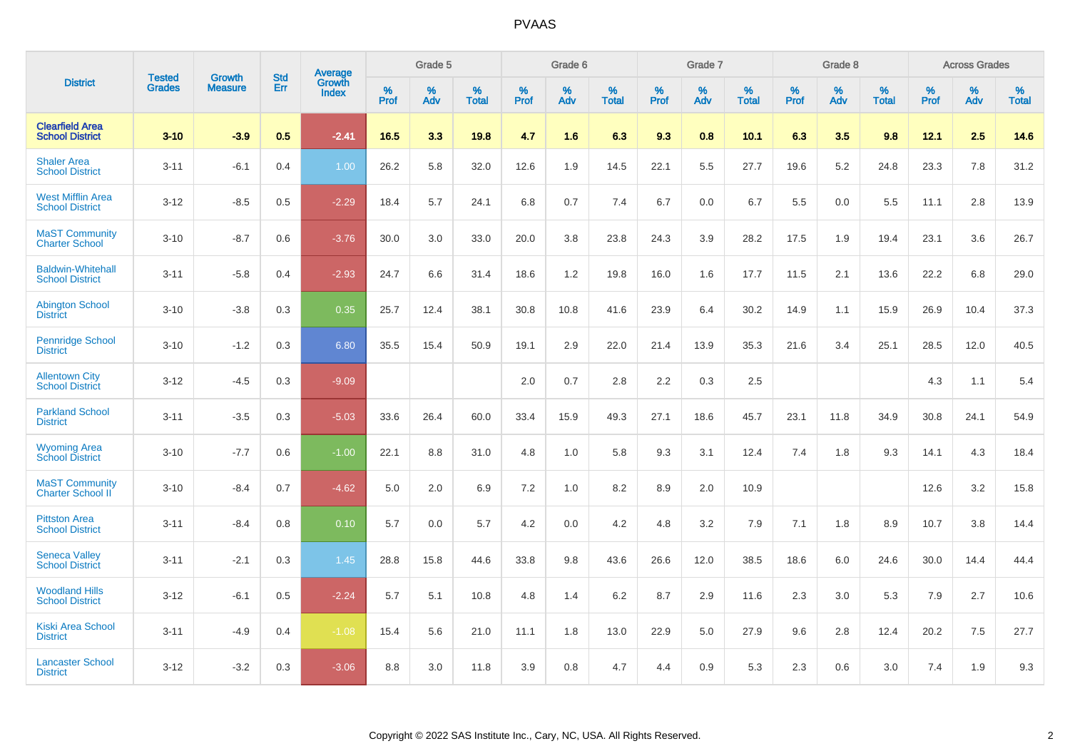# PVAAS

| District | Tested Grades | Growth Measure | Std Err | Average Growth Index | Grade 5 | | | Grade 6 | | | Grade 7 | | | Grade 8 | | | Across Grades | | |
|---|---|---|---|---|---|---|---|---|---|---|---|---|---|---|---|---|---|---|---|
| | | | | | % Prof | % Adv | % Total | % Prof | % Adv | % Total | % Prof | % Adv | % Total | % Prof | % Adv | % Total | % Prof | % Adv | % Total |
| **Clearfield Area School District** | **3-10** | **-3.9** | **0.5** | **-2.41** | **16.5** | **3.3** | **19.8** | **4.7** | **1.6** | **6.3** | **9.3** | **0.8** | **10.1** | **6.3** | **3.5** | **9.8** | **12.1** | **2.5** | **14.6** |
| Shaler Area School District | 3-11 | -6.1 | 0.4 | 1.00 | 26.2 | 5.8 | 32.0 | 12.6 | 1.9 | 14.5 | 22.1 | 5.5 | 27.7 | 19.6 | 5.2 | 24.8 | 23.3 | 7.8 | 31.2 |
| West Mifflin Area School District | 3-12 | -8.5 | 0.5 | -2.29 | 18.4 | 5.7 | 24.1 | 6.8 | 0.7 | 7.4 | 6.7 | 0.0 | 6.7 | 5.5 | 0.0 | 5.5 | 11.1 | 2.8 | 13.9 |
| MaST Community Charter School | 3-10 | -8.7 | 0.6 | -3.76 | 30.0 | 3.0 | 33.0 | 20.0 | 3.8 | 23.8 | 24.3 | 3.9 | 28.2 | 17.5 | 1.9 | 19.4 | 23.1 | 3.6 | 26.7 |
| Baldwin-Whitehall School District | 3-11 | -5.8 | 0.4 | -2.93 | 24.7 | 6.6 | 31.4 | 18.6 | 1.2 | 19.8 | 16.0 | 1.6 | 17.7 | 11.5 | 2.1 | 13.6 | 22.2 | 6.8 | 29.0 |
| Abington School District | 3-10 | -3.8 | 0.3 | 0.35 | 25.7 | 12.4 | 38.1 | 30.8 | 10.8 | 41.6 | 23.9 | 6.4 | 30.2 | 14.9 | 1.1 | 15.9 | 26.9 | 10.4 | 37.3 |
| Pennridge School District | 3-10 | -1.2 | 0.3 | 6.80 | 35.5 | 15.4 | 50.9 | 19.1 | 2.9 | 22.0 | 21.4 | 13.9 | 35.3 | 21.6 | 3.4 | 25.1 | 28.5 | 12.0 | 40.5 |
| Allentown City School District | 3-12 | -4.5 | 0.3 | -9.09 | | | | 2.0 | 0.7 | 2.8 | 2.2 | 0.3 | 2.5 | | | | 4.3 | 1.1 | 5.4 |
| Parkland School District | 3-11 | -3.5 | 0.3 | -5.03 | 33.6 | 26.4 | 60.0 | 33.4 | 15.9 | 49.3 | 27.1 | 18.6 | 45.7 | 23.1 | 11.8 | 34.9 | 30.8 | 24.1 | 54.9 |
| Wyoming Area School District | 3-10 | -7.7 | 0.6 | -1.00 | 22.1 | 8.8 | 31.0 | 4.8 | 1.0 | 5.8 | 9.3 | 3.1 | 12.4 | 7.4 | 1.8 | 9.3 | 14.1 | 4.3 | 18.4 |
| MaST Community Charter School II | 3-10 | -8.4 | 0.7 | -4.62 | 5.0 | 2.0 | 6.9 | 7.2 | 1.0 | 8.2 | 8.9 | 2.0 | 10.9 | | | | 12.6 | 3.2 | 15.8 |
| Pittston Area School District | 3-11 | -8.4 | 0.8 | 0.10 | 5.7 | 0.0 | 5.7 | 4.2 | 0.0 | 4.2 | 4.8 | 3.2 | 7.9 | 7.1 | 1.8 | 8.9 | 10.7 | 3.8 | 14.4 |
| Seneca Valley School District | 3-11 | -2.1 | 0.3 | 1.45 | 28.8 | 15.8 | 44.6 | 33.8 | 9.8 | 43.6 | 26.6 | 12.0 | 38.5 | 18.6 | 6.0 | 24.6 | 30.0 | 14.4 | 44.4 |
| Woodland Hills School District | 3-12 | -6.1 | 0.5 | -2.24 | 5.7 | 5.1 | 10.8 | 4.8 | 1.4 | 6.2 | 8.7 | 2.9 | 11.6 | 2.3 | 3.0 | 5.3 | 7.9 | 2.7 | 10.6 |
| Kiski Area School District | 3-11 | -4.9 | 0.4 | -1.08 | 15.4 | 5.6 | 21.0 | 11.1 | 1.8 | 13.0 | 22.9 | 5.0 | 27.9 | 9.6 | 2.8 | 12.4 | 20.2 | 7.5 | 27.7 |
| Lancaster School District | 3-12 | -3.2 | 0.3 | -3.06 | 8.8 | 3.0 | 11.8 | 3.9 | 0.8 | 4.7 | 4.4 | 0.9 | 5.3 | 2.3 | 0.6 | 3.0 | 7.4 | 1.9 | 9.3 |

Copyright © 2022 SAS Institute Inc., Cary, NC, USA. All Rights Reserved.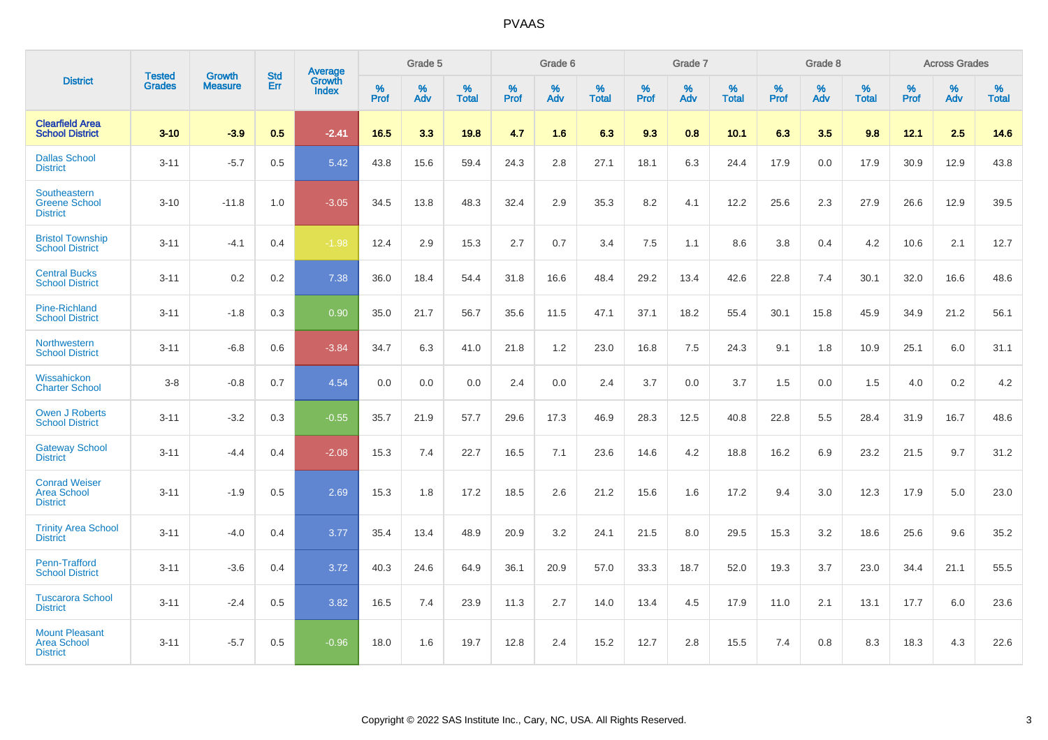# PVAAS

| District | Tested Grades | Growth Measure | Std Err | Average Growth Index | Grade 5 | | | Grade 6 | | | Grade 7 | | | Grade 8 | | | Across Grades | | |
|---|---|---|---|---|---|---|---|---|---|---|---|---|---|---|---|---|---|---|---|
| | | | | | % Prof | % Adv | % Total | % Prof | % Adv | % Total | % Prof | % Adv | % Total | % Prof | % Adv | % Total | % Prof | % Adv | % Total |
| **Clearfield Area School District** | **3-10** | **-3.9** | **0.5** | **-2.41** | **16.5** | **3.3** | **19.8** | **4.7** | **1.6** | **6.3** | **9.3** | **0.8** | **10.1** | **6.3** | **3.5** | **9.8** | **12.1** | **2.5** | **14.6** |
| Dallas School District | 3-11 | -5.7 | 0.5 | 5.42 | 43.8 | 15.6 | 59.4 | 24.3 | 2.8 | 27.1 | 18.1 | 6.3 | 24.4 | 17.9 | 0.0 | 17.9 | 30.9 | 12.9 | 43.8 |
| Southeastern Greene School District | 3-10 | -11.8 | 1.0 | -3.05 | 34.5 | 13.8 | 48.3 | 32.4 | 2.9 | 35.3 | 8.2 | 4.1 | 12.2 | 25.6 | 2.3 | 27.9 | 26.6 | 12.9 | 39.5 |
| Bristol Township School District | 3-11 | -4.1 | 0.4 | -1.98 | 12.4 | 2.9 | 15.3 | 2.7 | 0.7 | 3.4 | 7.5 | 1.1 | 8.6 | 3.8 | 0.4 | 4.2 | 10.6 | 2.1 | 12.7 |
| Central Bucks School District | 3-11 | 0.2 | 0.2 | 7.38 | 36.0 | 18.4 | 54.4 | 31.8 | 16.6 | 48.4 | 29.2 | 13.4 | 42.6 | 22.8 | 7.4 | 30.1 | 32.0 | 16.6 | 48.6 |
| Pine-Richland School District | 3-11 | -1.8 | 0.3 | 0.90 | 35.0 | 21.7 | 56.7 | 35.6 | 11.5 | 47.1 | 37.1 | 18.2 | 55.4 | 30.1 | 15.8 | 45.9 | 34.9 | 21.2 | 56.1 |
| Northwestern School District | 3-11 | -6.8 | 0.6 | -3.84 | 34.7 | 6.3 | 41.0 | 21.8 | 1.2 | 23.0 | 16.8 | 7.5 | 24.3 | 9.1 | 1.8 | 10.9 | 25.1 | 6.0 | 31.1 |
| Wissahickon Charter School | 3-8 | -0.8 | 0.7 | 4.54 | 0.0 | 0.0 | 0.0 | 2.4 | 0.0 | 2.4 | 3.7 | 0.0 | 3.7 | 1.5 | 0.0 | 1.5 | 4.0 | 0.2 | 4.2 |
| Owen J Roberts School District | 3-11 | -3.2 | 0.3 | -0.55 | 35.7 | 21.9 | 57.7 | 29.6 | 17.3 | 46.9 | 28.3 | 12.5 | 40.8 | 22.8 | 5.5 | 28.4 | 31.9 | 16.7 | 48.6 |
| Gateway School District | 3-11 | -4.4 | 0.4 | -2.08 | 15.3 | 7.4 | 22.7 | 16.5 | 7.1 | 23.6 | 14.6 | 4.2 | 18.8 | 16.2 | 6.9 | 23.2 | 21.5 | 9.7 | 31.2 |
| Conrad Weiser Area School District | 3-11 | -1.9 | 0.5 | 2.69 | 15.3 | 1.8 | 17.2 | 18.5 | 2.6 | 21.2 | 15.6 | 1.6 | 17.2 | 9.4 | 3.0 | 12.3 | 17.9 | 5.0 | 23.0 |
| Trinity Area School District | 3-11 | -4.0 | 0.4 | 3.77 | 35.4 | 13.4 | 48.9 | 20.9 | 3.2 | 24.1 | 21.5 | 8.0 | 29.5 | 15.3 | 3.2 | 18.6 | 25.6 | 9.6 | 35.2 |
| Penn-Trafford School District | 3-11 | -3.6 | 0.4 | 3.72 | 40.3 | 24.6 | 64.9 | 36.1 | 20.9 | 57.0 | 33.3 | 18.7 | 52.0 | 19.3 | 3.7 | 23.0 | 34.4 | 21.1 | 55.5 |
| Tuscarora School District | 3-11 | -2.4 | 0.5 | 3.82 | 16.5 | 7.4 | 23.9 | 11.3 | 2.7 | 14.0 | 13.4 | 4.5 | 17.9 | 11.0 | 2.1 | 13.1 | 17.7 | 6.0 | 23.6 |
| Mount Pleasant Area School District | 3-11 | -5.7 | 0.5 | -0.96 | 18.0 | 1.6 | 19.7 | 12.8 | 2.4 | 15.2 | 12.7 | 2.8 | 15.5 | 7.4 | 0.8 | 8.3 | 18.3 | 4.3 | 22.6 |

Copyright © 2022 SAS Institute Inc., Cary, NC, USA. All Rights Reserved.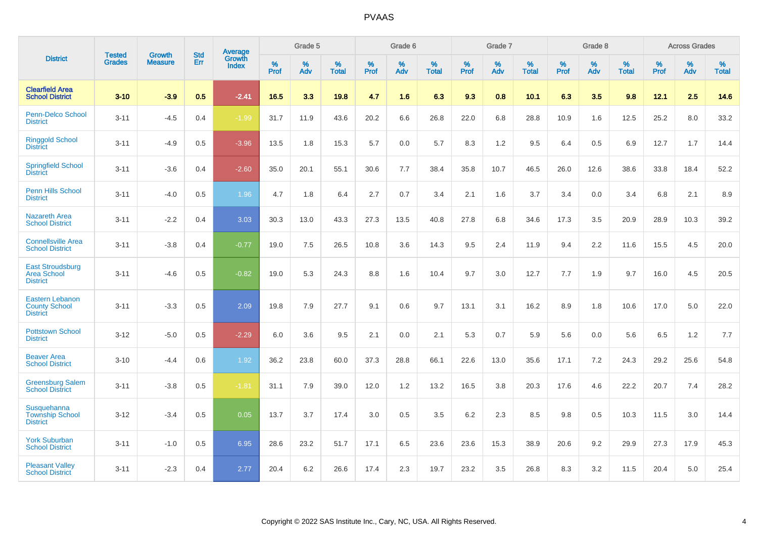# PVAAS

| District | Tested Grades | Growth Measure | Std Err | Average Growth Index | Grade 5 | | | Grade 6 | | | Grade 7 | | | Grade 8 | | | Across Grades | | |
|---|---|---|---|---|---|---|---|---|---|---|---|---|---|---|---|---|---|---|---|
| | | | | | % Prof | % Adv | % Total | % Prof | % Adv | % Total | % Prof | % Adv | % Total | % Prof | % Adv | % Total | % Prof | % Adv | % Total |
| **Clearfield Area School District** | **3-10** | **-3.9** | **0.5** | **-2.41** | **16.5** | **3.3** | **19.8** | **4.7** | **1.6** | **6.3** | **9.3** | **0.8** | **10.1** | **6.3** | **3.5** | **9.8** | **12.1** | **2.5** | **14.6** |
| Penn-Delco School District | 3-11 | -4.5 | 0.4 | -1.99 | 31.7 | 11.9 | 43.6 | 20.2 | 6.6 | 26.8 | 22.0 | 6.8 | 28.8 | 10.9 | 1.6 | 12.5 | 25.2 | 8.0 | 33.2 |
| Ringgold School District | 3-11 | -4.9 | 0.5 | -3.96 | 13.5 | 1.8 | 15.3 | 5.7 | 0.0 | 5.7 | 8.3 | 1.2 | 9.5 | 6.4 | 0.5 | 6.9 | 12.7 | 1.7 | 14.4 |
| Springfield School District | 3-11 | -3.6 | 0.4 | -2.60 | 35.0 | 20.1 | 55.1 | 30.6 | 7.7 | 38.4 | 35.8 | 10.7 | 46.5 | 26.0 | 12.6 | 38.6 | 33.8 | 18.4 | 52.2 |
| Penn Hills School District | 3-11 | -4.0 | 0.5 | 1.96 | 4.7 | 1.8 | 6.4 | 2.7 | 0.7 | 3.4 | 2.1 | 1.6 | 3.7 | 3.4 | 0.0 | 3.4 | 6.8 | 2.1 | 8.9 |
| Nazareth Area School District | 3-11 | -2.2 | 0.4 | 3.03 | 30.3 | 13.0 | 43.3 | 27.3 | 13.5 | 40.8 | 27.8 | 6.8 | 34.6 | 17.3 | 3.5 | 20.9 | 28.9 | 10.3 | 39.2 |
| Connellsville Area School District | 3-11 | -3.8 | 0.4 | -0.77 | 19.0 | 7.5 | 26.5 | 10.8 | 3.6 | 14.3 | 9.5 | 2.4 | 11.9 | 9.4 | 2.2 | 11.6 | 15.5 | 4.5 | 20.0 |
| East Stroudsburg Area School District | 3-11 | -4.6 | 0.5 | -0.82 | 19.0 | 5.3 | 24.3 | 8.8 | 1.6 | 10.4 | 9.7 | 3.0 | 12.7 | 7.7 | 1.9 | 9.7 | 16.0 | 4.5 | 20.5 |
| Eastern Lebanon County School District | 3-11 | -3.3 | 0.5 | 2.09 | 19.8 | 7.9 | 27.7 | 9.1 | 0.6 | 9.7 | 13.1 | 3.1 | 16.2 | 8.9 | 1.8 | 10.6 | 17.0 | 5.0 | 22.0 |
| Pottstown School District | 3-12 | -5.0 | 0.5 | -2.29 | 6.0 | 3.6 | 9.5 | 2.1 | 0.0 | 2.1 | 5.3 | 0.7 | 5.9 | 5.6 | 0.0 | 5.6 | 6.5 | 1.2 | 7.7 |
| Beaver Area School District | 3-10 | -4.4 | 0.6 | 1.92 | 36.2 | 23.8 | 60.0 | 37.3 | 28.8 | 66.1 | 22.6 | 13.0 | 35.6 | 17.1 | 7.2 | 24.3 | 29.2 | 25.6 | 54.8 |
| Greensburg Salem School District | 3-11 | -3.8 | 0.5 | -1.81 | 31.1 | 7.9 | 39.0 | 12.0 | 1.2 | 13.2 | 16.5 | 3.8 | 20.3 | 17.6 | 4.6 | 22.2 | 20.7 | 7.4 | 28.2 |
| Susquehanna Township School District | 3-12 | -3.4 | 0.5 | 0.05 | 13.7 | 3.7 | 17.4 | 3.0 | 0.5 | 3.5 | 6.2 | 2.3 | 8.5 | 9.8 | 0.5 | 10.3 | 11.5 | 3.0 | 14.4 |
| York Suburban School District | 3-11 | -1.0 | 0.5 | 6.95 | 28.6 | 23.2 | 51.7 | 17.1 | 6.5 | 23.6 | 23.6 | 15.3 | 38.9 | 20.6 | 9.2 | 29.9 | 27.3 | 17.9 | 45.3 |
| Pleasant Valley School District | 3-11 | -2.3 | 0.4 | 2.77 | 20.4 | 6.2 | 26.6 | 17.4 | 2.3 | 19.7 | 23.2 | 3.5 | 26.8 | 8.3 | 3.2 | 11.5 | 20.4 | 5.0 | 25.4 |

Copyright © 2022 SAS Institute Inc., Cary, NC, USA. All Rights Reserved.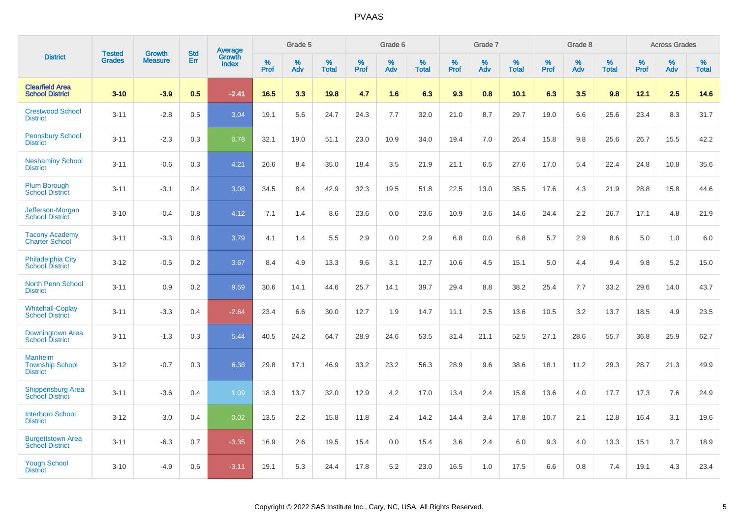| District | Tested Grades | Growth Measure | Std Err | Average Growth Index | Grade 5 | | | Grade 6 | | | Grade 7 | | | Grade 8 | | | Across Grades | | |
|---|---|---|---|---|---|---|---|---|---|---|---|---|---|---|---|---|---|---|---|
| | | | | | % Prof | % Adv | % Total | % Prof | % Adv | % Total | % Prof | % Adv | % Total | % Prof | % Adv | % Total | % Prof | % Adv | % Total |
| **Clearfield Area School District** | **3-10** | **-3.9** | **0.5** | **-2.41** | **16.5** | **3.3** | **19.8** | **4.7** | **1.6** | **6.3** | **9.3** | **0.8** | **10.1** | **6.3** | **3.5** | **9.8** | **12.1** | **2.5** | **14.6** |
| Crestwood School District | 3-11 | -2.8 | 0.5 | 3.04 | 19.1 | 5.6 | 24.7 | 24.3 | 7.7 | 32.0 | 21.0 | 8.7 | 29.7 | 19.0 | 6.6 | 25.6 | 23.4 | 8.3 | 31.7 |
| Pennsbury School District | 3-11 | -2.3 | 0.3 | 0.78 | 32.1 | 19.0 | 51.1 | 23.0 | 10.9 | 34.0 | 19.4 | 7.0 | 26.4 | 15.8 | 9.8 | 25.6 | 26.7 | 15.5 | 42.2 |
| Neshaminy School District | 3-11 | -0.6 | 0.3 | 4.21 | 26.6 | 8.4 | 35.0 | 18.4 | 3.5 | 21.9 | 21.1 | 6.5 | 27.6 | 17.0 | 5.4 | 22.4 | 24.8 | 10.8 | 35.6 |
| Plum Borough School District | 3-11 | -3.1 | 0.4 | 3.08 | 34.5 | 8.4 | 42.9 | 32.3 | 19.5 | 51.8 | 22.5 | 13.0 | 35.5 | 17.6 | 4.3 | 21.9 | 28.8 | 15.8 | 44.6 |
| Jefferson-Morgan School District | 3-10 | -0.4 | 0.8 | 4.12 | 7.1 | 1.4 | 8.6 | 23.6 | 0.0 | 23.6 | 10.9 | 3.6 | 14.6 | 24.4 | 2.2 | 26.7 | 17.1 | 4.8 | 21.9 |
| Tacony Academy Charter School | 3-11 | -3.3 | 0.8 | 3.79 | 4.1 | 1.4 | 5.5 | 2.9 | 0.0 | 2.9 | 6.8 | 0.0 | 6.8 | 5.7 | 2.9 | 8.6 | 5.0 | 1.0 | 6.0 |
| Philadelphia City School District | 3-12 | -0.5 | 0.2 | 3.67 | 8.4 | 4.9 | 13.3 | 9.6 | 3.1 | 12.7 | 10.6 | 4.5 | 15.1 | 5.0 | 4.4 | 9.4 | 9.8 | 5.2 | 15.0 |
| North Penn School District | 3-11 | 0.9 | 0.2 | 9.59 | 30.6 | 14.1 | 44.6 | 25.7 | 14.1 | 39.7 | 29.4 | 8.8 | 38.2 | 25.4 | 7.7 | 33.2 | 29.6 | 14.0 | 43.7 |
| Whitehall-Coplay School District | 3-11 | -3.3 | 0.4 | -2.64 | 23.4 | 6.6 | 30.0 | 12.7 | 1.9 | 14.7 | 11.1 | 2.5 | 13.6 | 10.5 | 3.2 | 13.7 | 18.5 | 4.9 | 23.5 |
| Downingtown Area School District | 3-11 | -1.3 | 0.3 | 5.44 | 40.5 | 24.2 | 64.7 | 28.9 | 24.6 | 53.5 | 31.4 | 21.1 | 52.5 | 27.1 | 28.6 | 55.7 | 36.8 | 25.9 | 62.7 |
| Manheim Township School District | 3-12 | -0.7 | 0.3 | 6.38 | 29.8 | 17.1 | 46.9 | 33.2 | 23.2 | 56.3 | 28.9 | 9.6 | 38.6 | 18.1 | 11.2 | 29.3 | 28.7 | 21.3 | 49.9 |
| Shippensburg Area School District | 3-11 | -3.6 | 0.4 | 1.09 | 18.3 | 13.7 | 32.0 | 12.9 | 4.2 | 17.0 | 13.4 | 2.4 | 15.8 | 13.6 | 4.0 | 17.7 | 17.3 | 7.6 | 24.9 |
| Interboro School District | 3-12 | -3.0 | 0.4 | 0.02 | 13.5 | 2.2 | 15.8 | 11.8 | 2.4 | 14.2 | 14.4 | 3.4 | 17.8 | 10.7 | 2.1 | 12.8 | 16.4 | 3.1 | 19.6 |
| Burgettstown Area School District | 3-11 | -6.3 | 0.7 | -3.35 | 16.9 | 2.6 | 19.5 | 15.4 | 0.0 | 15.4 | 3.6 | 2.4 | 6.0 | 9.3 | 4.0 | 13.3 | 15.1 | 3.7 | 18.9 |
| Yough School District | 3-10 | -4.9 | 0.6 | -3.11 | 19.1 | 5.3 | 24.4 | 17.8 | 5.2 | 23.0 | 16.5 | 1.0 | 17.5 | 6.6 | 0.8 | 7.4 | 19.1 | 4.3 | 23.4 |

Copyright © 2022 SAS Institute Inc., Cary, NC, USA. All Rights Reserved.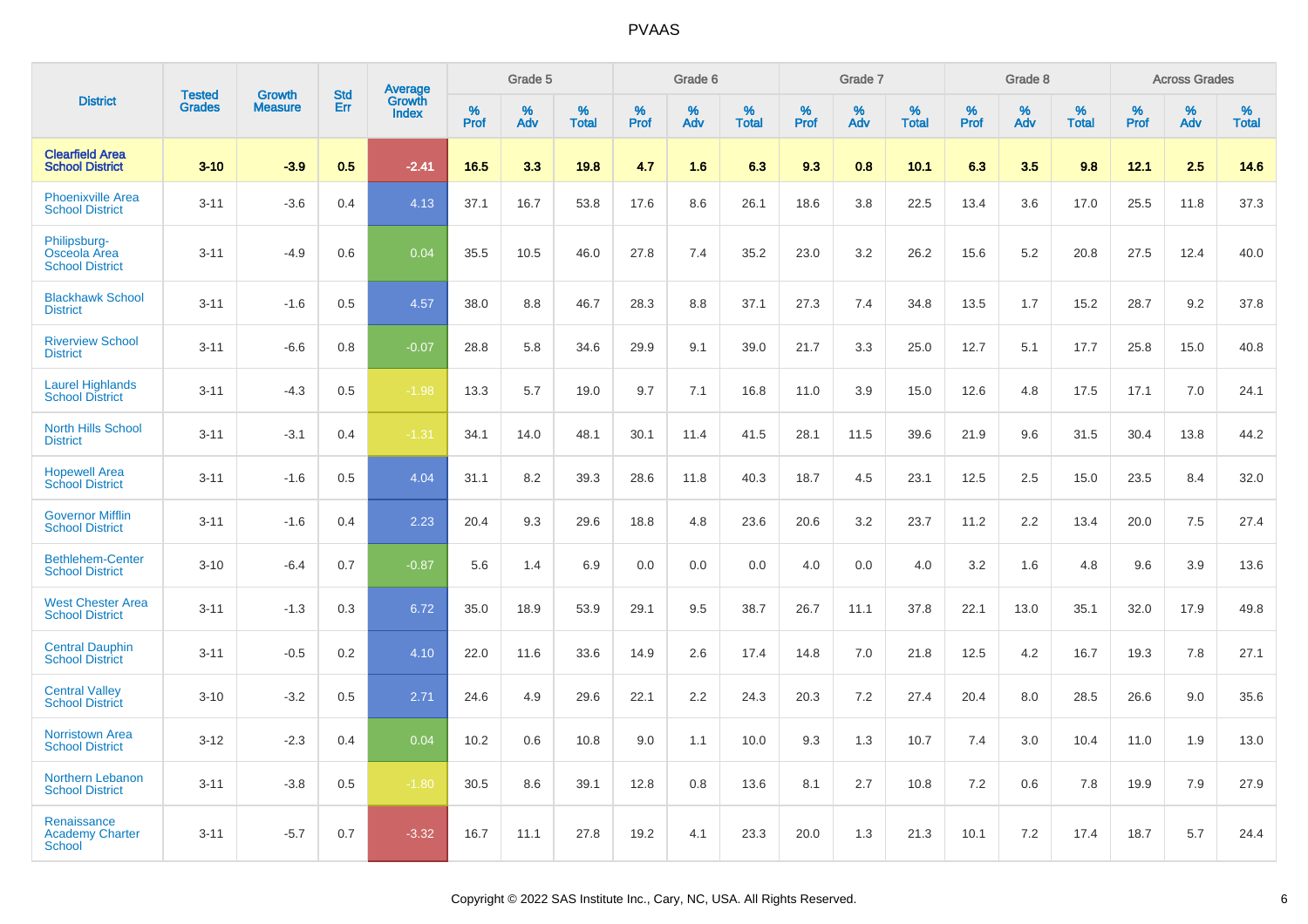| District | Tested Grades | Growth Measure | Std Err | Average Growth Index | Grade 5 | | | Grade 6 | | | Grade 7 | | | Grade 8 | | | Across Grades | | |
|---|---|---|---|---|---|---|---|---|---|---|---|---|---|---|---|---|---|---|---|
| | | | | | % Prof | % Adv | % Total | % Prof | % Adv | % Total | % Prof | % Adv | % Total | % Prof | % Adv | % Total | % Prof | % Adv | % Total |
| **Clearfield Area School District** | **3-10** | **-3.9** | **0.5** | **-2.41** | **16.5** | **3.3** | **19.8** | **4.7** | **1.6** | **6.3** | **9.3** | **0.8** | **10.1** | **6.3** | **3.5** | **9.8** | **12.1** | **2.5** | **14.6** |
| Phoenixville Area School District | 3-11 | -3.6 | 0.4 | 4.13 | 37.1 | 16.7 | 53.8 | 17.6 | 8.6 | 26.1 | 18.6 | 3.8 | 22.5 | 13.4 | 3.6 | 17.0 | 25.5 | 11.8 | 37.3 |
| Philipsburg-Osceola Area School District | 3-11 | -4.9 | 0.6 | 0.04 | 35.5 | 10.5 | 46.0 | 27.8 | 7.4 | 35.2 | 23.0 | 3.2 | 26.2 | 15.6 | 5.2 | 20.8 | 27.5 | 12.4 | 40.0 |
| Blackhawk School District | 3-11 | -1.6 | 0.5 | 4.57 | 38.0 | 8.8 | 46.7 | 28.3 | 8.8 | 37.1 | 27.3 | 7.4 | 34.8 | 13.5 | 1.7 | 15.2 | 28.7 | 9.2 | 37.8 |
| Riverview School District | 3-11 | -6.6 | 0.8 | -0.07 | 28.8 | 5.8 | 34.6 | 29.9 | 9.1 | 39.0 | 21.7 | 3.3 | 25.0 | 12.7 | 5.1 | 17.7 | 25.8 | 15.0 | 40.8 |
| Laurel Highlands School District | 3-11 | -4.3 | 0.5 | -1.98 | 13.3 | 5.7 | 19.0 | 9.7 | 7.1 | 16.8 | 11.0 | 3.9 | 15.0 | 12.6 | 4.8 | 17.5 | 17.1 | 7.0 | 24.1 |
| North Hills School District | 3-11 | -3.1 | 0.4 | -1.31 | 34.1 | 14.0 | 48.1 | 30.1 | 11.4 | 41.5 | 28.1 | 11.5 | 39.6 | 21.9 | 9.6 | 31.5 | 30.4 | 13.8 | 44.2 |
| Hopewell Area School District | 3-11 | -1.6 | 0.5 | 4.04 | 31.1 | 8.2 | 39.3 | 28.6 | 11.8 | 40.3 | 18.7 | 4.5 | 23.1 | 12.5 | 2.5 | 15.0 | 23.5 | 8.4 | 32.0 |
| Governor Mifflin School District | 3-11 | -1.6 | 0.4 | 2.23 | 20.4 | 9.3 | 29.6 | 18.8 | 4.8 | 23.6 | 20.6 | 3.2 | 23.7 | 11.2 | 2.2 | 13.4 | 20.0 | 7.5 | 27.4 |
| Bethlehem-Center School District | 3-10 | -6.4 | 0.7 | -0.87 | 5.6 | 1.4 | 6.9 | 0.0 | 0.0 | 0.0 | 4.0 | 0.0 | 4.0 | 3.2 | 1.6 | 4.8 | 9.6 | 3.9 | 13.6 |
| West Chester Area School District | 3-11 | -1.3 | 0.3 | 6.72 | 35.0 | 18.9 | 53.9 | 29.1 | 9.5 | 38.7 | 26.7 | 11.1 | 37.8 | 22.1 | 13.0 | 35.1 | 32.0 | 17.9 | 49.8 |
| Central Dauphin School District | 3-11 | -0.5 | 0.2 | 4.10 | 22.0 | 11.6 | 33.6 | 14.9 | 2.6 | 17.4 | 14.8 | 7.0 | 21.8 | 12.5 | 4.2 | 16.7 | 19.3 | 7.8 | 27.1 |
| Central Valley School District | 3-10 | -3.2 | 0.5 | 2.71 | 24.6 | 4.9 | 29.6 | 22.1 | 2.2 | 24.3 | 20.3 | 7.2 | 27.4 | 20.4 | 8.0 | 28.5 | 26.6 | 9.0 | 35.6 |
| Norristown Area School District | 3-12 | -2.3 | 0.4 | 0.04 | 10.2 | 0.6 | 10.8 | 9.0 | 1.1 | 10.0 | 9.3 | 1.3 | 10.7 | 7.4 | 3.0 | 10.4 | 11.0 | 1.9 | 13.0 |
| Northern Lebanon School District | 3-11 | -3.8 | 0.5 | -1.80 | 30.5 | 8.6 | 39.1 | 12.8 | 0.8 | 13.6 | 8.1 | 2.7 | 10.8 | 7.2 | 0.6 | 7.8 | 19.9 | 7.9 | 27.9 |
| Renaissance Academy Charter School | 3-11 | -5.7 | 0.7 | -3.32 | 16.7 | 11.1 | 27.8 | 19.2 | 4.1 | 23.3 | 20.0 | 1.3 | 21.3 | 10.1 | 7.2 | 17.4 | 18.7 | 5.7 | 24.4 |

Copyright © 2022 SAS Institute Inc., Cary, NC, USA. All Rights Reserved.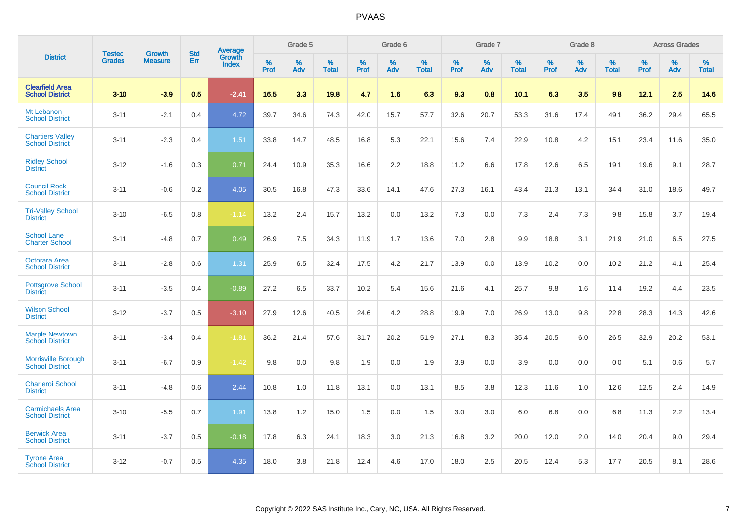# PVAAS

| District | Tested Grades | Growth Measure | Std Err | Average Growth Index | Grade 5 | | | Grade 6 | | | Grade 7 | | | Grade 8 | | | Across Grades | | |
|---|---|---|---|---|---|---|---|---|---|---|---|---|---|---|---|---|---|---|---|
| | | | | | % Prof | % Adv | % Total | % Prof | % Adv | % Total | % Prof | % Adv | % Total | % Prof | % Adv | % Total | % Prof | % Adv | % Total |
| **Clearfield Area School District** | **3-10** | **-3.9** | **0.5** | **-2.41** | **16.5** | **3.3** | **19.8** | **4.7** | **1.6** | **6.3** | **9.3** | **0.8** | **10.1** | **6.3** | **3.5** | **9.8** | **12.1** | **2.5** | **14.6** |
| Mt Lebanon School District | 3-11 | -2.1 | 0.4 | 4.72 | 39.7 | 34.6 | 74.3 | 42.0 | 15.7 | 57.7 | 32.6 | 20.7 | 53.3 | 31.6 | 17.4 | 49.1 | 36.2 | 29.4 | 65.5 |
| Chartiers Valley School District | 3-11 | -2.3 | 0.4 | 1.51 | 33.8 | 14.7 | 48.5 | 16.8 | 5.3 | 22.1 | 15.6 | 7.4 | 22.9 | 10.8 | 4.2 | 15.1 | 23.4 | 11.6 | 35.0 |
| Ridley School District | 3-12 | -1.6 | 0.3 | 0.71 | 24.4 | 10.9 | 35.3 | 16.6 | 2.2 | 18.8 | 11.2 | 6.6 | 17.8 | 12.6 | 6.5 | 19.1 | 19.6 | 9.1 | 28.7 |
| Council Rock School District | 3-11 | -0.6 | 0.2 | 4.05 | 30.5 | 16.8 | 47.3 | 33.6 | 14.1 | 47.6 | 27.3 | 16.1 | 43.4 | 21.3 | 13.1 | 34.4 | 31.0 | 18.6 | 49.7 |
| Tri-Valley School District | 3-10 | -6.5 | 0.8 | -1.14 | 13.2 | 2.4 | 15.7 | 13.2 | 0.0 | 13.2 | 7.3 | 0.0 | 7.3 | 2.4 | 7.3 | 9.8 | 15.8 | 3.7 | 19.4 |
| School Lane Charter School | 3-11 | -4.8 | 0.7 | 0.49 | 26.9 | 7.5 | 34.3 | 11.9 | 1.7 | 13.6 | 7.0 | 2.8 | 9.9 | 18.8 | 3.1 | 21.9 | 21.0 | 6.5 | 27.5 |
| Octorara Area School District | 3-11 | -2.8 | 0.6 | 1.31 | 25.9 | 6.5 | 32.4 | 17.5 | 4.2 | 21.7 | 13.9 | 0.0 | 13.9 | 10.2 | 0.0 | 10.2 | 21.2 | 4.1 | 25.4 |
| Pottsgrove School District | 3-11 | -3.5 | 0.4 | -0.89 | 27.2 | 6.5 | 33.7 | 10.2 | 5.4 | 15.6 | 21.6 | 4.1 | 25.7 | 9.8 | 1.6 | 11.4 | 19.2 | 4.4 | 23.5 |
| Wilson School District | 3-12 | -3.7 | 0.5 | -3.10 | 27.9 | 12.6 | 40.5 | 24.6 | 4.2 | 28.8 | 19.9 | 7.0 | 26.9 | 13.0 | 9.8 | 22.8 | 28.3 | 14.3 | 42.6 |
| Marple Newtown School District | 3-11 | -3.4 | 0.4 | -1.81 | 36.2 | 21.4 | 57.6 | 31.7 | 20.2 | 51.9 | 27.1 | 8.3 | 35.4 | 20.5 | 6.0 | 26.5 | 32.9 | 20.2 | 53.1 |
| Morrisville Borough School District | 3-11 | -6.7 | 0.9 | -1.42 | 9.8 | 0.0 | 9.8 | 1.9 | 0.0 | 1.9 | 3.9 | 0.0 | 3.9 | 0.0 | 0.0 | 0.0 | 5.1 | 0.6 | 5.7 |
| Charleroi School District | 3-11 | -4.8 | 0.6 | 2.44 | 10.8 | 1.0 | 11.8 | 13.1 | 0.0 | 13.1 | 8.5 | 3.8 | 12.3 | 11.6 | 1.0 | 12.6 | 12.5 | 2.4 | 14.9 |
| Carmichaels Area School District | 3-10 | -5.5 | 0.7 | 1.91 | 13.8 | 1.2 | 15.0 | 1.5 | 0.0 | 1.5 | 3.0 | 3.0 | 6.0 | 6.8 | 0.0 | 6.8 | 11.3 | 2.2 | 13.4 |
| Berwick Area School District | 3-11 | -3.7 | 0.5 | -0.18 | 17.8 | 6.3 | 24.1 | 18.3 | 3.0 | 21.3 | 16.8 | 3.2 | 20.0 | 12.0 | 2.0 | 14.0 | 20.4 | 9.0 | 29.4 |
| Tyrone Area School District | 3-12 | -0.7 | 0.5 | 4.35 | 18.0 | 3.8 | 21.8 | 12.4 | 4.6 | 17.0 | 18.0 | 2.5 | 20.5 | 12.4 | 5.3 | 17.7 | 20.5 | 8.1 | 28.6 |

Copyright © 2022 SAS Institute Inc., Cary, NC, USA. All Rights Reserved.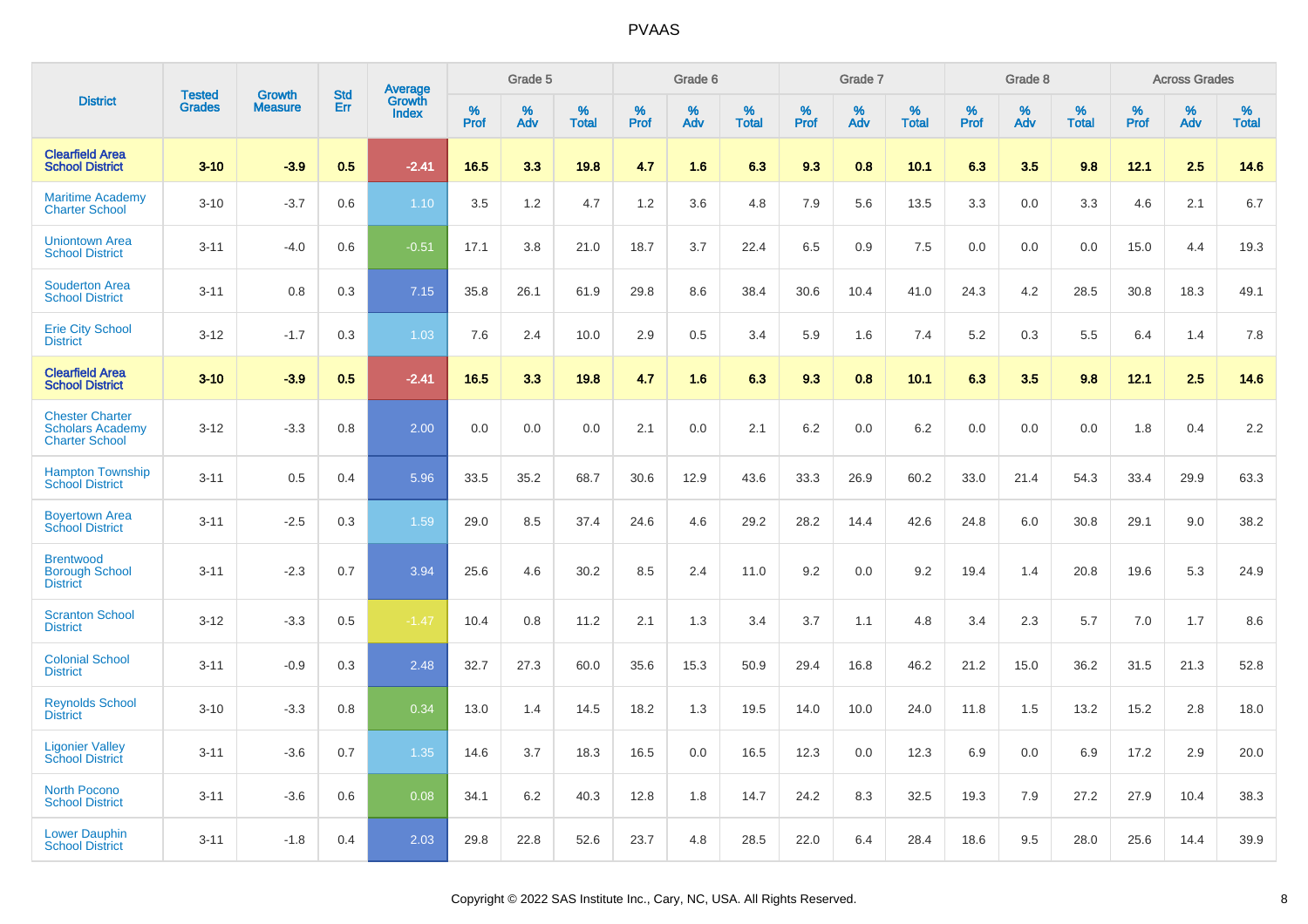# PVAAS

| District | Tested Grades | Growth Measure | Std Err | Average Growth Index | Grade 5 | | | Grade 6 | | | Grade 7 | | | Grade 8 | | | Across Grades | | |
|---|---|---|---|---|---|---|---|---|---|---|---|---|---|---|---|---|---|---|---|
| | | | | | % Prof | % Adv | % Total | % Prof | % Adv | % Total | % Prof | % Adv | % Total | % Prof | % Adv | % Total | % Prof | % Adv | % Total |
| **Clearfield Area School District** | **3-10** | **-3.9** | **0.5** | **-2.41** | **16.5** | **3.3** | **19.8** | **4.7** | **1.6** | **6.3** | **9.3** | **0.8** | **10.1** | **6.3** | **3.5** | **9.8** | **12.1** | **2.5** | **14.6** |
| Maritime Academy Charter School | 3-10 | -3.7 | 0.6 | 1.10 | 3.5 | 1.2 | 4.7 | 1.2 | 3.6 | 4.8 | 7.9 | 5.6 | 13.5 | 3.3 | 0.0 | 3.3 | 4.6 | 2.1 | 6.7 |
| Uniontown Area School District | 3-11 | -4.0 | 0.6 | -0.51 | 17.1 | 3.8 | 21.0 | 18.7 | 3.7 | 22.4 | 6.5 | 0.9 | 7.5 | 0.0 | 0.0 | 0.0 | 15.0 | 4.4 | 19.3 |
| Souderton Area School District | 3-11 | 0.8 | 0.3 | 7.15 | 35.8 | 26.1 | 61.9 | 29.8 | 8.6 | 38.4 | 30.6 | 10.4 | 41.0 | 24.3 | 4.2 | 28.5 | 30.8 | 18.3 | 49.1 |
| Erie City School District | 3-12 | -1.7 | 0.3 | 1.03 | 7.6 | 2.4 | 10.0 | 2.9 | 0.5 | 3.4 | 5.9 | 1.6 | 7.4 | 5.2 | 0.3 | 5.5 | 6.4 | 1.4 | 7.8 |
| **Clearfield Area School District** | **3-10** | **-3.9** | **0.5** | **-2.41** | **16.5** | **3.3** | **19.8** | **4.7** | **1.6** | **6.3** | **9.3** | **0.8** | **10.1** | **6.3** | **3.5** | **9.8** | **12.1** | **2.5** | **14.6** |
| Chester Charter Scholars Academy Charter School | 3-12 | -3.3 | 0.8 | 2.00 | 0.0 | 0.0 | 0.0 | 2.1 | 0.0 | 2.1 | 6.2 | 0.0 | 6.2 | 0.0 | 0.0 | 0.0 | 1.8 | 0.4 | 2.2 |
| Hampton Township School District | 3-11 | 0.5 | 0.4 | 5.96 | 33.5 | 35.2 | 68.7 | 30.6 | 12.9 | 43.6 | 33.3 | 26.9 | 60.2 | 33.0 | 21.4 | 54.3 | 33.4 | 29.9 | 63.3 |
| Boyertown Area School District | 3-11 | -2.5 | 0.3 | 1.59 | 29.0 | 8.5 | 37.4 | 24.6 | 4.6 | 29.2 | 28.2 | 14.4 | 42.6 | 24.8 | 6.0 | 30.8 | 29.1 | 9.0 | 38.2 |
| Brentwood Borough School District | 3-11 | -2.3 | 0.7 | 3.94 | 25.6 | 4.6 | 30.2 | 8.5 | 2.4 | 11.0 | 9.2 | 0.0 | 9.2 | 19.4 | 1.4 | 20.8 | 19.6 | 5.3 | 24.9 |
| Scranton School District | 3-12 | -3.3 | 0.5 | -1.47 | 10.4 | 0.8 | 11.2 | 2.1 | 1.3 | 3.4 | 3.7 | 1.1 | 4.8 | 3.4 | 2.3 | 5.7 | 7.0 | 1.7 | 8.6 |
| Colonial School District | 3-11 | -0.9 | 0.3 | 2.48 | 32.7 | 27.3 | 60.0 | 35.6 | 15.3 | 50.9 | 29.4 | 16.8 | 46.2 | 21.2 | 15.0 | 36.2 | 31.5 | 21.3 | 52.8 |
| Reynolds School District | 3-10 | -3.3 | 0.8 | 0.34 | 13.0 | 1.4 | 14.5 | 18.2 | 1.3 | 19.5 | 14.0 | 10.0 | 24.0 | 11.8 | 1.5 | 13.2 | 15.2 | 2.8 | 18.0 |
| Ligonier Valley School District | 3-11 | -3.6 | 0.7 | 1.35 | 14.6 | 3.7 | 18.3 | 16.5 | 0.0 | 16.5 | 12.3 | 0.0 | 12.3 | 6.9 | 0.0 | 6.9 | 17.2 | 2.9 | 20.0 |
| North Pocono School District | 3-11 | -3.6 | 0.6 | 0.08 | 34.1 | 6.2 | 40.3 | 12.8 | 1.8 | 14.7 | 24.2 | 8.3 | 32.5 | 19.3 | 7.9 | 27.2 | 27.9 | 10.4 | 38.3 |
| Lower Dauphin School District | 3-11 | -1.8 | 0.4 | 2.03 | 29.8 | 22.8 | 52.6 | 23.7 | 4.8 | 28.5 | 22.0 | 6.4 | 28.4 | 18.6 | 9.5 | 28.0 | 25.6 | 14.4 | 39.9 |

Copyright © 2022 SAS Institute Inc., Cary, NC, USA. All Rights Reserved.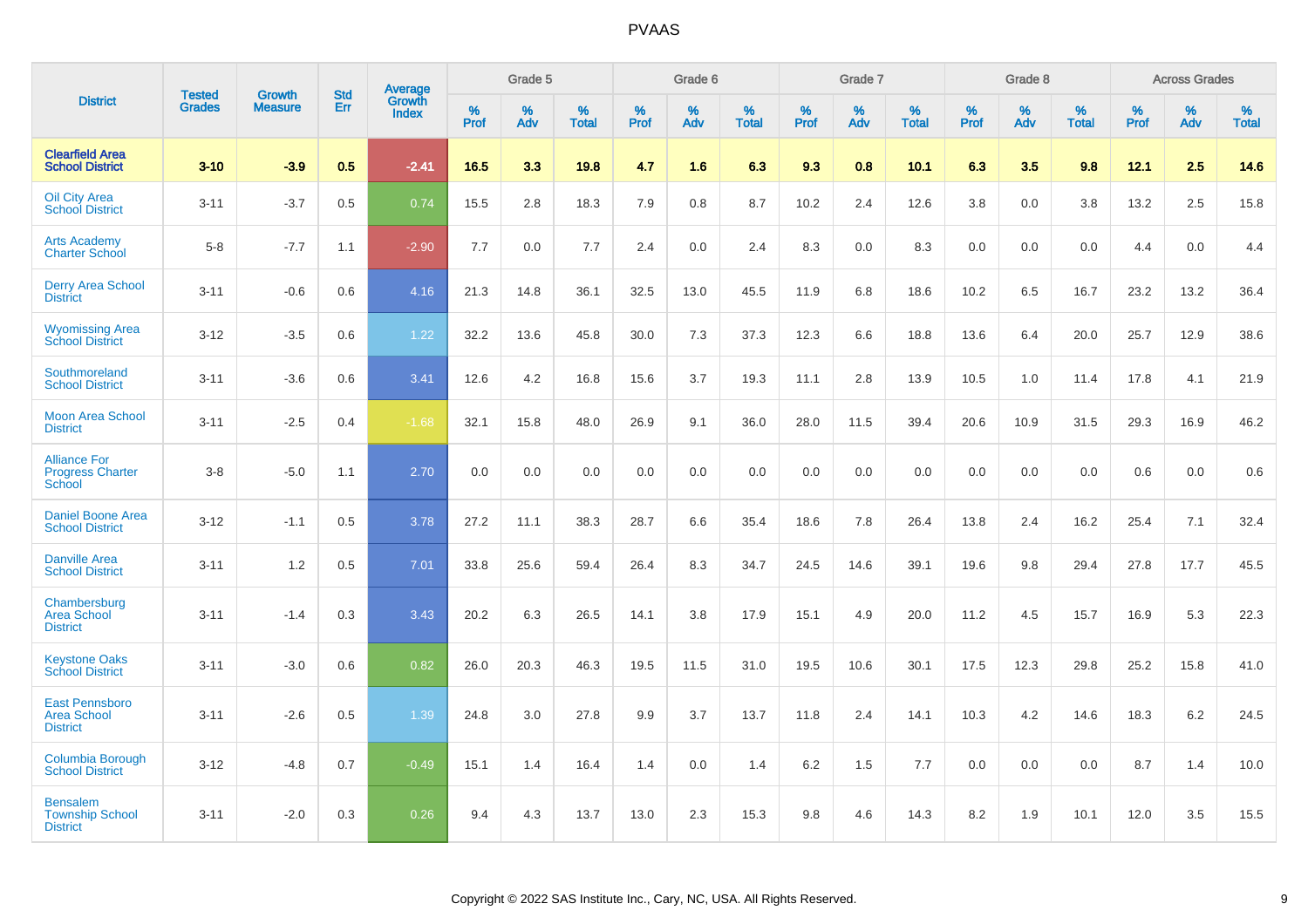# PVAAS

| District | Tested Grades | Growth Measure | Std Err | Average Growth Index | Grade 5 | | | Grade 6 | | | Grade 7 | | | Grade 8 | | | Across Grades | | |
|---|---|---|---|---|---|---|---|---|---|---|---|---|---|---|---|---|---|---|---|
| | | | | | % Prof | % Adv | % Total | % Prof | % Adv | % Total | % Prof | % Adv | % Total | % Prof | % Adv | % Total | % Prof | % Adv | % Total |
| **Clearfield Area School District** | **3-10** | **-3.9** | **0.5** | **-2.41** | **16.5** | **3.3** | **19.8** | **4.7** | **1.6** | **6.3** | **9.3** | **0.8** | **10.1** | **6.3** | **3.5** | **9.8** | **12.1** | **2.5** | **14.6** |
| Oil City Area School District | 3-11 | -3.7 | 0.5 | 0.74 | 15.5 | 2.8 | 18.3 | 7.9 | 0.8 | 8.7 | 10.2 | 2.4 | 12.6 | 3.8 | 0.0 | 3.8 | 13.2 | 2.5 | 15.8 |
| Arts Academy Charter School | 5-8 | -7.7 | 1.1 | -2.90 | 7.7 | 0.0 | 7.7 | 2.4 | 0.0 | 2.4 | 8.3 | 0.0 | 8.3 | 0.0 | 0.0 | 0.0 | 4.4 | 0.0 | 4.4 |
| Derry Area School District | 3-11 | -0.6 | 0.6 | 4.16 | 21.3 | 14.8 | 36.1 | 32.5 | 13.0 | 45.5 | 11.9 | 6.8 | 18.6 | 10.2 | 6.5 | 16.7 | 23.2 | 13.2 | 36.4 |
| Wyomissing Area School District | 3-12 | -3.5 | 0.6 | 1.22 | 32.2 | 13.6 | 45.8 | 30.0 | 7.3 | 37.3 | 12.3 | 6.6 | 18.8 | 13.6 | 6.4 | 20.0 | 25.7 | 12.9 | 38.6 |
| Southmoreland School District | 3-11 | -3.6 | 0.6 | 3.41 | 12.6 | 4.2 | 16.8 | 15.6 | 3.7 | 19.3 | 11.1 | 2.8 | 13.9 | 10.5 | 1.0 | 11.4 | 17.8 | 4.1 | 21.9 |
| Moon Area School District | 3-11 | -2.5 | 0.4 | -1.68 | 32.1 | 15.8 | 48.0 | 26.9 | 9.1 | 36.0 | 28.0 | 11.5 | 39.4 | 20.6 | 10.9 | 31.5 | 29.3 | 16.9 | 46.2 |
| Alliance For Progress Charter School | 3-8 | -5.0 | 1.1 | 2.70 | 0.0 | 0.0 | 0.0 | 0.0 | 0.0 | 0.0 | 0.0 | 0.0 | 0.0 | 0.0 | 0.0 | 0.0 | 0.6 | 0.0 | 0.6 |
| Daniel Boone Area School District | 3-12 | -1.1 | 0.5 | 3.78 | 27.2 | 11.1 | 38.3 | 28.7 | 6.6 | 35.4 | 18.6 | 7.8 | 26.4 | 13.8 | 2.4 | 16.2 | 25.4 | 7.1 | 32.4 |
| Danville Area School District | 3-11 | 1.2 | 0.5 | 7.01 | 33.8 | 25.6 | 59.4 | 26.4 | 8.3 | 34.7 | 24.5 | 14.6 | 39.1 | 19.6 | 9.8 | 29.4 | 27.8 | 17.7 | 45.5 |
| Chambersburg Area School District | 3-11 | -1.4 | 0.3 | 3.43 | 20.2 | 6.3 | 26.5 | 14.1 | 3.8 | 17.9 | 15.1 | 4.9 | 20.0 | 11.2 | 4.5 | 15.7 | 16.9 | 5.3 | 22.3 |
| Keystone Oaks School District | 3-11 | -3.0 | 0.6 | 0.82 | 26.0 | 20.3 | 46.3 | 19.5 | 11.5 | 31.0 | 19.5 | 10.6 | 30.1 | 17.5 | 12.3 | 29.8 | 25.2 | 15.8 | 41.0 |
| East Pennsboro Area School District | 3-11 | -2.6 | 0.5 | 1.39 | 24.8 | 3.0 | 27.8 | 9.9 | 3.7 | 13.7 | 11.8 | 2.4 | 14.1 | 10.3 | 4.2 | 14.6 | 18.3 | 6.2 | 24.5 |
| Columbia Borough School District | 3-12 | -4.8 | 0.7 | -0.49 | 15.1 | 1.4 | 16.4 | 1.4 | 0.0 | 1.4 | 6.2 | 1.5 | 7.7 | 0.0 | 0.0 | 0.0 | 8.7 | 1.4 | 10.0 |
| Bensalem Township School District | 3-11 | -2.0 | 0.3 | 0.26 | 9.4 | 4.3 | 13.7 | 13.0 | 2.3 | 15.3 | 9.8 | 4.6 | 14.3 | 8.2 | 1.9 | 10.1 | 12.0 | 3.5 | 15.5 |

Copyright © 2022 SAS Institute Inc., Cary, NC, USA. All Rights Reserved.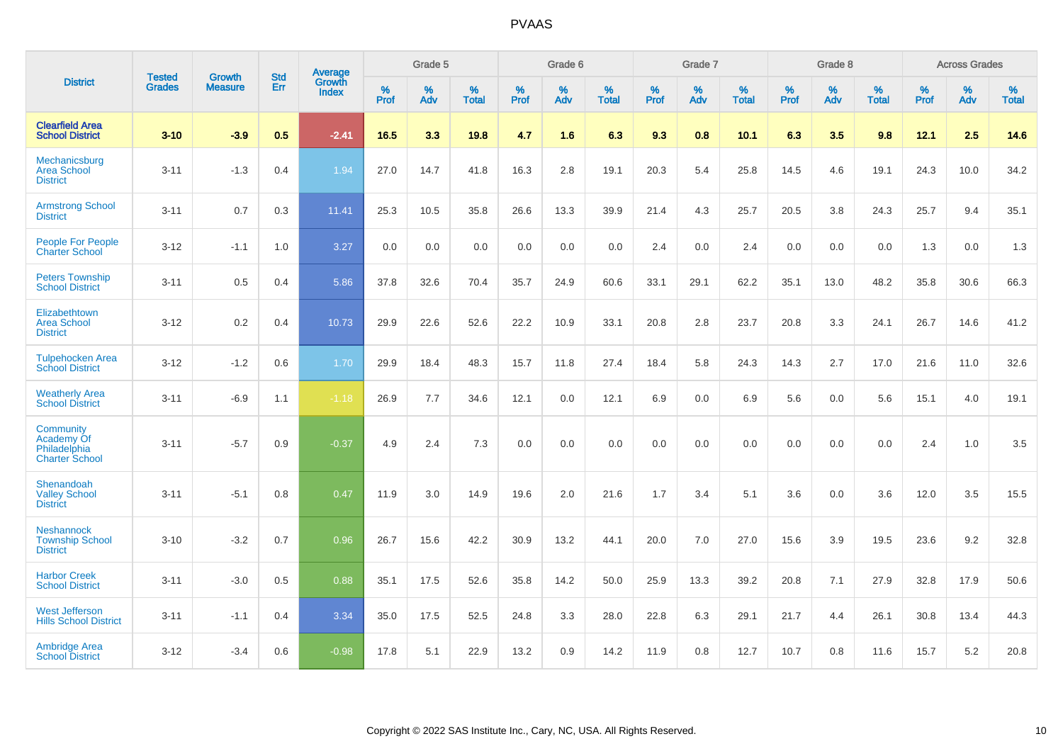# PVAAS

| District | Tested Grades | Growth Measure | Std Err | Average Growth Index | Grade 5 | | | Grade 6 | | | Grade 7 | | | Grade 8 | | | Across Grades | | |
|---|---|---|---|---|---|---|---|---|---|---|---|---|---|---|---|---|---|---|---|
| | | | | | % Prof | % Adv | % Total | % Prof | % Adv | % Total | % Prof | % Adv | % Total | % Prof | % Adv | % Total | % Prof | % Adv | % Total |
| **Clearfield Area School District** | **3-10** | **-3.9** | **0.5** | **-2.41** | **16.5** | **3.3** | **19.8** | **4.7** | **1.6** | **6.3** | **9.3** | **0.8** | **10.1** | **6.3** | **3.5** | **9.8** | **12.1** | **2.5** | **14.6** |
| Mechanicsburg Area School District | 3-11 | -1.3 | 0.4 | 1.94 | 27.0 | 14.7 | 41.8 | 16.3 | 2.8 | 19.1 | 20.3 | 5.4 | 25.8 | 14.5 | 4.6 | 19.1 | 24.3 | 10.0 | 34.2 |
| Armstrong School District | 3-11 | 0.7 | 0.3 | 11.41 | 25.3 | 10.5 | 35.8 | 26.6 | 13.3 | 39.9 | 21.4 | 4.3 | 25.7 | 20.5 | 3.8 | 24.3 | 25.7 | 9.4 | 35.1 |
| People For People Charter School | 3-12 | -1.1 | 1.0 | 3.27 | 0.0 | 0.0 | 0.0 | 0.0 | 0.0 | 0.0 | 2.4 | 0.0 | 2.4 | 0.0 | 0.0 | 0.0 | 1.3 | 0.0 | 1.3 |
| Peters Township School District | 3-11 | 0.5 | 0.4 | 5.86 | 37.8 | 32.6 | 70.4 | 35.7 | 24.9 | 60.6 | 33.1 | 29.1 | 62.2 | 35.1 | 13.0 | 48.2 | 35.8 | 30.6 | 66.3 |
| Elizabethtown Area School District | 3-12 | 0.2 | 0.4 | 10.73 | 29.9 | 22.6 | 52.6 | 22.2 | 10.9 | 33.1 | 20.8 | 2.8 | 23.7 | 20.8 | 3.3 | 24.1 | 26.7 | 14.6 | 41.2 |
| Tulpehocken Area School District | 3-12 | -1.2 | 0.6 | 1.70 | 29.9 | 18.4 | 48.3 | 15.7 | 11.8 | 27.4 | 18.4 | 5.8 | 24.3 | 14.3 | 2.7 | 17.0 | 21.6 | 11.0 | 32.6 |
| Weatherly Area School District | 3-11 | -6.9 | 1.1 | -1.18 | 26.9 | 7.7 | 34.6 | 12.1 | 0.0 | 12.1 | 6.9 | 0.0 | 6.9 | 5.6 | 0.0 | 5.6 | 15.1 | 4.0 | 19.1 |
| Community Academy Of Philadelphia Charter School | 3-11 | -5.7 | 0.9 | -0.37 | 4.9 | 2.4 | 7.3 | 0.0 | 0.0 | 0.0 | 0.0 | 0.0 | 0.0 | 0.0 | 0.0 | 0.0 | 2.4 | 1.0 | 3.5 |
| Shenandoah Valley School District | 3-11 | -5.1 | 0.8 | 0.47 | 11.9 | 3.0 | 14.9 | 19.6 | 2.0 | 21.6 | 1.7 | 3.4 | 5.1 | 3.6 | 0.0 | 3.6 | 12.0 | 3.5 | 15.5 |
| Neshannock Township School District | 3-10 | -3.2 | 0.7 | 0.96 | 26.7 | 15.6 | 42.2 | 30.9 | 13.2 | 44.1 | 20.0 | 7.0 | 27.0 | 15.6 | 3.9 | 19.5 | 23.6 | 9.2 | 32.8 |
| Harbor Creek School District | 3-11 | -3.0 | 0.5 | 0.88 | 35.1 | 17.5 | 52.6 | 35.8 | 14.2 | 50.0 | 25.9 | 13.3 | 39.2 | 20.8 | 7.1 | 27.9 | 32.8 | 17.9 | 50.6 |
| West Jefferson Hills School District | 3-11 | -1.1 | 0.4 | 3.34 | 35.0 | 17.5 | 52.5 | 24.8 | 3.3 | 28.0 | 22.8 | 6.3 | 29.1 | 21.7 | 4.4 | 26.1 | 30.8 | 13.4 | 44.3 |
| Ambridge Area School District | 3-12 | -3.4 | 0.6 | -0.98 | 17.8 | 5.1 | 22.9 | 13.2 | 0.9 | 14.2 | 11.9 | 0.8 | 12.7 | 10.7 | 0.8 | 11.6 | 15.7 | 5.2 | 20.8 |

Copyright © 2022 SAS Institute Inc., Cary, NC, USA. All Rights Reserved.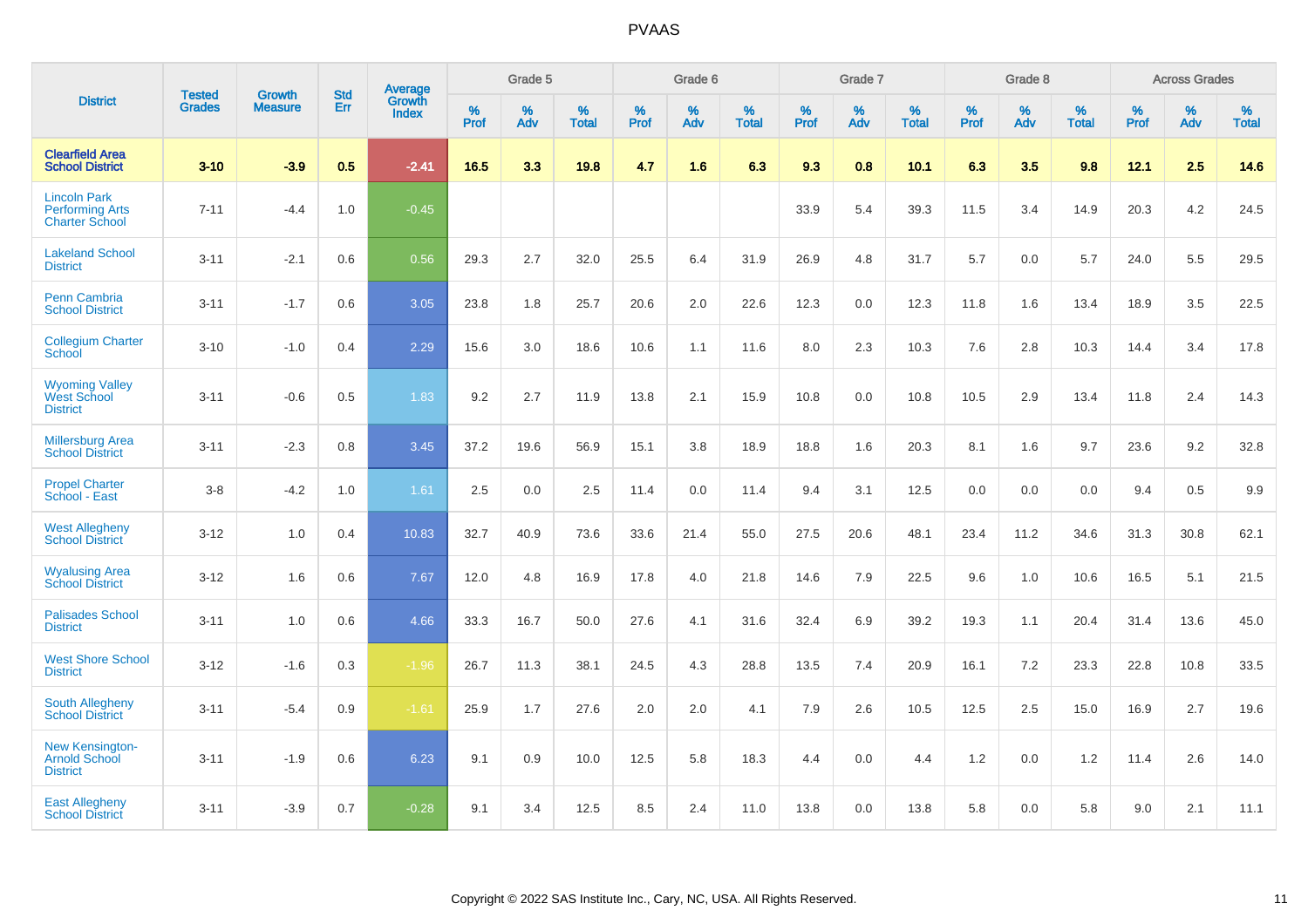# PVAAS

| District | Tested Grades | Growth Measure | Std Err | Average Growth Index | Grade 5 | | | Grade 6 | | | Grade 7 | | | Grade 8 | | | Across Grades | | |
|---|---|---|---|---|---|---|---|---|---|---|---|---|---|---|---|---|---|---|---|
| | | | | | % Prof | % Adv | % Total | % Prof | % Adv | % Total | % Prof | % Adv | % Total | % Prof | % Adv | % Total | % Prof | % Adv | % Total |
| **Clearfield Area School District** | **3-10** | **-3.9** | **0.5** | **-2.41** | **16.5** | **3.3** | **19.8** | **4.7** | **1.6** | **6.3** | **9.3** | **0.8** | **10.1** | **6.3** | **3.5** | **9.8** | **12.1** | **2.5** | **14.6** |
| Lincoln Park Performing Arts Charter School | 7-11 | -4.4 | 1.0 | -0.45 | | | | | | | 33.9 | 5.4 | 39.3 | 11.5 | 3.4 | 14.9 | 20.3 | 4.2 | 24.5 |
| Lakeland School District | 3-11 | -2.1 | 0.6 | 0.56 | 29.3 | 2.7 | 32.0 | 25.5 | 6.4 | 31.9 | 26.9 | 4.8 | 31.7 | 5.7 | 0.0 | 5.7 | 24.0 | 5.5 | 29.5 |
| Penn Cambria School District | 3-11 | -1.7 | 0.6 | 3.05 | 23.8 | 1.8 | 25.7 | 20.6 | 2.0 | 22.6 | 12.3 | 0.0 | 12.3 | 11.8 | 1.6 | 13.4 | 18.9 | 3.5 | 22.5 |
| Collegium Charter School | 3-10 | -1.0 | 0.4 | 2.29 | 15.6 | 3.0 | 18.6 | 10.6 | 1.1 | 11.6 | 8.0 | 2.3 | 10.3 | 7.6 | 2.8 | 10.3 | 14.4 | 3.4 | 17.8 |
| Wyoming Valley West School District | 3-11 | -0.6 | 0.5 | 1.83 | 9.2 | 2.7 | 11.9 | 13.8 | 2.1 | 15.9 | 10.8 | 0.0 | 10.8 | 10.5 | 2.9 | 13.4 | 11.8 | 2.4 | 14.3 |
| Millersburg Area School District | 3-11 | -2.3 | 0.8 | 3.45 | 37.2 | 19.6 | 56.9 | 15.1 | 3.8 | 18.9 | 18.8 | 1.6 | 20.3 | 8.1 | 1.6 | 9.7 | 23.6 | 9.2 | 32.8 |
| Propel Charter School - East | 3-8 | -4.2 | 1.0 | 1.61 | 2.5 | 0.0 | 2.5 | 11.4 | 0.0 | 11.4 | 9.4 | 3.1 | 12.5 | 0.0 | 0.0 | 0.0 | 9.4 | 0.5 | 9.9 |
| West Allegheny School District | 3-12 | 1.0 | 0.4 | 10.83 | 32.7 | 40.9 | 73.6 | 33.6 | 21.4 | 55.0 | 27.5 | 20.6 | 48.1 | 23.4 | 11.2 | 34.6 | 31.3 | 30.8 | 62.1 |
| Wyalusing Area School District | 3-12 | 1.6 | 0.6 | 7.67 | 12.0 | 4.8 | 16.9 | 17.8 | 4.0 | 21.8 | 14.6 | 7.9 | 22.5 | 9.6 | 1.0 | 10.6 | 16.5 | 5.1 | 21.5 |
| Palisades School District | 3-11 | 1.0 | 0.6 | 4.66 | 33.3 | 16.7 | 50.0 | 27.6 | 4.1 | 31.6 | 32.4 | 6.9 | 39.2 | 19.3 | 1.1 | 20.4 | 31.4 | 13.6 | 45.0 |
| West Shore School District | 3-12 | -1.6 | 0.3 | -1.96 | 26.7 | 11.3 | 38.1 | 24.5 | 4.3 | 28.8 | 13.5 | 7.4 | 20.9 | 16.1 | 7.2 | 23.3 | 22.8 | 10.8 | 33.5 |
| South Allegheny School District | 3-11 | -5.4 | 0.9 | -1.61 | 25.9 | 1.7 | 27.6 | 2.0 | 2.0 | 4.1 | 7.9 | 2.6 | 10.5 | 12.5 | 2.5 | 15.0 | 16.9 | 2.7 | 19.6 |
| New Kensington-Arnold School District | 3-11 | -1.9 | 0.6 | 6.23 | 9.1 | 0.9 | 10.0 | 12.5 | 5.8 | 18.3 | 4.4 | 0.0 | 4.4 | 1.2 | 0.0 | 1.2 | 11.4 | 2.6 | 14.0 |
| East Allegheny School District | 3-11 | -3.9 | 0.7 | -0.28 | 9.1 | 3.4 | 12.5 | 8.5 | 2.4 | 11.0 | 13.8 | 0.0 | 13.8 | 5.8 | 0.0 | 5.8 | 9.0 | 2.1 | 11.1 |

Copyright © 2022 SAS Institute Inc., Cary, NC, USA. All Rights Reserved.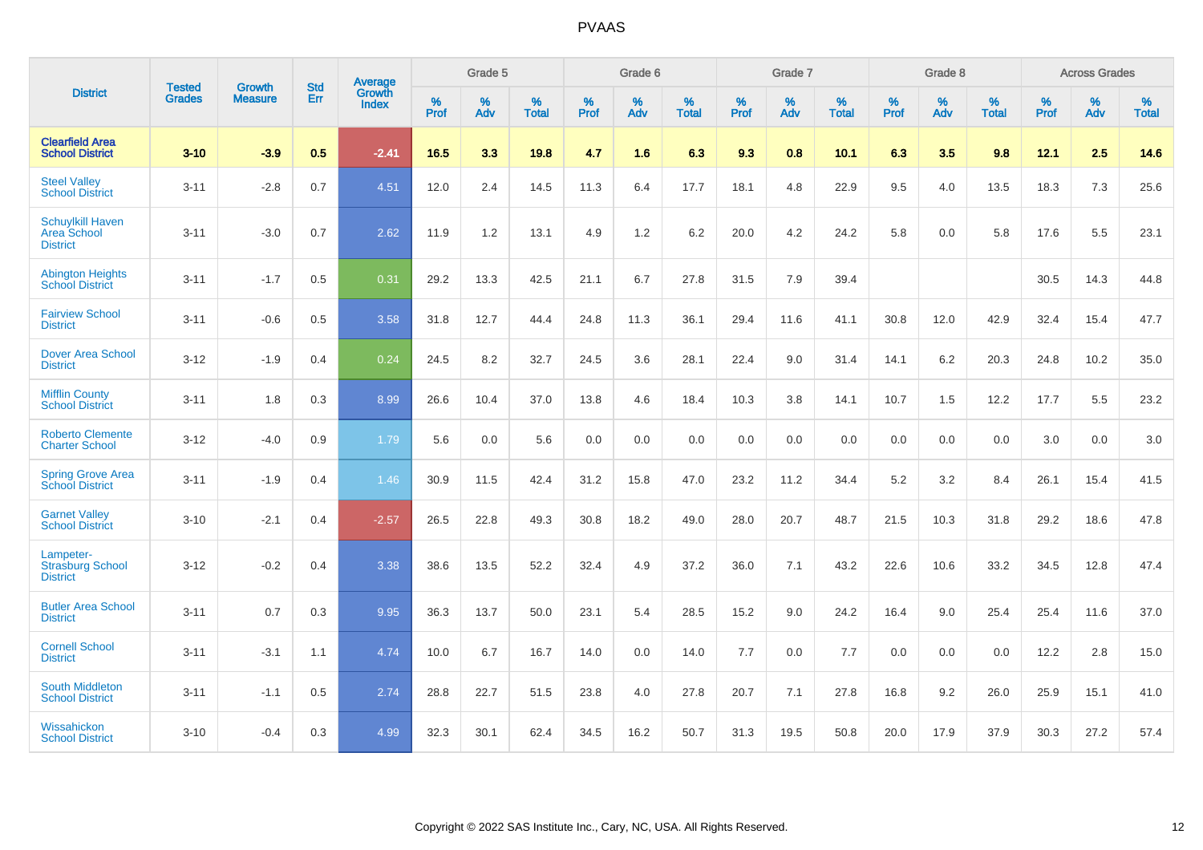| District | Tested Grades | Growth Measure | Std Err | Average Growth Index | Grade 5 | | | Grade 6 | | | Grade 7 | | | Grade 8 | | | Across Grades | | |
|---|---|---|---|---|---|---|---|---|---|---|---|---|---|---|---|---|---|---|---|
| | | | | | % Prof | % Adv | % Total | % Prof | % Adv | % Total | % Prof | % Adv | % Total | % Prof | % Adv | % Total | % Prof | % Adv | % Total |
| **Clearfield Area School District** | **3-10** | **-3.9** | **0.5** | **-2.41** | **16.5** | **3.3** | **19.8** | **4.7** | **1.6** | **6.3** | **9.3** | **0.8** | **10.1** | **6.3** | **3.5** | **9.8** | **12.1** | **2.5** | **14.6** |
| Steel Valley School District | 3-11 | -2.8 | 0.7 | 4.51 | 12.0 | 2.4 | 14.5 | 11.3 | 6.4 | 17.7 | 18.1 | 4.8 | 22.9 | 9.5 | 4.0 | 13.5 | 18.3 | 7.3 | 25.6 |
| Schuylkill Haven Area School District | 3-11 | -3.0 | 0.7 | 2.62 | 11.9 | 1.2 | 13.1 | 4.9 | 1.2 | 6.2 | 20.0 | 4.2 | 24.2 | 5.8 | 0.0 | 5.8 | 17.6 | 5.5 | 23.1 |
| Abington Heights School District | 3-11 | -1.7 | 0.5 | 0.31 | 29.2 | 13.3 | 42.5 | 21.1 | 6.7 | 27.8 | 31.5 | 7.9 | 39.4 | | | | 30.5 | 14.3 | 44.8 |
| Fairview School District | 3-11 | -0.6 | 0.5 | 3.58 | 31.8 | 12.7 | 44.4 | 24.8 | 11.3 | 36.1 | 29.4 | 11.6 | 41.1 | 30.8 | 12.0 | 42.9 | 32.4 | 15.4 | 47.7 |
| Dover Area School District | 3-12 | -1.9 | 0.4 | 0.24 | 24.5 | 8.2 | 32.7 | 24.5 | 3.6 | 28.1 | 22.4 | 9.0 | 31.4 | 14.1 | 6.2 | 20.3 | 24.8 | 10.2 | 35.0 |
| Mifflin County School District | 3-11 | 1.8 | 0.3 | 8.99 | 26.6 | 10.4 | 37.0 | 13.8 | 4.6 | 18.4 | 10.3 | 3.8 | 14.1 | 10.7 | 1.5 | 12.2 | 17.7 | 5.5 | 23.2 |
| Roberto Clemente Charter School | 3-12 | -4.0 | 0.9 | 1.79 | 5.6 | 0.0 | 5.6 | 0.0 | 0.0 | 0.0 | 0.0 | 0.0 | 0.0 | 0.0 | 0.0 | 0.0 | 3.0 | 0.0 | 3.0 |
| Spring Grove Area School District | 3-11 | -1.9 | 0.4 | 1.46 | 30.9 | 11.5 | 42.4 | 31.2 | 15.8 | 47.0 | 23.2 | 11.2 | 34.4 | 5.2 | 3.2 | 8.4 | 26.1 | 15.4 | 41.5 |
| Garnet Valley School District | 3-10 | -2.1 | 0.4 | -2.57 | 26.5 | 22.8 | 49.3 | 30.8 | 18.2 | 49.0 | 28.0 | 20.7 | 48.7 | 21.5 | 10.3 | 31.8 | 29.2 | 18.6 | 47.8 |
| Lampeter-Strasburg School District | 3-12 | -0.2 | 0.4 | 3.38 | 38.6 | 13.5 | 52.2 | 32.4 | 4.9 | 37.2 | 36.0 | 7.1 | 43.2 | 22.6 | 10.6 | 33.2 | 34.5 | 12.8 | 47.4 |
| Butler Area School District | 3-11 | 0.7 | 0.3 | 9.95 | 36.3 | 13.7 | 50.0 | 23.1 | 5.4 | 28.5 | 15.2 | 9.0 | 24.2 | 16.4 | 9.0 | 25.4 | 25.4 | 11.6 | 37.0 |
| Cornell School District | 3-11 | -3.1 | 1.1 | 4.74 | 10.0 | 6.7 | 16.7 | 14.0 | 0.0 | 14.0 | 7.7 | 0.0 | 7.7 | 0.0 | 0.0 | 0.0 | 12.2 | 2.8 | 15.0 |
| South Middleton School District | 3-11 | -1.1 | 0.5 | 2.74 | 28.8 | 22.7 | 51.5 | 23.8 | 4.0 | 27.8 | 20.7 | 7.1 | 27.8 | 16.8 | 9.2 | 26.0 | 25.9 | 15.1 | 41.0 |
| Wissahickon School District | 3-10 | -0.4 | 0.3 | 4.99 | 32.3 | 30.1 | 62.4 | 34.5 | 16.2 | 50.7 | 31.3 | 19.5 | 50.8 | 20.0 | 17.9 | 37.9 | 30.3 | 27.2 | 57.4 |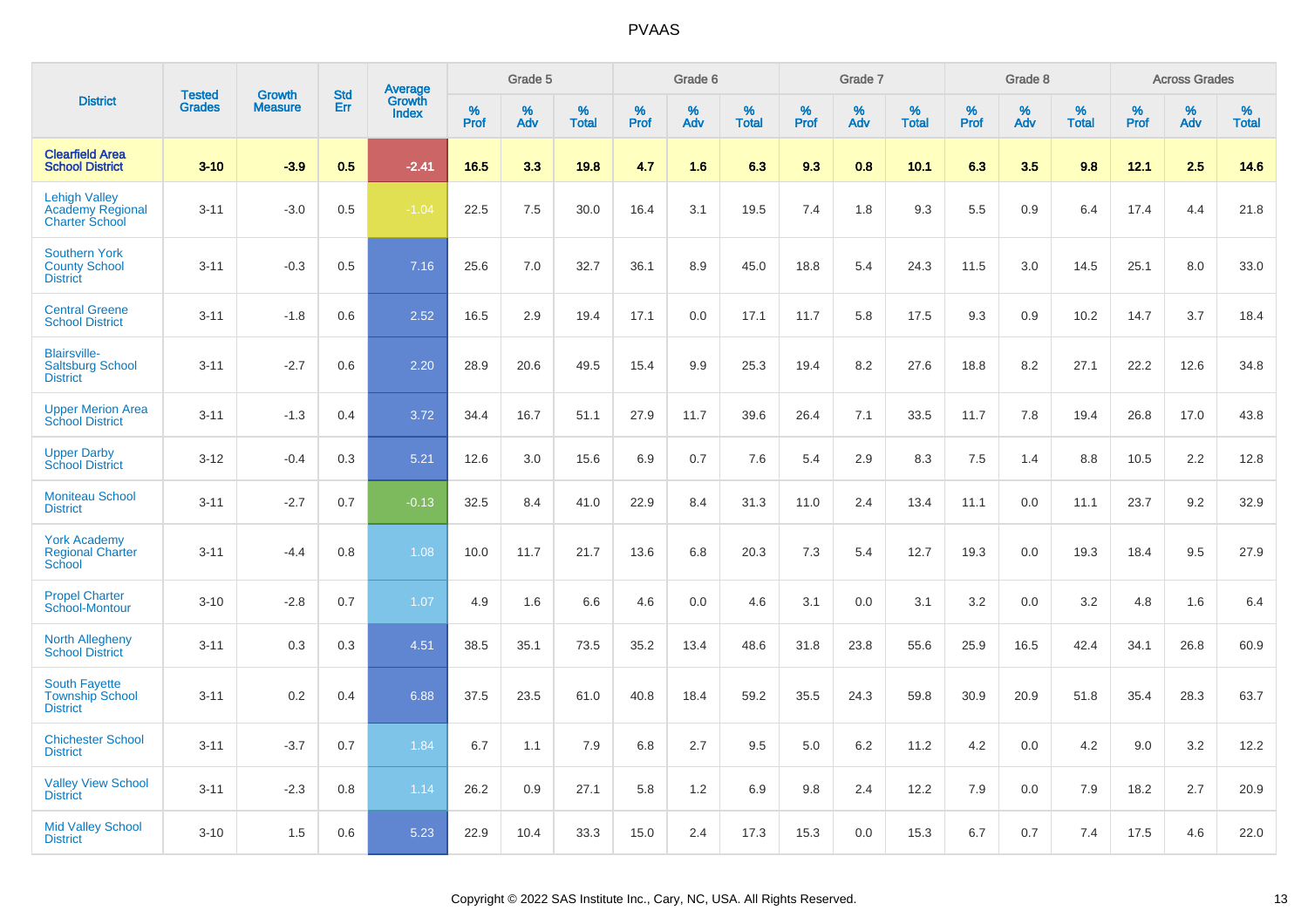| District | Tested Grades | Growth Measure | Std Err | Average Growth Index | Grade 5 | | | Grade 6 | | | Grade 7 | | | Grade 8 | | | Across Grades | | |
|---|---|---|---|---|---|---|---|---|---|---|---|---|---|---|---|---|---|---|---|
| | | | | | % Prof | % Adv | % Total | % Prof | % Adv | % Total | % Prof | % Adv | % Total | % Prof | % Adv | % Total | % Prof | % Adv | % Total |
| **Clearfield Area School District** | **3-10** | **-3.9** | **0.5** | **-2.41** | **16.5** | **3.3** | **19.8** | **4.7** | **1.6** | **6.3** | **9.3** | **0.8** | **10.1** | **6.3** | **3.5** | **9.8** | **12.1** | **2.5** | **14.6** |
| Lehigh Valley Academy Regional Charter School | 3-11 | -3.0 | 0.5 | -1.04 | 22.5 | 7.5 | 30.0 | 16.4 | 3.1 | 19.5 | 7.4 | 1.8 | 9.3 | 5.5 | 0.9 | 6.4 | 17.4 | 4.4 | 21.8 |
| Southern York County School District | 3-11 | -0.3 | 0.5 | 7.16 | 25.6 | 7.0 | 32.7 | 36.1 | 8.9 | 45.0 | 18.8 | 5.4 | 24.3 | 11.5 | 3.0 | 14.5 | 25.1 | 8.0 | 33.0 |
| Central Greene School District | 3-11 | -1.8 | 0.6 | 2.52 | 16.5 | 2.9 | 19.4 | 17.1 | 0.0 | 17.1 | 11.7 | 5.8 | 17.5 | 9.3 | 0.9 | 10.2 | 14.7 | 3.7 | 18.4 |
| Blairsville-Saltsburg School District | 3-11 | -2.7 | 0.6 | 2.20 | 28.9 | 20.6 | 49.5 | 15.4 | 9.9 | 25.3 | 19.4 | 8.2 | 27.6 | 18.8 | 8.2 | 27.1 | 22.2 | 12.6 | 34.8 |
| Upper Merion Area School District | 3-11 | -1.3 | 0.4 | 3.72 | 34.4 | 16.7 | 51.1 | 27.9 | 11.7 | 39.6 | 26.4 | 7.1 | 33.5 | 11.7 | 7.8 | 19.4 | 26.8 | 17.0 | 43.8 |
| Upper Darby School District | 3-12 | -0.4 | 0.3 | 5.21 | 12.6 | 3.0 | 15.6 | 6.9 | 0.7 | 7.6 | 5.4 | 2.9 | 8.3 | 7.5 | 1.4 | 8.8 | 10.5 | 2.2 | 12.8 |
| Moniteau School District | 3-11 | -2.7 | 0.7 | -0.13 | 32.5 | 8.4 | 41.0 | 22.9 | 8.4 | 31.3 | 11.0 | 2.4 | 13.4 | 11.1 | 0.0 | 11.1 | 23.7 | 9.2 | 32.9 |
| York Academy Regional Charter School | 3-11 | -4.4 | 0.8 | 1.08 | 10.0 | 11.7 | 21.7 | 13.6 | 6.8 | 20.3 | 7.3 | 5.4 | 12.7 | 19.3 | 0.0 | 19.3 | 18.4 | 9.5 | 27.9 |
| Propel Charter School-Montour | 3-10 | -2.8 | 0.7 | 1.07 | 4.9 | 1.6 | 6.6 | 4.6 | 0.0 | 4.6 | 3.1 | 0.0 | 3.1 | 3.2 | 0.0 | 3.2 | 4.8 | 1.6 | 6.4 |
| North Allegheny School District | 3-11 | 0.3 | 0.3 | 4.51 | 38.5 | 35.1 | 73.5 | 35.2 | 13.4 | 48.6 | 31.8 | 23.8 | 55.6 | 25.9 | 16.5 | 42.4 | 34.1 | 26.8 | 60.9 |
| South Fayette Township School District | 3-11 | 0.2 | 0.4 | 6.88 | 37.5 | 23.5 | 61.0 | 40.8 | 18.4 | 59.2 | 35.5 | 24.3 | 59.8 | 30.9 | 20.9 | 51.8 | 35.4 | 28.3 | 63.7 |
| Chichester School District | 3-11 | -3.7 | 0.7 | 1.84 | 6.7 | 1.1 | 7.9 | 6.8 | 2.7 | 9.5 | 5.0 | 6.2 | 11.2 | 4.2 | 0.0 | 4.2 | 9.0 | 3.2 | 12.2 |
| Valley View School District | 3-11 | -2.3 | 0.8 | 1.14 | 26.2 | 0.9 | 27.1 | 5.8 | 1.2 | 6.9 | 9.8 | 2.4 | 12.2 | 7.9 | 0.0 | 7.9 | 18.2 | 2.7 | 20.9 |
| Mid Valley School District | 3-10 | 1.5 | 0.6 | 5.23 | 22.9 | 10.4 | 33.3 | 15.0 | 2.4 | 17.3 | 15.3 | 0.0 | 15.3 | 6.7 | 0.7 | 7.4 | 17.5 | 4.6 | 22.0 |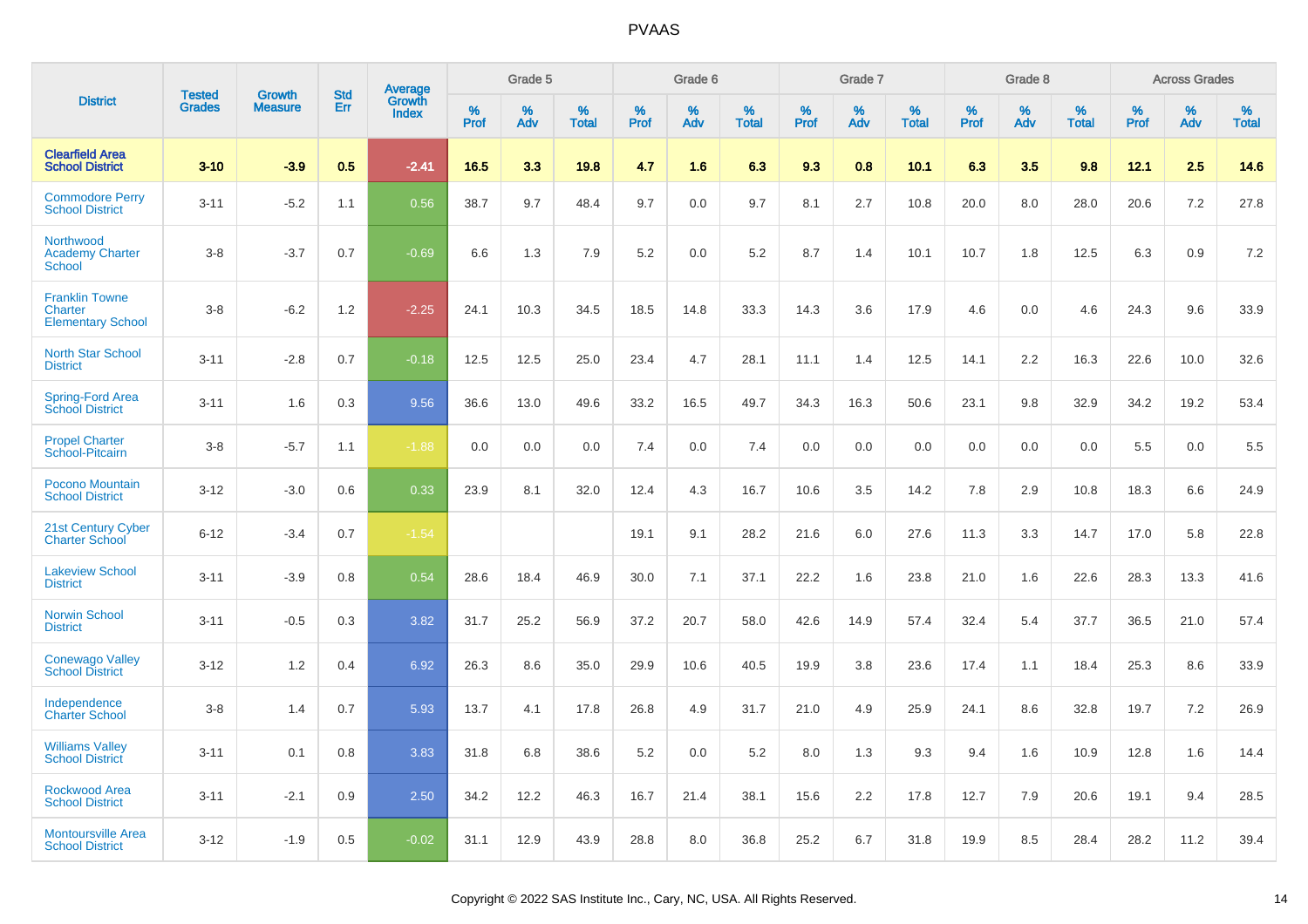| District | Tested Grades | Growth Measure | Std Err | Average Growth Index | Grade 5 | | | Grade 6 | | | Grade 7 | | | Grade 8 | | | Across Grades | | |
|---|---|---|---|---|---|---|---|---|---|---|---|---|---|---|---|---|---|---|---|
| | | | | | % Prof | % Adv | % Total | % Prof | % Adv | % Total | % Prof | % Adv | % Total | % Prof | % Adv | % Total | % Prof | % Adv | % Total |
| **Clearfield Area School District** | **3-10** | **-3.9** | **0.5** | **-2.41** | **16.5** | **3.3** | **19.8** | **4.7** | **1.6** | **6.3** | **9.3** | **0.8** | **10.1** | **6.3** | **3.5** | **9.8** | **12.1** | **2.5** | **14.6** |
| Commodore Perry School District | 3-11 | -5.2 | 1.1 | 0.56 | 38.7 | 9.7 | 48.4 | 9.7 | 0.0 | 9.7 | 8.1 | 2.7 | 10.8 | 20.0 | 8.0 | 28.0 | 20.6 | 7.2 | 27.8 |
| Northwood Academy Charter School | 3-8 | -3.7 | 0.7 | -0.69 | 6.6 | 1.3 | 7.9 | 5.2 | 0.0 | 5.2 | 8.7 | 1.4 | 10.1 | 10.7 | 1.8 | 12.5 | 6.3 | 0.9 | 7.2 |
| Franklin Towne Charter Elementary School | 3-8 | -6.2 | 1.2 | -2.25 | 24.1 | 10.3 | 34.5 | 18.5 | 14.8 | 33.3 | 14.3 | 3.6 | 17.9 | 4.6 | 0.0 | 4.6 | 24.3 | 9.6 | 33.9 |
| North Star School District | 3-11 | -2.8 | 0.7 | -0.18 | 12.5 | 12.5 | 25.0 | 23.4 | 4.7 | 28.1 | 11.1 | 1.4 | 12.5 | 14.1 | 2.2 | 16.3 | 22.6 | 10.0 | 32.6 |
| Spring-Ford Area School District | 3-11 | 1.6 | 0.3 | 9.56 | 36.6 | 13.0 | 49.6 | 33.2 | 16.5 | 49.7 | 34.3 | 16.3 | 50.6 | 23.1 | 9.8 | 32.9 | 34.2 | 19.2 | 53.4 |
| Propel Charter School-Pitcairn | 3-8 | -5.7 | 1.1 | -1.88 | 0.0 | 0.0 | 0.0 | 7.4 | 0.0 | 7.4 | 0.0 | 0.0 | 0.0 | 0.0 | 0.0 | 0.0 | 5.5 | 0.0 | 5.5 |
| Pocono Mountain School District | 3-12 | -3.0 | 0.6 | 0.33 | 23.9 | 8.1 | 32.0 | 12.4 | 4.3 | 16.7 | 10.6 | 3.5 | 14.2 | 7.8 | 2.9 | 10.8 | 18.3 | 6.6 | 24.9 |
| 21st Century Cyber Charter School | 6-12 | -3.4 | 0.7 | -1.54 | | | | 19.1 | 9.1 | 28.2 | 21.6 | 6.0 | 27.6 | 11.3 | 3.3 | 14.7 | 17.0 | 5.8 | 22.8 |
| Lakeview School District | 3-11 | -3.9 | 0.8 | 0.54 | 28.6 | 18.4 | 46.9 | 30.0 | 7.1 | 37.1 | 22.2 | 1.6 | 23.8 | 21.0 | 1.6 | 22.6 | 28.3 | 13.3 | 41.6 |
| Norwin School District | 3-11 | -0.5 | 0.3 | 3.82 | 31.7 | 25.2 | 56.9 | 37.2 | 20.7 | 58.0 | 42.6 | 14.9 | 57.4 | 32.4 | 5.4 | 37.7 | 36.5 | 21.0 | 57.4 |
| Conewago Valley School District | 3-12 | 1.2 | 0.4 | 6.92 | 26.3 | 8.6 | 35.0 | 29.9 | 10.6 | 40.5 | 19.9 | 3.8 | 23.6 | 17.4 | 1.1 | 18.4 | 25.3 | 8.6 | 33.9 |
| Independence Charter School | 3-8 | 1.4 | 0.7 | 5.93 | 13.7 | 4.1 | 17.8 | 26.8 | 4.9 | 31.7 | 21.0 | 4.9 | 25.9 | 24.1 | 8.6 | 32.8 | 19.7 | 7.2 | 26.9 |
| Williams Valley School District | 3-11 | 0.1 | 0.8 | 3.83 | 31.8 | 6.8 | 38.6 | 5.2 | 0.0 | 5.2 | 8.0 | 1.3 | 9.3 | 9.4 | 1.6 | 10.9 | 12.8 | 1.6 | 14.4 |
| Rockwood Area School District | 3-11 | -2.1 | 0.9 | 2.50 | 34.2 | 12.2 | 46.3 | 16.7 | 21.4 | 38.1 | 15.6 | 2.2 | 17.8 | 12.7 | 7.9 | 20.6 | 19.1 | 9.4 | 28.5 |
| Montoursville Area School District | 3-12 | -1.9 | 0.5 | -0.02 | 31.1 | 12.9 | 43.9 | 28.8 | 8.0 | 36.8 | 25.2 | 6.7 | 31.8 | 19.9 | 8.5 | 28.4 | 28.2 | 11.2 | 39.4 |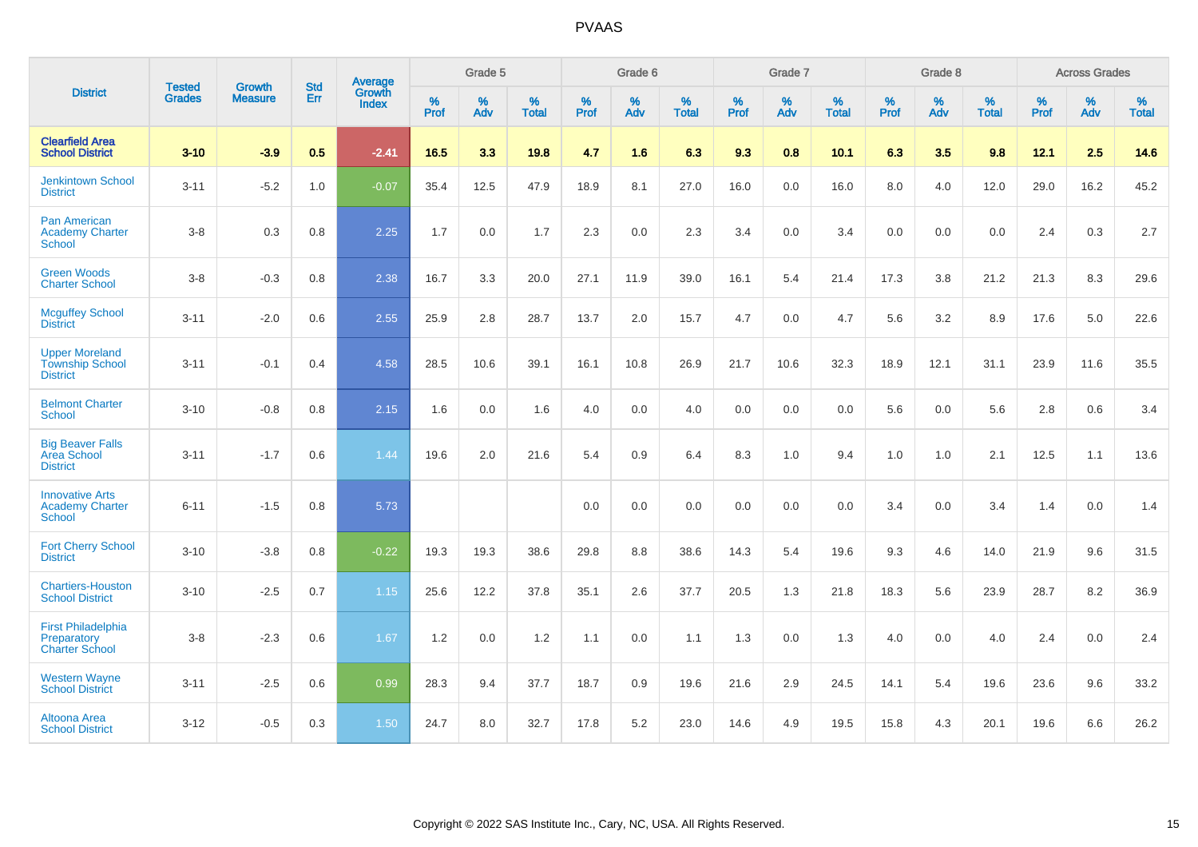| District | Tested Grades | Growth Measure | Std Err | Average Growth Index | Grade 5 | | | Grade 6 | | | Grade 7 | | | Grade 8 | | | Across Grades | | |
|---|---|---|---|---|---|---|---|---|---|---|---|---|---|---|---|---|---|---|---|
| | | | | | % Prof | % Adv | % Total | % Prof | % Adv | % Total | % Prof | % Adv | % Total | % Prof | % Adv | % Total | % Prof | % Adv | % Total |
| **Clearfield Area School District** | **3-10** | **-3.9** | **0.5** | **-2.41** | **16.5** | **3.3** | **19.8** | **4.7** | **1.6** | **6.3** | **9.3** | **0.8** | **10.1** | **6.3** | **3.5** | **9.8** | **12.1** | **2.5** | **14.6** |
| Jenkintown School District | 3-11 | -5.2 | 1.0 | -0.07 | 35.4 | 12.5 | 47.9 | 18.9 | 8.1 | 27.0 | 16.0 | 0.0 | 16.0 | 8.0 | 4.0 | 12.0 | 29.0 | 16.2 | 45.2 |
| Pan American Academy Charter School | 3-8 | 0.3 | 0.8 | 2.25 | 1.7 | 0.0 | 1.7 | 2.3 | 0.0 | 2.3 | 3.4 | 0.0 | 3.4 | 0.0 | 0.0 | 0.0 | 2.4 | 0.3 | 2.7 |
| Green Woods Charter School | 3-8 | -0.3 | 0.8 | 2.38 | 16.7 | 3.3 | 20.0 | 27.1 | 11.9 | 39.0 | 16.1 | 5.4 | 21.4 | 17.3 | 3.8 | 21.2 | 21.3 | 8.3 | 29.6 |
| Mcguffey School District | 3-11 | -2.0 | 0.6 | 2.55 | 25.9 | 2.8 | 28.7 | 13.7 | 2.0 | 15.7 | 4.7 | 0.0 | 4.7 | 5.6 | 3.2 | 8.9 | 17.6 | 5.0 | 22.6 |
| Upper Moreland Township School District | 3-11 | -0.1 | 0.4 | 4.58 | 28.5 | 10.6 | 39.1 | 16.1 | 10.8 | 26.9 | 21.7 | 10.6 | 32.3 | 18.9 | 12.1 | 31.1 | 23.9 | 11.6 | 35.5 |
| Belmont Charter School | 3-10 | -0.8 | 0.8 | 2.15 | 1.6 | 0.0 | 1.6 | 4.0 | 0.0 | 4.0 | 0.0 | 0.0 | 0.0 | 5.6 | 0.0 | 5.6 | 2.8 | 0.6 | 3.4 |
| Big Beaver Falls Area School District | 3-11 | -1.7 | 0.6 | 1.44 | 19.6 | 2.0 | 21.6 | 5.4 | 0.9 | 6.4 | 8.3 | 1.0 | 9.4 | 1.0 | 1.0 | 2.1 | 12.5 | 1.1 | 13.6 |
| Innovative Arts Academy Charter School | 6-11 | -1.5 | 0.8 | 5.73 | | | | 0.0 | 0.0 | 0.0 | 0.0 | 0.0 | 0.0 | 3.4 | 0.0 | 3.4 | 1.4 | 0.0 | 1.4 |
| Fort Cherry School District | 3-10 | -3.8 | 0.8 | -0.22 | 19.3 | 19.3 | 38.6 | 29.8 | 8.8 | 38.6 | 14.3 | 5.4 | 19.6 | 9.3 | 4.6 | 14.0 | 21.9 | 9.6 | 31.5 |
| Chartiers-Houston School District | 3-10 | -2.5 | 0.7 | 1.15 | 25.6 | 12.2 | 37.8 | 35.1 | 2.6 | 37.7 | 20.5 | 1.3 | 21.8 | 18.3 | 5.6 | 23.9 | 28.7 | 8.2 | 36.9 |
| First Philadelphia Preparatory Charter School | 3-8 | -2.3 | 0.6 | 1.67 | 1.2 | 0.0 | 1.2 | 1.1 | 0.0 | 1.1 | 1.3 | 0.0 | 1.3 | 4.0 | 0.0 | 4.0 | 2.4 | 0.0 | 2.4 |
| Western Wayne School District | 3-11 | -2.5 | 0.6 | 0.99 | 28.3 | 9.4 | 37.7 | 18.7 | 0.9 | 19.6 | 21.6 | 2.9 | 24.5 | 14.1 | 5.4 | 19.6 | 23.6 | 9.6 | 33.2 |
| Altoona Area School District | 3-12 | -0.5 | 0.3 | 1.50 | 24.7 | 8.0 | 32.7 | 17.8 | 5.2 | 23.0 | 14.6 | 4.9 | 19.5 | 15.8 | 4.3 | 20.1 | 19.6 | 6.6 | 26.2 |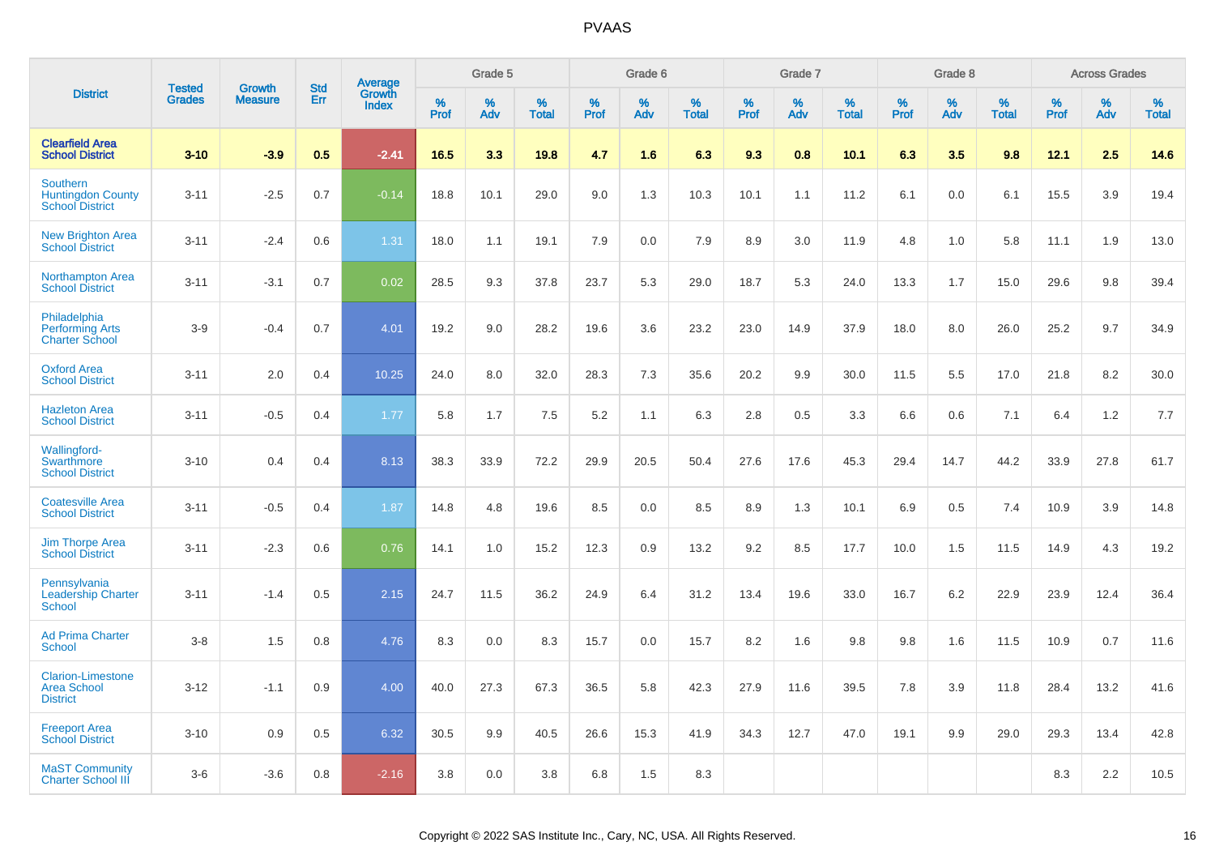# PVAAS

| District | Tested Grades | Growth Measure | Std Err | Average Growth Index | Grade 5 | | | Grade 6 | | | Grade 7 | | | Grade 8 | | | Across Grades | | |
|---|---|---|---|---|---|---|---|---|---|---|---|---|---|---|---|---|---|---|---|
| | | | | | % Prof | % Adv | % Total | % Prof | % Adv | % Total | % Prof | % Adv | % Total | % Prof | % Adv | % Total | % Prof | % Adv | % Total |
| **Clearfield Area School District** | **3-10** | **-3.9** | **0.5** | **-2.41** | **16.5** | **3.3** | **19.8** | **4.7** | **1.6** | **6.3** | **9.3** | **0.8** | **10.1** | **6.3** | **3.5** | **9.8** | **12.1** | **2.5** | **14.6** |
| Southern Huntingdon County School District | 3-11 | -2.5 | 0.7 | -0.14 | 18.8 | 10.1 | 29.0 | 9.0 | 1.3 | 10.3 | 10.1 | 1.1 | 11.2 | 6.1 | 0.0 | 6.1 | 15.5 | 3.9 | 19.4 |
| New Brighton Area School District | 3-11 | -2.4 | 0.6 | 1.31 | 18.0 | 1.1 | 19.1 | 7.9 | 0.0 | 7.9 | 8.9 | 3.0 | 11.9 | 4.8 | 1.0 | 5.8 | 11.1 | 1.9 | 13.0 |
| Northampton Area School District | 3-11 | -3.1 | 0.7 | 0.02 | 28.5 | 9.3 | 37.8 | 23.7 | 5.3 | 29.0 | 18.7 | 5.3 | 24.0 | 13.3 | 1.7 | 15.0 | 29.6 | 9.8 | 39.4 |
| Philadelphia Performing Arts Charter School | 3-9 | -0.4 | 0.7 | 4.01 | 19.2 | 9.0 | 28.2 | 19.6 | 3.6 | 23.2 | 23.0 | 14.9 | 37.9 | 18.0 | 8.0 | 26.0 | 25.2 | 9.7 | 34.9 |
| Oxford Area School District | 3-11 | 2.0 | 0.4 | 10.25 | 24.0 | 8.0 | 32.0 | 28.3 | 7.3 | 35.6 | 20.2 | 9.9 | 30.0 | 11.5 | 5.5 | 17.0 | 21.8 | 8.2 | 30.0 |
| Hazleton Area School District | 3-11 | -0.5 | 0.4 | 1.77 | 5.8 | 1.7 | 7.5 | 5.2 | 1.1 | 6.3 | 2.8 | 0.5 | 3.3 | 6.6 | 0.6 | 7.1 | 6.4 | 1.2 | 7.7 |
| Wallingford-Swarthmore School District | 3-10 | 0.4 | 0.4 | 8.13 | 38.3 | 33.9 | 72.2 | 29.9 | 20.5 | 50.4 | 27.6 | 17.6 | 45.3 | 29.4 | 14.7 | 44.2 | 33.9 | 27.8 | 61.7 |
| Coatesville Area School District | 3-11 | -0.5 | 0.4 | 1.87 | 14.8 | 4.8 | 19.6 | 8.5 | 0.0 | 8.5 | 8.9 | 1.3 | 10.1 | 6.9 | 0.5 | 7.4 | 10.9 | 3.9 | 14.8 |
| Jim Thorpe Area School District | 3-11 | -2.3 | 0.6 | 0.76 | 14.1 | 1.0 | 15.2 | 12.3 | 0.9 | 13.2 | 9.2 | 8.5 | 17.7 | 10.0 | 1.5 | 11.5 | 14.9 | 4.3 | 19.2 |
| Pennsylvania Leadership Charter School | 3-11 | -1.4 | 0.5 | 2.15 | 24.7 | 11.5 | 36.2 | 24.9 | 6.4 | 31.2 | 13.4 | 19.6 | 33.0 | 16.7 | 6.2 | 22.9 | 23.9 | 12.4 | 36.4 |
| Ad Prima Charter School | 3-8 | 1.5 | 0.8 | 4.76 | 8.3 | 0.0 | 8.3 | 15.7 | 0.0 | 15.7 | 8.2 | 1.6 | 9.8 | 9.8 | 1.6 | 11.5 | 10.9 | 0.7 | 11.6 |
| Clarion-Limestone Area School District | 3-12 | -1.1 | 0.9 | 4.00 | 40.0 | 27.3 | 67.3 | 36.5 | 5.8 | 42.3 | 27.9 | 11.6 | 39.5 | 7.8 | 3.9 | 11.8 | 28.4 | 13.2 | 41.6 |
| Freeport Area School District | 3-10 | 0.9 | 0.5 | 6.32 | 30.5 | 9.9 | 40.5 | 26.6 | 15.3 | 41.9 | 34.3 | 12.7 | 47.0 | 19.1 | 9.9 | 29.0 | 29.3 | 13.4 | 42.8 |
| MaST Community Charter School III | 3-6 | -3.6 | 0.8 | -2.16 | 3.8 | 0.0 | 3.8 | 6.8 | 1.5 | 8.3 | | | | | | | 8.3 | 2.2 | 10.5 |

Copyright © 2022 SAS Institute Inc., Cary, NC, USA. All Rights Reserved.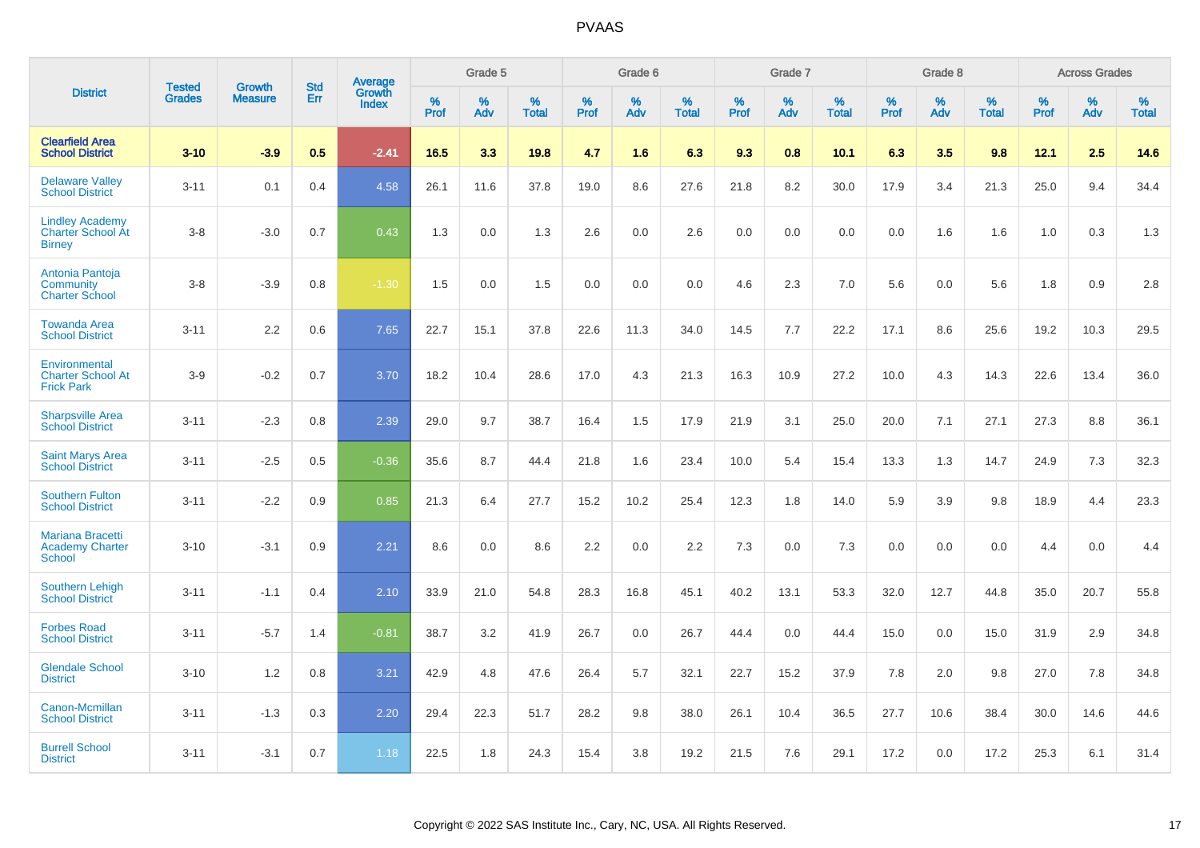# PVAAS

| District | Tested Grades | Growth Measure | Std Err | Average Growth Index | Grade 5 | | | Grade 6 | | | Grade 7 | | | Grade 8 | | | Across Grades | | |
|---|---|---|---|---|---|---|---|---|---|---|---|---|---|---|---|---|---|---|---|
| | | | | | % Prof | % Adv | % Total | % Prof | % Adv | % Total | % Prof | % Adv | % Total | % Prof | % Adv | % Total | % Prof | % Adv | % Total |
| **Clearfield Area School District** | **3-10** | **-3.9** | **0.5** | **-2.41** | **16.5** | **3.3** | **19.8** | **4.7** | **1.6** | **6.3** | **9.3** | **0.8** | **10.1** | **6.3** | **3.5** | **9.8** | **12.1** | **2.5** | **14.6** |
| Delaware Valley School District | 3-11 | 0.1 | 0.4 | 4.58 | 26.1 | 11.6 | 37.8 | 19.0 | 8.6 | 27.6 | 21.8 | 8.2 | 30.0 | 17.9 | 3.4 | 21.3 | 25.0 | 9.4 | 34.4 |
| Lindley Academy Charter School At Birney | 3-8 | -3.0 | 0.7 | 0.43 | 1.3 | 0.0 | 1.3 | 2.6 | 0.0 | 2.6 | 0.0 | 0.0 | 0.0 | 0.0 | 1.6 | 1.6 | 1.0 | 0.3 | 1.3 |
| Antonia Pantoja Community Charter School | 3-8 | -3.9 | 0.8 | -1.30 | 1.5 | 0.0 | 1.5 | 0.0 | 0.0 | 0.0 | 4.6 | 2.3 | 7.0 | 5.6 | 0.0 | 5.6 | 1.8 | 0.9 | 2.8 |
| Towanda Area School District | 3-11 | 2.2 | 0.6 | 7.65 | 22.7 | 15.1 | 37.8 | 22.6 | 11.3 | 34.0 | 14.5 | 7.7 | 22.2 | 17.1 | 8.6 | 25.6 | 19.2 | 10.3 | 29.5 |
| Environmental Charter School At Frick Park | 3-9 | -0.2 | 0.7 | 3.70 | 18.2 | 10.4 | 28.6 | 17.0 | 4.3 | 21.3 | 16.3 | 10.9 | 27.2 | 10.0 | 4.3 | 14.3 | 22.6 | 13.4 | 36.0 |
| Sharpsville Area School District | 3-11 | -2.3 | 0.8 | 2.39 | 29.0 | 9.7 | 38.7 | 16.4 | 1.5 | 17.9 | 21.9 | 3.1 | 25.0 | 20.0 | 7.1 | 27.1 | 27.3 | 8.8 | 36.1 |
| Saint Marys Area School District | 3-11 | -2.5 | 0.5 | -0.36 | 35.6 | 8.7 | 44.4 | 21.8 | 1.6 | 23.4 | 10.0 | 5.4 | 15.4 | 13.3 | 1.3 | 14.7 | 24.9 | 7.3 | 32.3 |
| Southern Fulton School District | 3-11 | -2.2 | 0.9 | 0.85 | 21.3 | 6.4 | 27.7 | 15.2 | 10.2 | 25.4 | 12.3 | 1.8 | 14.0 | 5.9 | 3.9 | 9.8 | 18.9 | 4.4 | 23.3 |
| Mariana Bracetti Academy Charter School | 3-10 | -3.1 | 0.9 | 2.21 | 8.6 | 0.0 | 8.6 | 2.2 | 0.0 | 2.2 | 7.3 | 0.0 | 7.3 | 0.0 | 0.0 | 0.0 | 4.4 | 0.0 | 4.4 |
| Southern Lehigh School District | 3-11 | -1.1 | 0.4 | 2.10 | 33.9 | 21.0 | 54.8 | 28.3 | 16.8 | 45.1 | 40.2 | 13.1 | 53.3 | 32.0 | 12.7 | 44.8 | 35.0 | 20.7 | 55.8 |
| Forbes Road School District | 3-11 | -5.7 | 1.4 | -0.81 | 38.7 | 3.2 | 41.9 | 26.7 | 0.0 | 26.7 | 44.4 | 0.0 | 44.4 | 15.0 | 0.0 | 15.0 | 31.9 | 2.9 | 34.8 |
| Glendale School District | 3-10 | 1.2 | 0.8 | 3.21 | 42.9 | 4.8 | 47.6 | 26.4 | 5.7 | 32.1 | 22.7 | 15.2 | 37.9 | 7.8 | 2.0 | 9.8 | 27.0 | 7.8 | 34.8 |
| Canon-Mcmillan School District | 3-11 | -1.3 | 0.3 | 2.20 | 29.4 | 22.3 | 51.7 | 28.2 | 9.8 | 38.0 | 26.1 | 10.4 | 36.5 | 27.7 | 10.6 | 38.4 | 30.0 | 14.6 | 44.6 |
| Burrell School District | 3-11 | -3.1 | 0.7 | 1.18 | 22.5 | 1.8 | 24.3 | 15.4 | 3.8 | 19.2 | 21.5 | 7.6 | 29.1 | 17.2 | 0.0 | 17.2 | 25.3 | 6.1 | 31.4 |

Copyright © 2022 SAS Institute Inc., Cary, NC, USA. All Rights Reserved.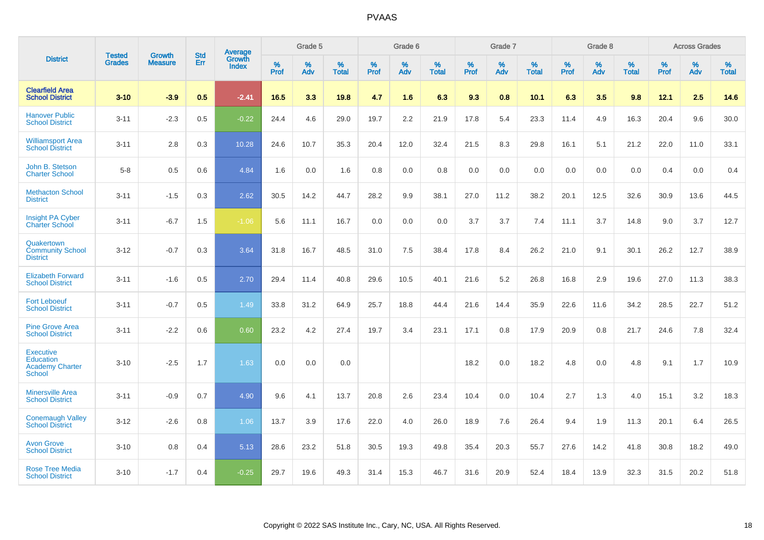# PVAAS

| District | Tested Grades | Growth Measure | Std Err | Average Growth Index | Grade 5 | | | Grade 6 | | | Grade 7 | | | Grade 8 | | | Across Grades | | |
|---|---|---|---|---|---|---|---|---|---|---|---|---|---|---|---|---|---|---|---|
| | | | | | % Prof | % Adv | % Total | % Prof | % Adv | % Total | % Prof | % Adv | % Total | % Prof | % Adv | % Total | % Prof | % Adv | % Total |
| **Clearfield Area School District** | **3-10** | **-3.9** | **0.5** | **-2.41** | **16.5** | **3.3** | **19.8** | **4.7** | **1.6** | **6.3** | **9.3** | **0.8** | **10.1** | **6.3** | **3.5** | **9.8** | **12.1** | **2.5** | **14.6** |
| Hanover Public School District | 3-11 | -2.3 | 0.5 | -0.22 | 24.4 | 4.6 | 29.0 | 19.7 | 2.2 | 21.9 | 17.8 | 5.4 | 23.3 | 11.4 | 4.9 | 16.3 | 20.4 | 9.6 | 30.0 |
| Williamsport Area School District | 3-11 | 2.8 | 0.3 | 10.28 | 24.6 | 10.7 | 35.3 | 20.4 | 12.0 | 32.4 | 21.5 | 8.3 | 29.8 | 16.1 | 5.1 | 21.2 | 22.0 | 11.0 | 33.1 |
| John B. Stetson Charter School | 5-8 | 0.5 | 0.6 | 4.84 | 1.6 | 0.0 | 1.6 | 0.8 | 0.0 | 0.8 | 0.0 | 0.0 | 0.0 | 0.0 | 0.0 | 0.0 | 0.4 | 0.0 | 0.4 |
| Methacton School District | 3-11 | -1.5 | 0.3 | 2.62 | 30.5 | 14.2 | 44.7 | 28.2 | 9.9 | 38.1 | 27.0 | 11.2 | 38.2 | 20.1 | 12.5 | 32.6 | 30.9 | 13.6 | 44.5 |
| Insight PA Cyber Charter School | 3-11 | -6.7 | 1.5 | -1.06 | 5.6 | 11.1 | 16.7 | 0.0 | 0.0 | 0.0 | 3.7 | 3.7 | 7.4 | 11.1 | 3.7 | 14.8 | 9.0 | 3.7 | 12.7 |
| Quakertown Community School District | 3-12 | -0.7 | 0.3 | 3.64 | 31.8 | 16.7 | 48.5 | 31.0 | 7.5 | 38.4 | 17.8 | 8.4 | 26.2 | 21.0 | 9.1 | 30.1 | 26.2 | 12.7 | 38.9 |
| Elizabeth Forward School District | 3-11 | -1.6 | 0.5 | 2.70 | 29.4 | 11.4 | 40.8 | 29.6 | 10.5 | 40.1 | 21.6 | 5.2 | 26.8 | 16.8 | 2.9 | 19.6 | 27.0 | 11.3 | 38.3 |
| Fort Leboeuf School District | 3-11 | -0.7 | 0.5 | 1.49 | 33.8 | 31.2 | 64.9 | 25.7 | 18.8 | 44.4 | 21.6 | 14.4 | 35.9 | 22.6 | 11.6 | 34.2 | 28.5 | 22.7 | 51.2 |
| Pine Grove Area School District | 3-11 | -2.2 | 0.6 | 0.60 | 23.2 | 4.2 | 27.4 | 19.7 | 3.4 | 23.1 | 17.1 | 0.8 | 17.9 | 20.9 | 0.8 | 21.7 | 24.6 | 7.8 | 32.4 |
| Executive Education Academy Charter School | 3-10 | -2.5 | 1.7 | 1.63 | 0.0 | 0.0 | 0.0 | | | | 18.2 | 0.0 | 18.2 | 4.8 | 0.0 | 4.8 | 9.1 | 1.7 | 10.9 |
| Minersville Area School District | 3-11 | -0.9 | 0.7 | 4.90 | 9.6 | 4.1 | 13.7 | 20.8 | 2.6 | 23.4 | 10.4 | 0.0 | 10.4 | 2.7 | 1.3 | 4.0 | 15.1 | 3.2 | 18.3 |
| Conemaugh Valley School District | 3-12 | -2.6 | 0.8 | 1.06 | 13.7 | 3.9 | 17.6 | 22.0 | 4.0 | 26.0 | 18.9 | 7.6 | 26.4 | 9.4 | 1.9 | 11.3 | 20.1 | 6.4 | 26.5 |
| Avon Grove School District | 3-10 | 0.8 | 0.4 | 5.13 | 28.6 | 23.2 | 51.8 | 30.5 | 19.3 | 49.8 | 35.4 | 20.3 | 55.7 | 27.6 | 14.2 | 41.8 | 30.8 | 18.2 | 49.0 |
| Rose Tree Media School District | 3-10 | -1.7 | 0.4 | -0.25 | 29.7 | 19.6 | 49.3 | 31.4 | 15.3 | 46.7 | 31.6 | 20.9 | 52.4 | 18.4 | 13.9 | 32.3 | 31.5 | 20.2 | 51.8 |

Copyright © 2022 SAS Institute Inc., Cary, NC, USA. All Rights Reserved.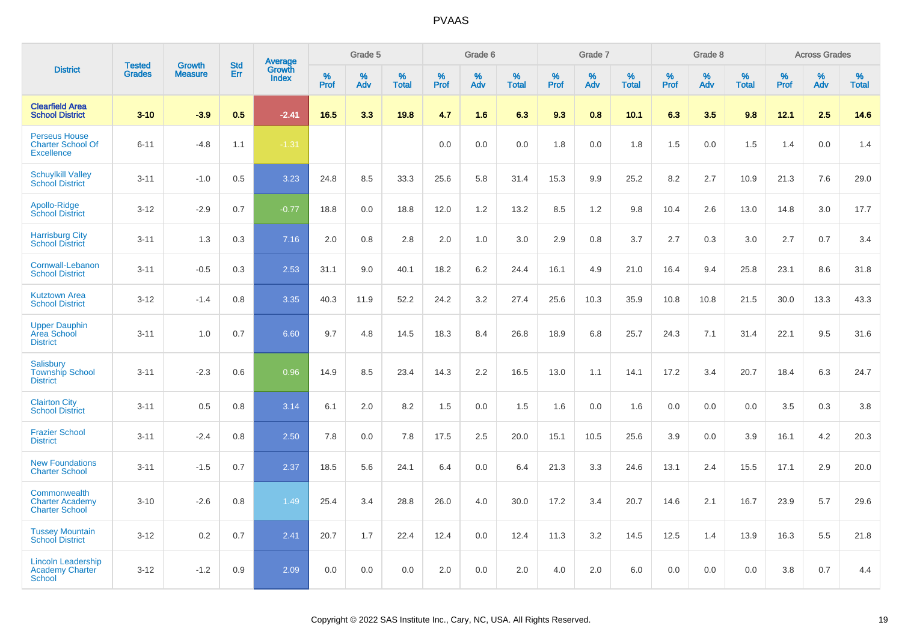# PVAAS

| District | Tested Grades | Growth Measure | Std Err | Average Growth Index | Grade 5 | | | Grade 6 | | | Grade 7 | | | Grade 8 | | | Across Grades | | |
|---|---|---|---|---|---|---|---|---|---|---|---|---|---|---|---|---|---|---|---|
| | | | | | % Prof | % Adv | % Total | % Prof | % Adv | % Total | % Prof | % Adv | % Total | % Prof | % Adv | % Total | % Prof | % Adv | % Total |
| **Clearfield Area School District** | **3-10** | **-3.9** | **0.5** | **-2.41** | **16.5** | **3.3** | **19.8** | **4.7** | **1.6** | **6.3** | **9.3** | **0.8** | **10.1** | **6.3** | **3.5** | **9.8** | **12.1** | **2.5** | **14.6** |
| Perseus House Charter School Of Excellence | 6-11 | -4.8 | 1.1 | -1.31 | | | | 0.0 | 0.0 | 0.0 | 1.8 | 0.0 | 1.8 | 1.5 | 0.0 | 1.5 | 1.4 | 0.0 | 1.4 |
| Schuylkill Valley School District | 3-11 | -1.0 | 0.5 | 3.23 | 24.8 | 8.5 | 33.3 | 25.6 | 5.8 | 31.4 | 15.3 | 9.9 | 25.2 | 8.2 | 2.7 | 10.9 | 21.3 | 7.6 | 29.0 |
| Apollo-Ridge School District | 3-12 | -2.9 | 0.7 | -0.77 | 18.8 | 0.0 | 18.8 | 12.0 | 1.2 | 13.2 | 8.5 | 1.2 | 9.8 | 10.4 | 2.6 | 13.0 | 14.8 | 3.0 | 17.7 |
| Harrisburg City School District | 3-11 | 1.3 | 0.3 | 7.16 | 2.0 | 0.8 | 2.8 | 2.0 | 1.0 | 3.0 | 2.9 | 0.8 | 3.7 | 2.7 | 0.3 | 3.0 | 2.7 | 0.7 | 3.4 |
| Cornwall-Lebanon School District | 3-11 | -0.5 | 0.3 | 2.53 | 31.1 | 9.0 | 40.1 | 18.2 | 6.2 | 24.4 | 16.1 | 4.9 | 21.0 | 16.4 | 9.4 | 25.8 | 23.1 | 8.6 | 31.8 |
| Kutztown Area School District | 3-12 | -1.4 | 0.8 | 3.35 | 40.3 | 11.9 | 52.2 | 24.2 | 3.2 | 27.4 | 25.6 | 10.3 | 35.9 | 10.8 | 10.8 | 21.5 | 30.0 | 13.3 | 43.3 |
| Upper Dauphin Area School District | 3-11 | 1.0 | 0.7 | 6.60 | 9.7 | 4.8 | 14.5 | 18.3 | 8.4 | 26.8 | 18.9 | 6.8 | 25.7 | 24.3 | 7.1 | 31.4 | 22.1 | 9.5 | 31.6 |
| Salisbury Township School District | 3-11 | -2.3 | 0.6 | 0.96 | 14.9 | 8.5 | 23.4 | 14.3 | 2.2 | 16.5 | 13.0 | 1.1 | 14.1 | 17.2 | 3.4 | 20.7 | 18.4 | 6.3 | 24.7 |
| Clairton City School District | 3-11 | 0.5 | 0.8 | 3.14 | 6.1 | 2.0 | 8.2 | 1.5 | 0.0 | 1.5 | 1.6 | 0.0 | 1.6 | 0.0 | 0.0 | 0.0 | 3.5 | 0.3 | 3.8 |
| Frazier School District | 3-11 | -2.4 | 0.8 | 2.50 | 7.8 | 0.0 | 7.8 | 17.5 | 2.5 | 20.0 | 15.1 | 10.5 | 25.6 | 3.9 | 0.0 | 3.9 | 16.1 | 4.2 | 20.3 |
| New Foundations Charter School | 3-11 | -1.5 | 0.7 | 2.37 | 18.5 | 5.6 | 24.1 | 6.4 | 0.0 | 6.4 | 21.3 | 3.3 | 24.6 | 13.1 | 2.4 | 15.5 | 17.1 | 2.9 | 20.0 |
| Commonwealth Charter Academy Charter School | 3-10 | -2.6 | 0.8 | 1.49 | 25.4 | 3.4 | 28.8 | 26.0 | 4.0 | 30.0 | 17.2 | 3.4 | 20.7 | 14.6 | 2.1 | 16.7 | 23.9 | 5.7 | 29.6 |
| Tussey Mountain School District | 3-12 | 0.2 | 0.7 | 2.41 | 20.7 | 1.7 | 22.4 | 12.4 | 0.0 | 12.4 | 11.3 | 3.2 | 14.5 | 12.5 | 1.4 | 13.9 | 16.3 | 5.5 | 21.8 |
| Lincoln Leadership Academy Charter School | 3-12 | -1.2 | 0.9 | 2.09 | 0.0 | 0.0 | 0.0 | 2.0 | 0.0 | 2.0 | 4.0 | 2.0 | 6.0 | 0.0 | 0.0 | 0.0 | 3.8 | 0.7 | 4.4 |

Copyright © 2022 SAS Institute Inc., Cary, NC, USA. All Rights Reserved.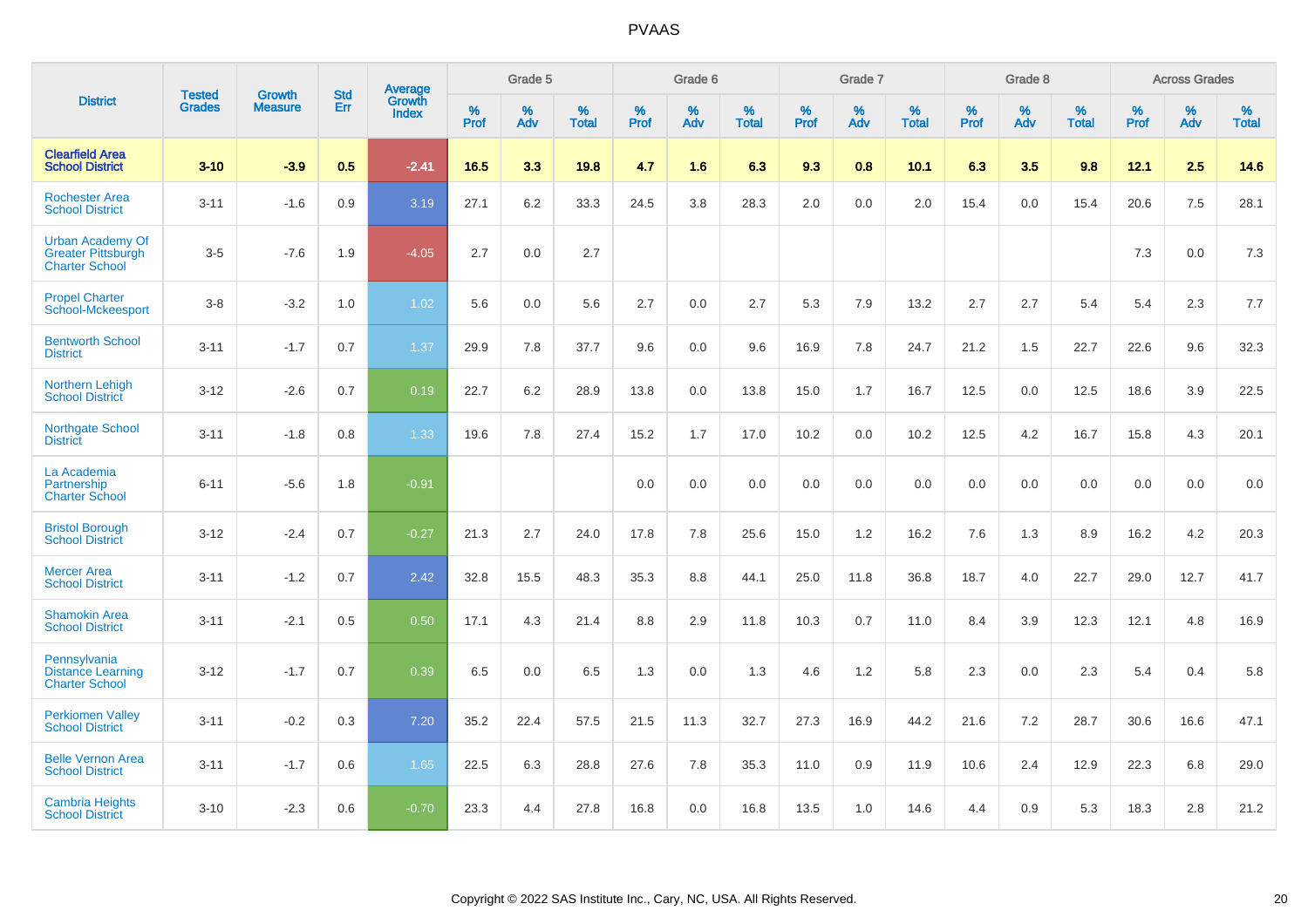# PVAAS

| District | Tested Grades | Growth Measure | Std Err | Average Growth Index | Grade 5 | | | Grade 6 | | | Grade 7 | | | Grade 8 | | | Across Grades | | |
|---|---|---|---|---|---|---|---|---|---|---|---|---|---|---|---|---|---|---|---|
| | | | | | % Prof | % Adv | % Total | % Prof | % Adv | % Total | % Prof | % Adv | % Total | % Prof | % Adv | % Total | % Prof | % Adv | % Total |
| **Clearfield Area School District** | **3-10** | **-3.9** | **0.5** | **-2.41** | **16.5** | **3.3** | **19.8** | **4.7** | **1.6** | **6.3** | **9.3** | **0.8** | **10.1** | **6.3** | **3.5** | **9.8** | **12.1** | **2.5** | **14.6** |
| Rochester Area School District | 3-11 | -1.6 | 0.9 | 3.19 | 27.1 | 6.2 | 33.3 | 24.5 | 3.8 | 28.3 | 2.0 | 0.0 | 2.0 | 15.4 | 0.0 | 15.4 | 20.6 | 7.5 | 28.1 |
| Urban Academy Of Greater Pittsburgh Charter School | 3-5 | -7.6 | 1.9 | -4.05 | 2.7 | 0.0 | 2.7 | | | | | | | | | | 7.3 | 0.0 | 7.3 |
| Propel Charter School-Mckeesport | 3-8 | -3.2 | 1.0 | 1.02 | 5.6 | 0.0 | 5.6 | 2.7 | 0.0 | 2.7 | 5.3 | 7.9 | 13.2 | 2.7 | 2.7 | 5.4 | 5.4 | 2.3 | 7.7 |
| Bentworth School District | 3-11 | -1.7 | 0.7 | 1.37 | 29.9 | 7.8 | 37.7 | 9.6 | 0.0 | 9.6 | 16.9 | 7.8 | 24.7 | 21.2 | 1.5 | 22.7 | 22.6 | 9.6 | 32.3 |
| Northern Lehigh School District | 3-12 | -2.6 | 0.7 | 0.19 | 22.7 | 6.2 | 28.9 | 13.8 | 0.0 | 13.8 | 15.0 | 1.7 | 16.7 | 12.5 | 0.0 | 12.5 | 18.6 | 3.9 | 22.5 |
| Northgate School District | 3-11 | -1.8 | 0.8 | 1.33 | 19.6 | 7.8 | 27.4 | 15.2 | 1.7 | 17.0 | 10.2 | 0.0 | 10.2 | 12.5 | 4.2 | 16.7 | 15.8 | 4.3 | 20.1 |
| La Academia Partnership Charter School | 6-11 | -5.6 | 1.8 | -0.91 | | | | 0.0 | 0.0 | 0.0 | 0.0 | 0.0 | 0.0 | 0.0 | 0.0 | 0.0 | 0.0 | 0.0 | 0.0 |
| Bristol Borough School District | 3-12 | -2.4 | 0.7 | -0.27 | 21.3 | 2.7 | 24.0 | 17.8 | 7.8 | 25.6 | 15.0 | 1.2 | 16.2 | 7.6 | 1.3 | 8.9 | 16.2 | 4.2 | 20.3 |
| Mercer Area School District | 3-11 | -1.2 | 0.7 | 2.42 | 32.8 | 15.5 | 48.3 | 35.3 | 8.8 | 44.1 | 25.0 | 11.8 | 36.8 | 18.7 | 4.0 | 22.7 | 29.0 | 12.7 | 41.7 |
| Shamokin Area School District | 3-11 | -2.1 | 0.5 | 0.50 | 17.1 | 4.3 | 21.4 | 8.8 | 2.9 | 11.8 | 10.3 | 0.7 | 11.0 | 8.4 | 3.9 | 12.3 | 12.1 | 4.8 | 16.9 |
| Pennsylvania Distance Learning Charter School | 3-12 | -1.7 | 0.7 | 0.39 | 6.5 | 0.0 | 6.5 | 1.3 | 0.0 | 1.3 | 4.6 | 1.2 | 5.8 | 2.3 | 0.0 | 2.3 | 5.4 | 0.4 | 5.8 |
| Perkiomen Valley School District | 3-11 | -0.2 | 0.3 | 7.20 | 35.2 | 22.4 | 57.5 | 21.5 | 11.3 | 32.7 | 27.3 | 16.9 | 44.2 | 21.6 | 7.2 | 28.7 | 30.6 | 16.6 | 47.1 |
| Belle Vernon Area School District | 3-11 | -1.7 | 0.6 | 1.65 | 22.5 | 6.3 | 28.8 | 27.6 | 7.8 | 35.3 | 11.0 | 0.9 | 11.9 | 10.6 | 2.4 | 12.9 | 22.3 | 6.8 | 29.0 |
| Cambria Heights School District | 3-10 | -2.3 | 0.6 | -0.70 | 23.3 | 4.4 | 27.8 | 16.8 | 0.0 | 16.8 | 13.5 | 1.0 | 14.6 | 4.4 | 0.9 | 5.3 | 18.3 | 2.8 | 21.2 |

Copyright © 2022 SAS Institute Inc., Cary, NC, USA. All Rights Reserved.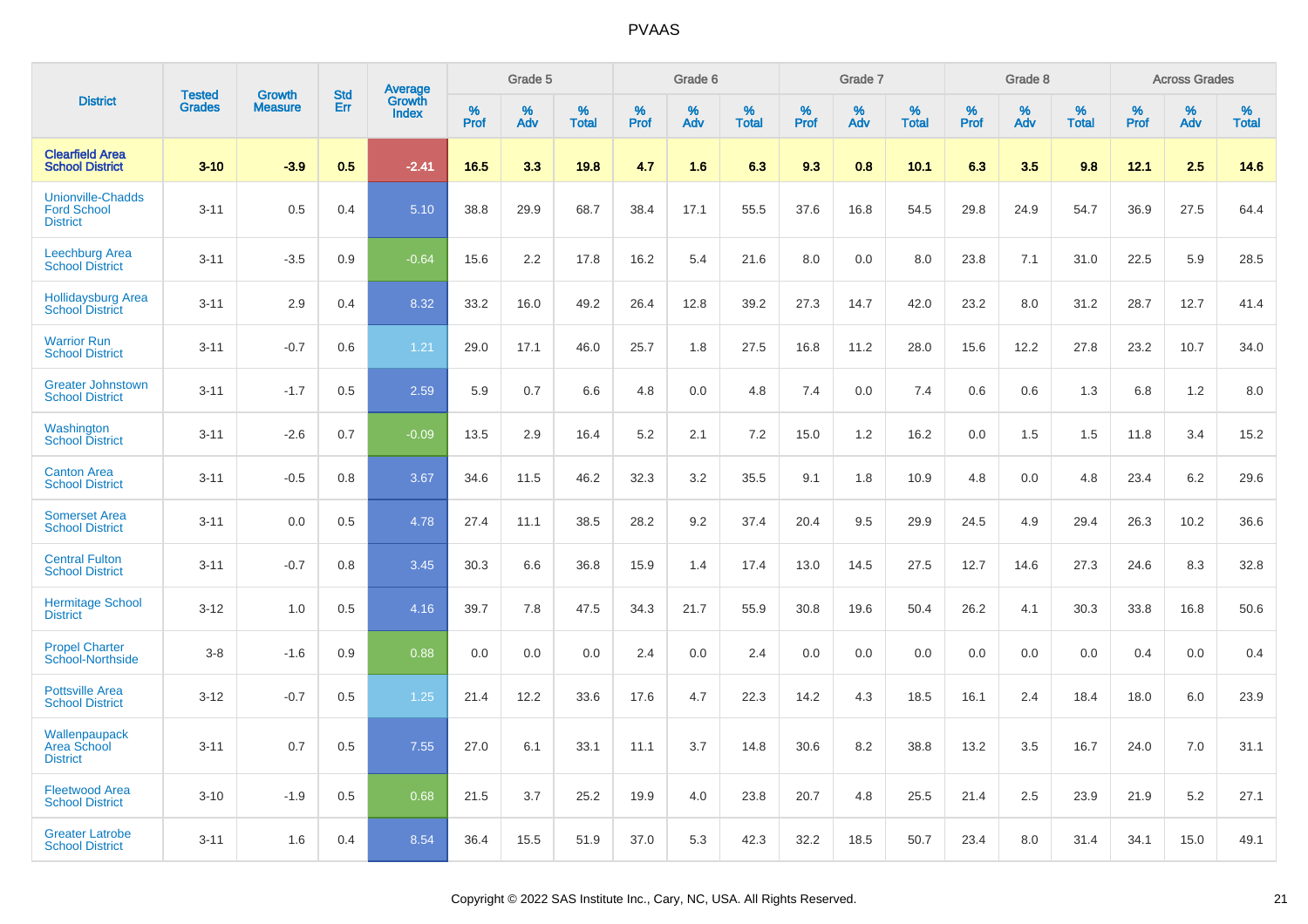| District | Tested Grades | Growth Measure | Std Err | Average Growth Index | Grade 5 | | | Grade 6 | | | Grade 7 | | | Grade 8 | | | Across Grades | | |
|---|---|---|---|---|---|---|---|---|---|---|---|---|---|---|---|---|---|---|---|
| | | | | | % Prof | % Adv | % Total | % Prof | % Adv | % Total | % Prof | % Adv | % Total | % Prof | % Adv | % Total | % Prof | % Adv | % Total |
| **Clearfield Area School District** | **3-10** | **-3.9** | **0.5** | **-2.41** | **16.5** | **3.3** | **19.8** | **4.7** | **1.6** | **6.3** | **9.3** | **0.8** | **10.1** | **6.3** | **3.5** | **9.8** | **12.1** | **2.5** | **14.6** |
| Unionville-Chadds Ford School District | 3-11 | 0.5 | 0.4 | 5.10 | 38.8 | 29.9 | 68.7 | 38.4 | 17.1 | 55.5 | 37.6 | 16.8 | 54.5 | 29.8 | 24.9 | 54.7 | 36.9 | 27.5 | 64.4 |
| Leechburg Area School District | 3-11 | -3.5 | 0.9 | -0.64 | 15.6 | 2.2 | 17.8 | 16.2 | 5.4 | 21.6 | 8.0 | 0.0 | 8.0 | 23.8 | 7.1 | 31.0 | 22.5 | 5.9 | 28.5 |
| Hollidaysburg Area School District | 3-11 | 2.9 | 0.4 | 8.32 | 33.2 | 16.0 | 49.2 | 26.4 | 12.8 | 39.2 | 27.3 | 14.7 | 42.0 | 23.2 | 8.0 | 31.2 | 28.7 | 12.7 | 41.4 |
| Warrior Run School District | 3-11 | -0.7 | 0.6 | 1.21 | 29.0 | 17.1 | 46.0 | 25.7 | 1.8 | 27.5 | 16.8 | 11.2 | 28.0 | 15.6 | 12.2 | 27.8 | 23.2 | 10.7 | 34.0 |
| Greater Johnstown School District | 3-11 | -1.7 | 0.5 | 2.59 | 5.9 | 0.7 | 6.6 | 4.8 | 0.0 | 4.8 | 7.4 | 0.0 | 7.4 | 0.6 | 0.6 | 1.3 | 6.8 | 1.2 | 8.0 |
| Washington School District | 3-11 | -2.6 | 0.7 | -0.09 | 13.5 | 2.9 | 16.4 | 5.2 | 2.1 | 7.2 | 15.0 | 1.2 | 16.2 | 0.0 | 1.5 | 1.5 | 11.8 | 3.4 | 15.2 |
| Canton Area School District | 3-11 | -0.5 | 0.8 | 3.67 | 34.6 | 11.5 | 46.2 | 32.3 | 3.2 | 35.5 | 9.1 | 1.8 | 10.9 | 4.8 | 0.0 | 4.8 | 23.4 | 6.2 | 29.6 |
| Somerset Area School District | 3-11 | 0.0 | 0.5 | 4.78 | 27.4 | 11.1 | 38.5 | 28.2 | 9.2 | 37.4 | 20.4 | 9.5 | 29.9 | 24.5 | 4.9 | 29.4 | 26.3 | 10.2 | 36.6 |
| Central Fulton School District | 3-11 | -0.7 | 0.8 | 3.45 | 30.3 | 6.6 | 36.8 | 15.9 | 1.4 | 17.4 | 13.0 | 14.5 | 27.5 | 12.7 | 14.6 | 27.3 | 24.6 | 8.3 | 32.8 |
| Hermitage School District | 3-12 | 1.0 | 0.5 | 4.16 | 39.7 | 7.8 | 47.5 | 34.3 | 21.7 | 55.9 | 30.8 | 19.6 | 50.4 | 26.2 | 4.1 | 30.3 | 33.8 | 16.8 | 50.6 |
| Propel Charter School-Northside | 3-8 | -1.6 | 0.9 | 0.88 | 0.0 | 0.0 | 0.0 | 2.4 | 0.0 | 2.4 | 0.0 | 0.0 | 0.0 | 0.0 | 0.0 | 0.0 | 0.4 | 0.0 | 0.4 |
| Pottsville Area School District | 3-12 | -0.7 | 0.5 | 1.25 | 21.4 | 12.2 | 33.6 | 17.6 | 4.7 | 22.3 | 14.2 | 4.3 | 18.5 | 16.1 | 2.4 | 18.4 | 18.0 | 6.0 | 23.9 |
| Wallenpaupack Area School District | 3-11 | 0.7 | 0.5 | 7.55 | 27.0 | 6.1 | 33.1 | 11.1 | 3.7 | 14.8 | 30.6 | 8.2 | 38.8 | 13.2 | 3.5 | 16.7 | 24.0 | 7.0 | 31.1 |
| Fleetwood Area School District | 3-10 | -1.9 | 0.5 | 0.68 | 21.5 | 3.7 | 25.2 | 19.9 | 4.0 | 23.8 | 20.7 | 4.8 | 25.5 | 21.4 | 2.5 | 23.9 | 21.9 | 5.2 | 27.1 |
| Greater Latrobe School District | 3-11 | 1.6 | 0.4 | 8.54 | 36.4 | 15.5 | 51.9 | 37.0 | 5.3 | 42.3 | 32.2 | 18.5 | 50.7 | 23.4 | 8.0 | 31.4 | 34.1 | 15.0 | 49.1 |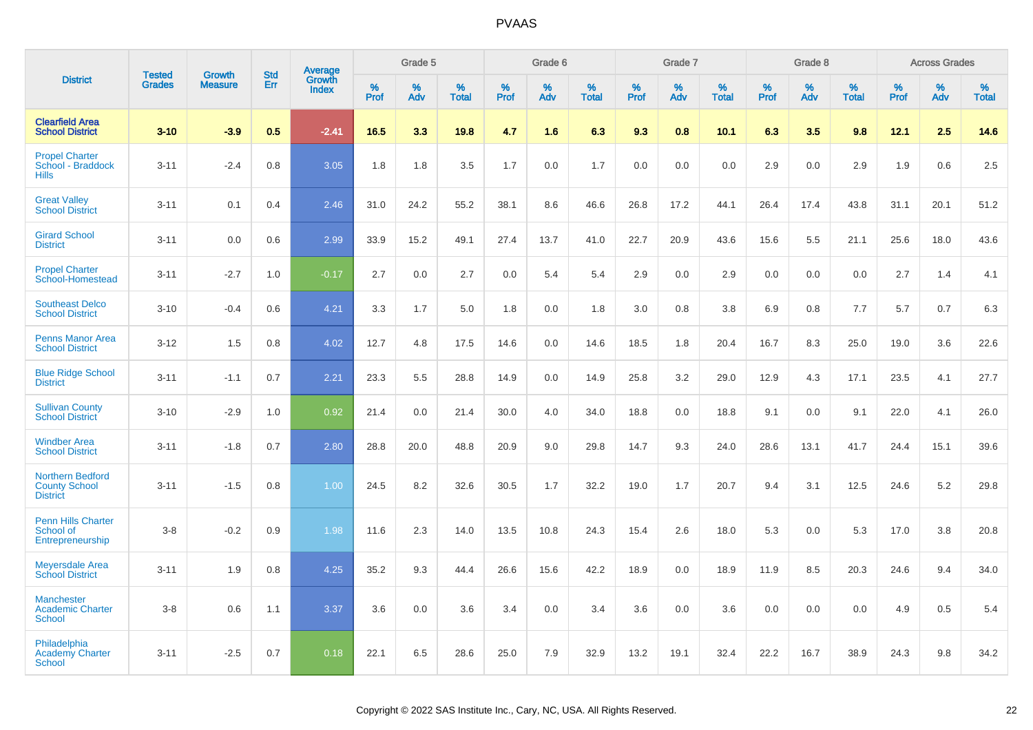# PVAAS

| District | Tested Grades | Growth Measure | Std Err | Average Growth Index | Grade 5 | | | Grade 6 | | | Grade 7 | | | Grade 8 | | | Across Grades | | |
|---|---|---|---|---|---|---|---|---|---|---|---|---|---|---|---|---|---|---|---|
| | | | | | % Prof | % Adv | % Total | % Prof | % Adv | % Total | % Prof | % Adv | % Total | % Prof | % Adv | % Total | % Prof | % Adv | % Total |
| **Clearfield Area School District** | **3-10** | **-3.9** | **0.5** | **-2.41** | **16.5** | **3.3** | **19.8** | **4.7** | **1.6** | **6.3** | **9.3** | **0.8** | **10.1** | **6.3** | **3.5** | **9.8** | **12.1** | **2.5** | **14.6** |
| Propel Charter School - Braddock Hills | 3-11 | -2.4 | 0.8 | 3.05 | 1.8 | 1.8 | 3.5 | 1.7 | 0.0 | 1.7 | 0.0 | 0.0 | 0.0 | 2.9 | 0.0 | 2.9 | 1.9 | 0.6 | 2.5 |
| Great Valley School District | 3-11 | 0.1 | 0.4 | 2.46 | 31.0 | 24.2 | 55.2 | 38.1 | 8.6 | 46.6 | 26.8 | 17.2 | 44.1 | 26.4 | 17.4 | 43.8 | 31.1 | 20.1 | 51.2 |
| Girard School District | 3-11 | 0.0 | 0.6 | 2.99 | 33.9 | 15.2 | 49.1 | 27.4 | 13.7 | 41.0 | 22.7 | 20.9 | 43.6 | 15.6 | 5.5 | 21.1 | 25.6 | 18.0 | 43.6 |
| Propel Charter School-Homestead | 3-11 | -2.7 | 1.0 | -0.17 | 2.7 | 0.0 | 2.7 | 0.0 | 5.4 | 5.4 | 2.9 | 0.0 | 2.9 | 0.0 | 0.0 | 0.0 | 2.7 | 1.4 | 4.1 |
| Southeast Delco School District | 3-10 | -0.4 | 0.6 | 4.21 | 3.3 | 1.7 | 5.0 | 1.8 | 0.0 | 1.8 | 3.0 | 0.8 | 3.8 | 6.9 | 0.8 | 7.7 | 5.7 | 0.7 | 6.3 |
| Penns Manor Area School District | 3-12 | 1.5 | 0.8 | 4.02 | 12.7 | 4.8 | 17.5 | 14.6 | 0.0 | 14.6 | 18.5 | 1.8 | 20.4 | 16.7 | 8.3 | 25.0 | 19.0 | 3.6 | 22.6 |
| Blue Ridge School District | 3-11 | -1.1 | 0.7 | 2.21 | 23.3 | 5.5 | 28.8 | 14.9 | 0.0 | 14.9 | 25.8 | 3.2 | 29.0 | 12.9 | 4.3 | 17.1 | 23.5 | 4.1 | 27.7 |
| Sullivan County School District | 3-10 | -2.9 | 1.0 | 0.92 | 21.4 | 0.0 | 21.4 | 30.0 | 4.0 | 34.0 | 18.8 | 0.0 | 18.8 | 9.1 | 0.0 | 9.1 | 22.0 | 4.1 | 26.0 |
| Windber Area School District | 3-11 | -1.8 | 0.7 | 2.80 | 28.8 | 20.0 | 48.8 | 20.9 | 9.0 | 29.8 | 14.7 | 9.3 | 24.0 | 28.6 | 13.1 | 41.7 | 24.4 | 15.1 | 39.6 |
| Northern Bedford County School District | 3-11 | -1.5 | 0.8 | 1.00 | 24.5 | 8.2 | 32.6 | 30.5 | 1.7 | 32.2 | 19.0 | 1.7 | 20.7 | 9.4 | 3.1 | 12.5 | 24.6 | 5.2 | 29.8 |
| Penn Hills Charter School of Entrepreneurship | 3-8 | -0.2 | 0.9 | 1.98 | 11.6 | 2.3 | 14.0 | 13.5 | 10.8 | 24.3 | 15.4 | 2.6 | 18.0 | 5.3 | 0.0 | 5.3 | 17.0 | 3.8 | 20.8 |
| Meyersdale Area School District | 3-11 | 1.9 | 0.8 | 4.25 | 35.2 | 9.3 | 44.4 | 26.6 | 15.6 | 42.2 | 18.9 | 0.0 | 18.9 | 11.9 | 8.5 | 20.3 | 24.6 | 9.4 | 34.0 |
| Manchester Academic Charter School | 3-8 | 0.6 | 1.1 | 3.37 | 3.6 | 0.0 | 3.6 | 3.4 | 0.0 | 3.4 | 3.6 | 0.0 | 3.6 | 0.0 | 0.0 | 0.0 | 4.9 | 0.5 | 5.4 |
| Philadelphia Academy Charter School | 3-11 | -2.5 | 0.7 | 0.18 | 22.1 | 6.5 | 28.6 | 25.0 | 7.9 | 32.9 | 13.2 | 19.1 | 32.4 | 22.2 | 16.7 | 38.9 | 24.3 | 9.8 | 34.2 |

Copyright © 2022 SAS Institute Inc., Cary, NC, USA. All Rights Reserved.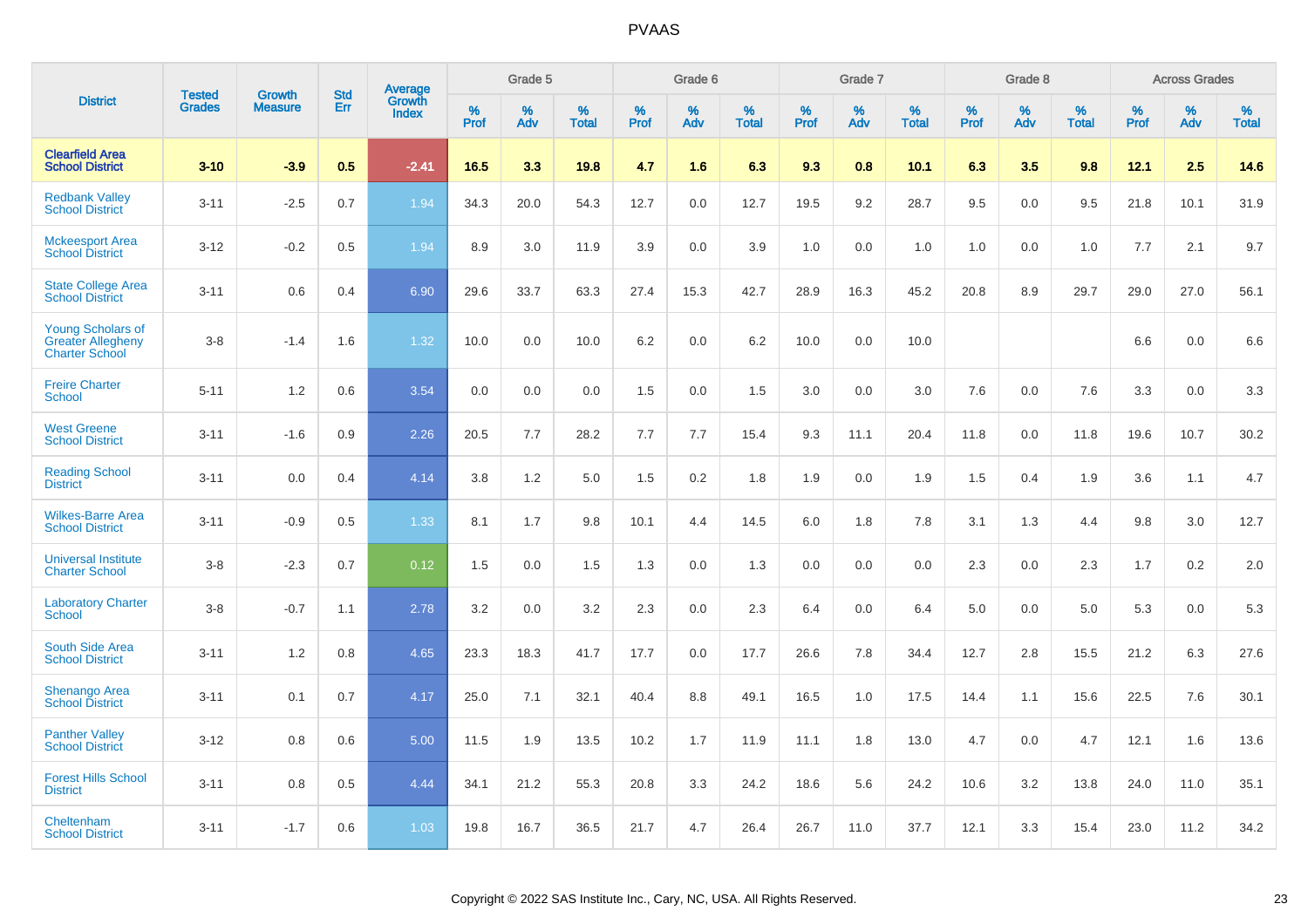# PVAAS

| District | Tested Grades | Growth Measure | Std Err | Average Growth Index | Grade 5 | | | Grade 6 | | | Grade 7 | | | Grade 8 | | | Across Grades | | |
|---|---|---|---|---|---|---|---|---|---|---|---|---|---|---|---|---|---|---|---|
| | | | | | % Prof | % Adv | % Total | % Prof | % Adv | % Total | % Prof | % Adv | % Total | % Prof | % Adv | % Total | % Prof | % Adv | % Total |
| **Clearfield Area School District** | **3-10** | **-3.9** | **0.5** | **-2.41** | **16.5** | **3.3** | **19.8** | **4.7** | **1.6** | **6.3** | **9.3** | **0.8** | **10.1** | **6.3** | **3.5** | **9.8** | **12.1** | **2.5** | **14.6** |
| Redbank Valley School District | 3-11 | -2.5 | 0.7 | 1.94 | 34.3 | 20.0 | 54.3 | 12.7 | 0.0 | 12.7 | 19.5 | 9.2 | 28.7 | 9.5 | 0.0 | 9.5 | 21.8 | 10.1 | 31.9 |
| Mckeesport Area School District | 3-12 | -0.2 | 0.5 | 1.94 | 8.9 | 3.0 | 11.9 | 3.9 | 0.0 | 3.9 | 1.0 | 0.0 | 1.0 | 1.0 | 0.0 | 1.0 | 7.7 | 2.1 | 9.7 |
| State College Area School District | 3-11 | 0.6 | 0.4 | 6.90 | 29.6 | 33.7 | 63.3 | 27.4 | 15.3 | 42.7 | 28.9 | 16.3 | 45.2 | 20.8 | 8.9 | 29.7 | 29.0 | 27.0 | 56.1 |
| Young Scholars of Greater Allegheny Charter School | 3-8 | -1.4 | 1.6 | 1.32 | 10.0 | 0.0 | 10.0 | 6.2 | 0.0 | 6.2 | 10.0 | 0.0 | 10.0 | | | | 6.6 | 0.0 | 6.6 |
| Freire Charter School | 5-11 | 1.2 | 0.6 | 3.54 | 0.0 | 0.0 | 0.0 | 1.5 | 0.0 | 1.5 | 3.0 | 0.0 | 3.0 | 7.6 | 0.0 | 7.6 | 3.3 | 0.0 | 3.3 |
| West Greene School District | 3-11 | -1.6 | 0.9 | 2.26 | 20.5 | 7.7 | 28.2 | 7.7 | 7.7 | 15.4 | 9.3 | 11.1 | 20.4 | 11.8 | 0.0 | 11.8 | 19.6 | 10.7 | 30.2 |
| Reading School District | 3-11 | 0.0 | 0.4 | 4.14 | 3.8 | 1.2 | 5.0 | 1.5 | 0.2 | 1.8 | 1.9 | 0.0 | 1.9 | 1.5 | 0.4 | 1.9 | 3.6 | 1.1 | 4.7 |
| Wilkes-Barre Area School District | 3-11 | -0.9 | 0.5 | 1.33 | 8.1 | 1.7 | 9.8 | 10.1 | 4.4 | 14.5 | 6.0 | 1.8 | 7.8 | 3.1 | 1.3 | 4.4 | 9.8 | 3.0 | 12.7 |
| Universal Institute Charter School | 3-8 | -2.3 | 0.7 | 0.12 | 1.5 | 0.0 | 1.5 | 1.3 | 0.0 | 1.3 | 0.0 | 0.0 | 0.0 | 2.3 | 0.0 | 2.3 | 1.7 | 0.2 | 2.0 |
| Laboratory Charter School | 3-8 | -0.7 | 1.1 | 2.78 | 3.2 | 0.0 | 3.2 | 2.3 | 0.0 | 2.3 | 6.4 | 0.0 | 6.4 | 5.0 | 0.0 | 5.0 | 5.3 | 0.0 | 5.3 |
| South Side Area School District | 3-11 | 1.2 | 0.8 | 4.65 | 23.3 | 18.3 | 41.7 | 17.7 | 0.0 | 17.7 | 26.6 | 7.8 | 34.4 | 12.7 | 2.8 | 15.5 | 21.2 | 6.3 | 27.6 |
| Shenango Area School District | 3-11 | 0.1 | 0.7 | 4.17 | 25.0 | 7.1 | 32.1 | 40.4 | 8.8 | 49.1 | 16.5 | 1.0 | 17.5 | 14.4 | 1.1 | 15.6 | 22.5 | 7.6 | 30.1 |
| Panther Valley School District | 3-12 | 0.8 | 0.6 | 5.00 | 11.5 | 1.9 | 13.5 | 10.2 | 1.7 | 11.9 | 11.1 | 1.8 | 13.0 | 4.7 | 0.0 | 4.7 | 12.1 | 1.6 | 13.6 |
| Forest Hills School District | 3-11 | 0.8 | 0.5 | 4.44 | 34.1 | 21.2 | 55.3 | 20.8 | 3.3 | 24.2 | 18.6 | 5.6 | 24.2 | 10.6 | 3.2 | 13.8 | 24.0 | 11.0 | 35.1 |
| Cheltenham School District | 3-11 | -1.7 | 0.6 | 1.03 | 19.8 | 16.7 | 36.5 | 21.7 | 4.7 | 26.4 | 26.7 | 11.0 | 37.7 | 12.1 | 3.3 | 15.4 | 23.0 | 11.2 | 34.2 |

Copyright © 2022 SAS Institute Inc., Cary, NC, USA. All Rights Reserved.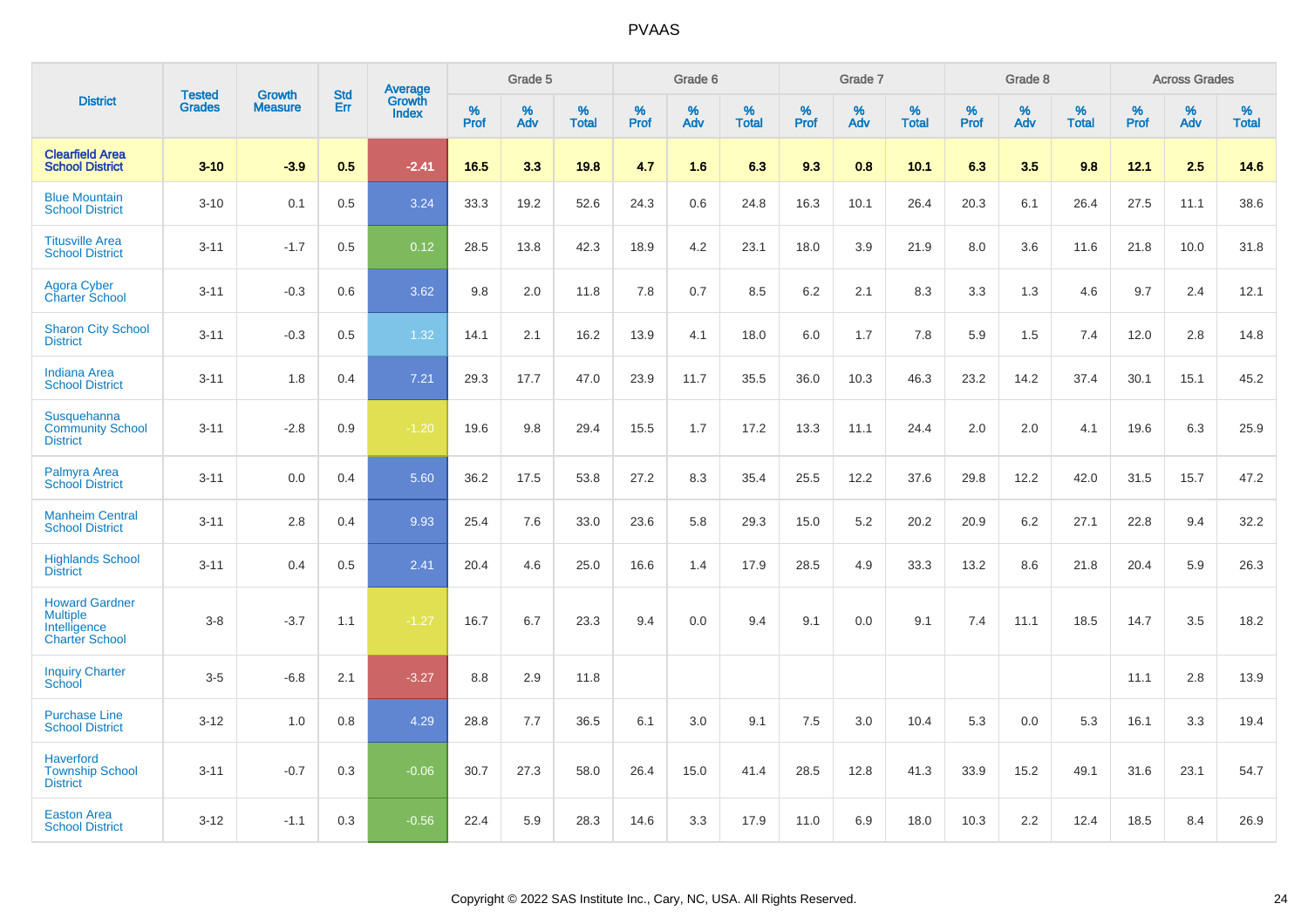# PVAAS

| District | Tested Grades | Growth Measure | Std Err | Average Growth Index | Grade 5 | | | Grade 6 | | | Grade 7 | | | Grade 8 | | | Across Grades | | |
|---|---|---|---|---|---|---|---|---|---|---|---|---|---|---|---|---|---|---|---|
| | | | | | % Prof | % Adv | % Total | % Prof | % Adv | % Total | % Prof | % Adv | % Total | % Prof | % Adv | % Total | % Prof | % Adv | % Total |
| **Clearfield Area School District** | **3-10** | **-3.9** | **0.5** | **-2.41** | **16.5** | **3.3** | **19.8** | **4.7** | **1.6** | **6.3** | **9.3** | **0.8** | **10.1** | **6.3** | **3.5** | **9.8** | **12.1** | **2.5** | **14.6** |
| Blue Mountain School District | 3-10 | 0.1 | 0.5 | 3.24 | 33.3 | 19.2 | 52.6 | 24.3 | 0.6 | 24.8 | 16.3 | 10.1 | 26.4 | 20.3 | 6.1 | 26.4 | 27.5 | 11.1 | 38.6 |
| Titusville Area School District | 3-11 | -1.7 | 0.5 | 0.12 | 28.5 | 13.8 | 42.3 | 18.9 | 4.2 | 23.1 | 18.0 | 3.9 | 21.9 | 8.0 | 3.6 | 11.6 | 21.8 | 10.0 | 31.8 |
| Agora Cyber Charter School | 3-11 | -0.3 | 0.6 | 3.62 | 9.8 | 2.0 | 11.8 | 7.8 | 0.7 | 8.5 | 6.2 | 2.1 | 8.3 | 3.3 | 1.3 | 4.6 | 9.7 | 2.4 | 12.1 |
| Sharon City School District | 3-11 | -0.3 | 0.5 | 1.32 | 14.1 | 2.1 | 16.2 | 13.9 | 4.1 | 18.0 | 6.0 | 1.7 | 7.8 | 5.9 | 1.5 | 7.4 | 12.0 | 2.8 | 14.8 |
| Indiana Area School District | 3-11 | 1.8 | 0.4 | 7.21 | 29.3 | 17.7 | 47.0 | 23.9 | 11.7 | 35.5 | 36.0 | 10.3 | 46.3 | 23.2 | 14.2 | 37.4 | 30.1 | 15.1 | 45.2 |
| Susquehanna Community School District | 3-11 | -2.8 | 0.9 | -1.20 | 19.6 | 9.8 | 29.4 | 15.5 | 1.7 | 17.2 | 13.3 | 11.1 | 24.4 | 2.0 | 2.0 | 4.1 | 19.6 | 6.3 | 25.9 |
| Palmyra Area School District | 3-11 | 0.0 | 0.4 | 5.60 | 36.2 | 17.5 | 53.8 | 27.2 | 8.3 | 35.4 | 25.5 | 12.2 | 37.6 | 29.8 | 12.2 | 42.0 | 31.5 | 15.7 | 47.2 |
| Manheim Central School District | 3-11 | 2.8 | 0.4 | 9.93 | 25.4 | 7.6 | 33.0 | 23.6 | 5.8 | 29.3 | 15.0 | 5.2 | 20.2 | 20.9 | 6.2 | 27.1 | 22.8 | 9.4 | 32.2 |
| Highlands School District | 3-11 | 0.4 | 0.5 | 2.41 | 20.4 | 4.6 | 25.0 | 16.6 | 1.4 | 17.9 | 28.5 | 4.9 | 33.3 | 13.2 | 8.6 | 21.8 | 20.4 | 5.9 | 26.3 |
| Howard Gardner Multiple Intelligence Charter School | 3-8 | -3.7 | 1.1 | -1.27 | 16.7 | 6.7 | 23.3 | 9.4 | 0.0 | 9.4 | 9.1 | 0.0 | 9.1 | 7.4 | 11.1 | 18.5 | 14.7 | 3.5 | 18.2 |
| Inquiry Charter School | 3-5 | -6.8 | 2.1 | -3.27 | 8.8 | 2.9 | 11.8 | | | | | | | | | | 11.1 | 2.8 | 13.9 |
| Purchase Line School District | 3-12 | 1.0 | 0.8 | 4.29 | 28.8 | 7.7 | 36.5 | 6.1 | 3.0 | 9.1 | 7.5 | 3.0 | 10.4 | 5.3 | 0.0 | 5.3 | 16.1 | 3.3 | 19.4 |
| Haverford Township School District | 3-11 | -0.7 | 0.3 | -0.06 | 30.7 | 27.3 | 58.0 | 26.4 | 15.0 | 41.4 | 28.5 | 12.8 | 41.3 | 33.9 | 15.2 | 49.1 | 31.6 | 23.1 | 54.7 |
| Easton Area School District | 3-12 | -1.1 | 0.3 | -0.56 | 22.4 | 5.9 | 28.3 | 14.6 | 3.3 | 17.9 | 11.0 | 6.9 | 18.0 | 10.3 | 2.2 | 12.4 | 18.5 | 8.4 | 26.9 |

Copyright © 2022 SAS Institute Inc., Cary, NC, USA. All Rights Reserved.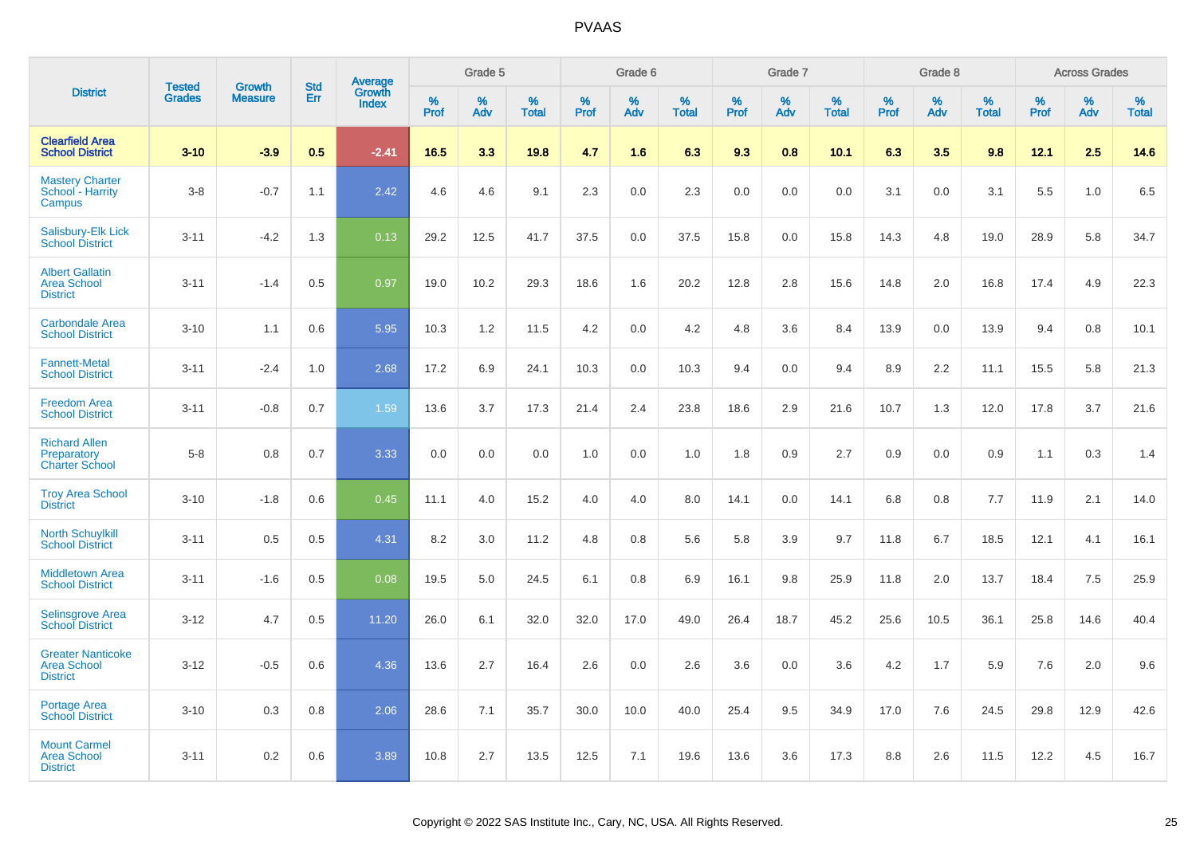| District | Tested Grades | Growth Measure | Std Err | Average Growth Index | Grade 5 | | | Grade 6 | | | Grade 7 | | | Grade 8 | | | Across Grades | | |
|---|---|---|---|---|---|---|---|---|---|---|---|---|---|---|---|---|---|---|---|
| | | | | | % Prof | % Adv | % Total | % Prof | % Adv | % Total | % Prof | % Adv | % Total | % Prof | % Adv | % Total | % Prof | % Adv | % Total |
| **Clearfield Area School District** | **3-10** | **-3.9** | **0.5** | **-2.41** | **16.5** | **3.3** | **19.8** | **4.7** | **1.6** | **6.3** | **9.3** | **0.8** | **10.1** | **6.3** | **3.5** | **9.8** | **12.1** | **2.5** | **14.6** |
| Mastery Charter School - Harrity Campus | 3-8 | -0.7 | 1.1 | 2.42 | 4.6 | 4.6 | 9.1 | 2.3 | 0.0 | 2.3 | 0.0 | 0.0 | 0.0 | 3.1 | 0.0 | 3.1 | 5.5 | 1.0 | 6.5 |
| Salisbury-Elk Lick School District | 3-11 | -4.2 | 1.3 | 0.13 | 29.2 | 12.5 | 41.7 | 37.5 | 0.0 | 37.5 | 15.8 | 0.0 | 15.8 | 14.3 | 4.8 | 19.0 | 28.9 | 5.8 | 34.7 |
| Albert Gallatin Area School District | 3-11 | -1.4 | 0.5 | 0.97 | 19.0 | 10.2 | 29.3 | 18.6 | 1.6 | 20.2 | 12.8 | 2.8 | 15.6 | 14.8 | 2.0 | 16.8 | 17.4 | 4.9 | 22.3 |
| Carbondale Area School District | 3-10 | 1.1 | 0.6 | 5.95 | 10.3 | 1.2 | 11.5 | 4.2 | 0.0 | 4.2 | 4.8 | 3.6 | 8.4 | 13.9 | 0.0 | 13.9 | 9.4 | 0.8 | 10.1 |
| Fannett-Metal School District | 3-11 | -2.4 | 1.0 | 2.68 | 17.2 | 6.9 | 24.1 | 10.3 | 0.0 | 10.3 | 9.4 | 0.0 | 9.4 | 8.9 | 2.2 | 11.1 | 15.5 | 5.8 | 21.3 |
| Freedom Area School District | 3-11 | -0.8 | 0.7 | 1.59 | 13.6 | 3.7 | 17.3 | 21.4 | 2.4 | 23.8 | 18.6 | 2.9 | 21.6 | 10.7 | 1.3 | 12.0 | 17.8 | 3.7 | 21.6 |
| Richard Allen Preparatory Charter School | 5-8 | 0.8 | 0.7 | 3.33 | 0.0 | 0.0 | 0.0 | 1.0 | 0.0 | 1.0 | 1.8 | 0.9 | 2.7 | 0.9 | 0.0 | 0.9 | 1.1 | 0.3 | 1.4 |
| Troy Area School District | 3-10 | -1.8 | 0.6 | 0.45 | 11.1 | 4.0 | 15.2 | 4.0 | 4.0 | 8.0 | 14.1 | 0.0 | 14.1 | 6.8 | 0.8 | 7.7 | 11.9 | 2.1 | 14.0 |
| North Schuylkill School District | 3-11 | 0.5 | 0.5 | 4.31 | 8.2 | 3.0 | 11.2 | 4.8 | 0.8 | 5.6 | 5.8 | 3.9 | 9.7 | 11.8 | 6.7 | 18.5 | 12.1 | 4.1 | 16.1 |
| Middletown Area School District | 3-11 | -1.6 | 0.5 | 0.08 | 19.5 | 5.0 | 24.5 | 6.1 | 0.8 | 6.9 | 16.1 | 9.8 | 25.9 | 11.8 | 2.0 | 13.7 | 18.4 | 7.5 | 25.9 |
| Selinsgrove Area School District | 3-12 | 4.7 | 0.5 | 11.20 | 26.0 | 6.1 | 32.0 | 32.0 | 17.0 | 49.0 | 26.4 | 18.7 | 45.2 | 25.6 | 10.5 | 36.1 | 25.8 | 14.6 | 40.4 |
| Greater Nanticoke Area School District | 3-12 | -0.5 | 0.6 | 4.36 | 13.6 | 2.7 | 16.4 | 2.6 | 0.0 | 2.6 | 3.6 | 0.0 | 3.6 | 4.2 | 1.7 | 5.9 | 7.6 | 2.0 | 9.6 |
| Portage Area School District | 3-10 | 0.3 | 0.8 | 2.06 | 28.6 | 7.1 | 35.7 | 30.0 | 10.0 | 40.0 | 25.4 | 9.5 | 34.9 | 17.0 | 7.6 | 24.5 | 29.8 | 12.9 | 42.6 |
| Mount Carmel Area School District | 3-11 | 0.2 | 0.6 | 3.89 | 10.8 | 2.7 | 13.5 | 12.5 | 7.1 | 19.6 | 13.6 | 3.6 | 17.3 | 8.8 | 2.6 | 11.5 | 12.2 | 4.5 | 16.7 |

Copyright © 2022 SAS Institute Inc., Cary, NC, USA. All Rights Reserved.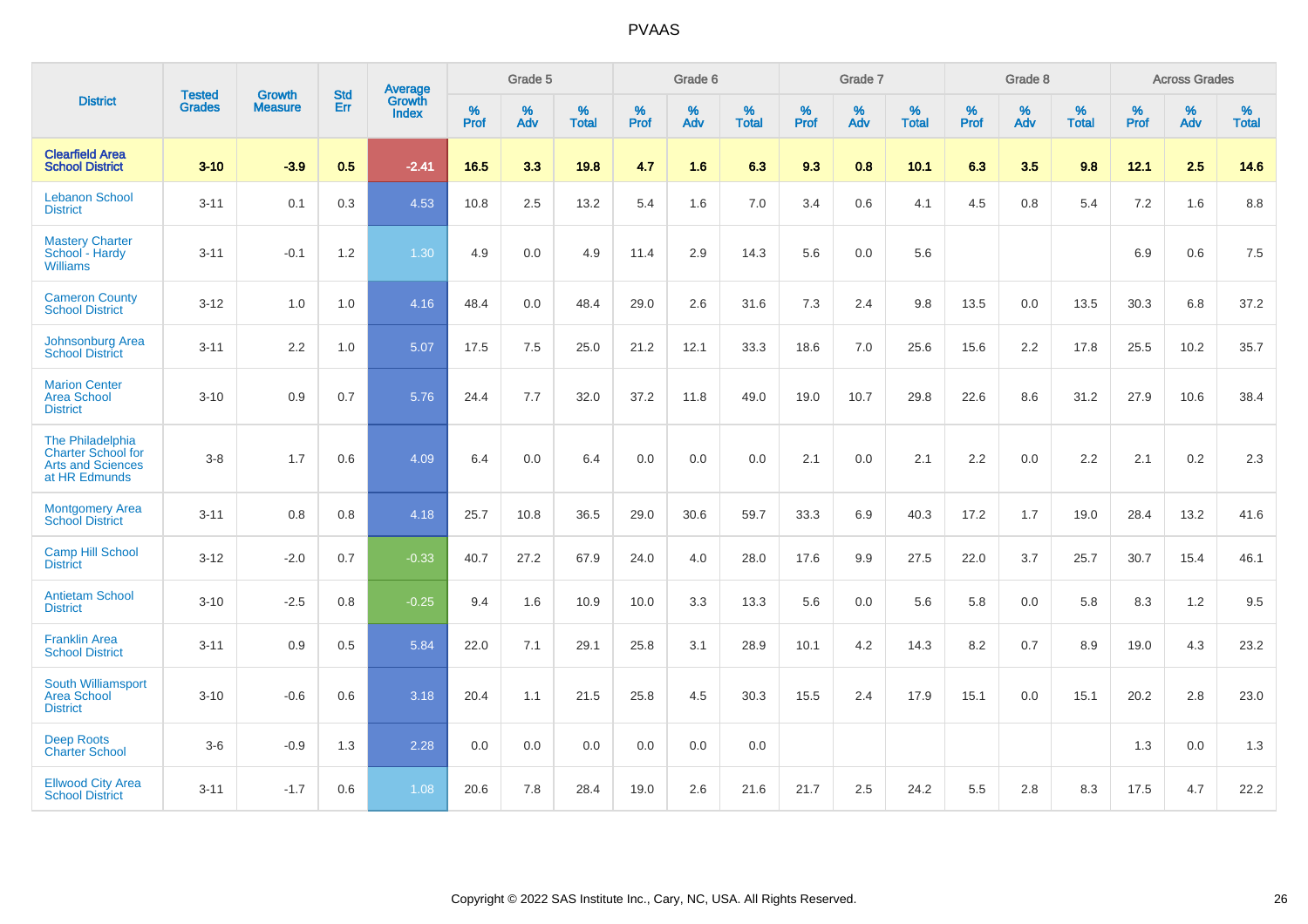# PVAAS

| District | Tested Grades | Growth Measure | Std Err | Average Growth Index | Grade 5 | | | Grade 6 | | | Grade 7 | | | Grade 8 | | | Across Grades | | |
|---|---|---|---|---|---|---|---|---|---|---|---|---|---|---|---|---|---|---|---|
| | | | | | % Prof | % Adv | % Total | % Prof | % Adv | % Total | % Prof | % Adv | % Total | % Prof | % Adv | % Total | % Prof | % Adv | % Total |
| **Clearfield Area School District** | **3-10** | **-3.9** | **0.5** | **-2.41** | **16.5** | **3.3** | **19.8** | **4.7** | **1.6** | **6.3** | **9.3** | **0.8** | **10.1** | **6.3** | **3.5** | **9.8** | **12.1** | **2.5** | **14.6** |
| Lebanon School District | 3-11 | 0.1 | 0.3 | 4.53 | 10.8 | 2.5 | 13.2 | 5.4 | 1.6 | 7.0 | 3.4 | 0.6 | 4.1 | 4.5 | 0.8 | 5.4 | 7.2 | 1.6 | 8.8 |
| Mastery Charter School - Hardy Williams | 3-11 | -0.1 | 1.2 | 1.30 | 4.9 | 0.0 | 4.9 | 11.4 | 2.9 | 14.3 | 5.6 | 0.0 | 5.6 | | | | 6.9 | 0.6 | 7.5 |
| Cameron County School District | 3-12 | 1.0 | 1.0 | 4.16 | 48.4 | 0.0 | 48.4 | 29.0 | 2.6 | 31.6 | 7.3 | 2.4 | 9.8 | 13.5 | 0.0 | 13.5 | 30.3 | 6.8 | 37.2 |
| Johnsonburg Area School District | 3-11 | 2.2 | 1.0 | 5.07 | 17.5 | 7.5 | 25.0 | 21.2 | 12.1 | 33.3 | 18.6 | 7.0 | 25.6 | 15.6 | 2.2 | 17.8 | 25.5 | 10.2 | 35.7 |
| Marion Center Area School District | 3-10 | 0.9 | 0.7 | 5.76 | 24.4 | 7.7 | 32.0 | 37.2 | 11.8 | 49.0 | 19.0 | 10.7 | 29.8 | 22.6 | 8.6 | 31.2 | 27.9 | 10.6 | 38.4 |
| The Philadelphia Charter School for Arts and Sciences at HR Edmunds | 3-8 | 1.7 | 0.6 | 4.09 | 6.4 | 0.0 | 6.4 | 0.0 | 0.0 | 0.0 | 2.1 | 0.0 | 2.1 | 2.2 | 0.0 | 2.2 | 2.1 | 0.2 | 2.3 |
| Montgomery Area School District | 3-11 | 0.8 | 0.8 | 4.18 | 25.7 | 10.8 | 36.5 | 29.0 | 30.6 | 59.7 | 33.3 | 6.9 | 40.3 | 17.2 | 1.7 | 19.0 | 28.4 | 13.2 | 41.6 |
| Camp Hill School District | 3-12 | -2.0 | 0.7 | -0.33 | 40.7 | 27.2 | 67.9 | 24.0 | 4.0 | 28.0 | 17.6 | 9.9 | 27.5 | 22.0 | 3.7 | 25.7 | 30.7 | 15.4 | 46.1 |
| Antietam School District | 3-10 | -2.5 | 0.8 | -0.25 | 9.4 | 1.6 | 10.9 | 10.0 | 3.3 | 13.3 | 5.6 | 0.0 | 5.6 | 5.8 | 0.0 | 5.8 | 8.3 | 1.2 | 9.5 |
| Franklin Area School District | 3-11 | 0.9 | 0.5 | 5.84 | 22.0 | 7.1 | 29.1 | 25.8 | 3.1 | 28.9 | 10.1 | 4.2 | 14.3 | 8.2 | 0.7 | 8.9 | 19.0 | 4.3 | 23.2 |
| South Williamsport Area School District | 3-10 | -0.6 | 0.6 | 3.18 | 20.4 | 1.1 | 21.5 | 25.8 | 4.5 | 30.3 | 15.5 | 2.4 | 17.9 | 15.1 | 0.0 | 15.1 | 20.2 | 2.8 | 23.0 |
| Deep Roots Charter School | 3-6 | -0.9 | 1.3 | 2.28 | 0.0 | 0.0 | 0.0 | 0.0 | 0.0 | 0.0 | | | | | | | 1.3 | 0.0 | 1.3 |
| Ellwood City Area School District | 3-11 | -1.7 | 0.6 | 1.08 | 20.6 | 7.8 | 28.4 | 19.0 | 2.6 | 21.6 | 21.7 | 2.5 | 24.2 | 5.5 | 2.8 | 8.3 | 17.5 | 4.7 | 22.2 |

Copyright © 2022 SAS Institute Inc., Cary, NC, USA. All Rights Reserved.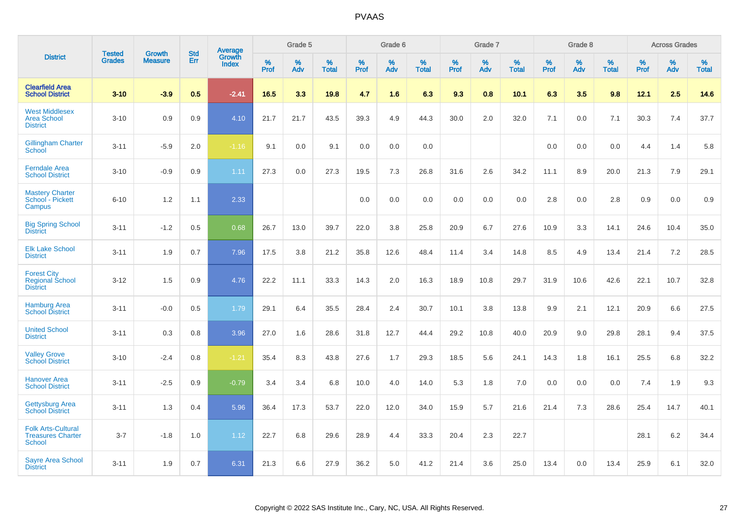| District | Tested Grades | Growth Measure | Std Err | Average Growth Index | Grade 5 | | | Grade 6 | | | Grade 7 | | | Grade 8 | | | Across Grades | | |
|---|---|---|---|---|---|---|---|---|---|---|---|---|---|---|---|---|---|---|---|
| | | | | | % Prof | % Adv | % Total | % Prof | % Adv | % Total | % Prof | % Adv | % Total | % Prof | % Adv | % Total | % Prof | % Adv | % Total |
| **Clearfield Area School District** | **3-10** | **-3.9** | **0.5** | **-2.41** | **16.5** | **3.3** | **19.8** | **4.7** | **1.6** | **6.3** | **9.3** | **0.8** | **10.1** | **6.3** | **3.5** | **9.8** | **12.1** | **2.5** | **14.6** |
| West Middlesex Area School District | 3-10 | 0.9 | 0.9 | 4.10 | 21.7 | 21.7 | 43.5 | 39.3 | 4.9 | 44.3 | 30.0 | 2.0 | 32.0 | 7.1 | 0.0 | 7.1 | 30.3 | 7.4 | 37.7 |
| Gillingham Charter School | 3-11 | -5.9 | 2.0 | -1.16 | 9.1 | 0.0 | 9.1 | 0.0 | 0.0 | 0.0 | | | | 0.0 | 0.0 | 0.0 | 4.4 | 1.4 | 5.8 |
| Ferndale Area School District | 3-10 | -0.9 | 0.9 | 1.11 | 27.3 | 0.0 | 27.3 | 19.5 | 7.3 | 26.8 | 31.6 | 2.6 | 34.2 | 11.1 | 8.9 | 20.0 | 21.3 | 7.9 | 29.1 |
| Mastery Charter School - Pickett Campus | 6-10 | 1.2 | 1.1 | 2.33 | | | | 0.0 | 0.0 | 0.0 | 0.0 | 0.0 | 0.0 | 2.8 | 0.0 | 2.8 | 0.9 | 0.0 | 0.9 |
| Big Spring School District | 3-11 | -1.2 | 0.5 | 0.68 | 26.7 | 13.0 | 39.7 | 22.0 | 3.8 | 25.8 | 20.9 | 6.7 | 27.6 | 10.9 | 3.3 | 14.1 | 24.6 | 10.4 | 35.0 |
| Elk Lake School District | 3-11 | 1.9 | 0.7 | 7.96 | 17.5 | 3.8 | 21.2 | 35.8 | 12.6 | 48.4 | 11.4 | 3.4 | 14.8 | 8.5 | 4.9 | 13.4 | 21.4 | 7.2 | 28.5 |
| Forest City Regional School District | 3-12 | 1.5 | 0.9 | 4.76 | 22.2 | 11.1 | 33.3 | 14.3 | 2.0 | 16.3 | 18.9 | 10.8 | 29.7 | 31.9 | 10.6 | 42.6 | 22.1 | 10.7 | 32.8 |
| Hamburg Area School District | 3-11 | -0.0 | 0.5 | 1.79 | 29.1 | 6.4 | 35.5 | 28.4 | 2.4 | 30.7 | 10.1 | 3.8 | 13.8 | 9.9 | 2.1 | 12.1 | 20.9 | 6.6 | 27.5 |
| United School District | 3-11 | 0.3 | 0.8 | 3.96 | 27.0 | 1.6 | 28.6 | 31.8 | 12.7 | 44.4 | 29.2 | 10.8 | 40.0 | 20.9 | 9.0 | 29.8 | 28.1 | 9.4 | 37.5 |
| Valley Grove School District | 3-10 | -2.4 | 0.8 | -1.21 | 35.4 | 8.3 | 43.8 | 27.6 | 1.7 | 29.3 | 18.5 | 5.6 | 24.1 | 14.3 | 1.8 | 16.1 | 25.5 | 6.8 | 32.2 |
| Hanover Area School District | 3-11 | -2.5 | 0.9 | -0.79 | 3.4 | 3.4 | 6.8 | 10.0 | 4.0 | 14.0 | 5.3 | 1.8 | 7.0 | 0.0 | 0.0 | 0.0 | 7.4 | 1.9 | 9.3 |
| Gettysburg Area School District | 3-11 | 1.3 | 0.4 | 5.96 | 36.4 | 17.3 | 53.7 | 22.0 | 12.0 | 34.0 | 15.9 | 5.7 | 21.6 | 21.4 | 7.3 | 28.6 | 25.4 | 14.7 | 40.1 |
| Folk Arts-Cultural Treasures Charter School | 3-7 | -1.8 | 1.0 | 1.12 | 22.7 | 6.8 | 29.6 | 28.9 | 4.4 | 33.3 | 20.4 | 2.3 | 22.7 | | | | 28.1 | 6.2 | 34.4 |
| Sayre Area School District | 3-11 | 1.9 | 0.7 | 6.31 | 21.3 | 6.6 | 27.9 | 36.2 | 5.0 | 41.2 | 21.4 | 3.6 | 25.0 | 13.4 | 0.0 | 13.4 | 25.9 | 6.1 | 32.0 |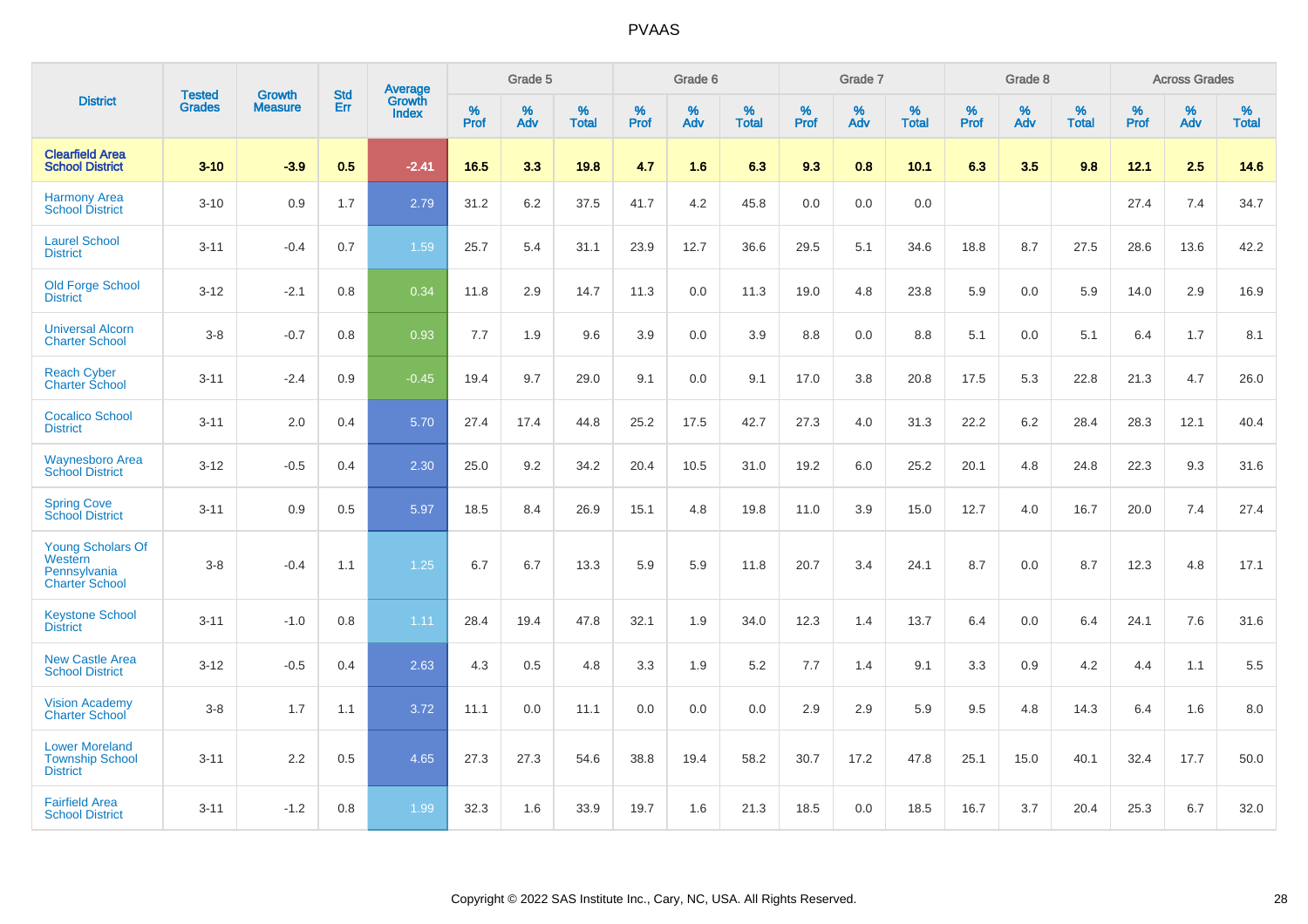# PVAAS

| District | Tested Grades | Growth Measure | Std Err | Average Growth Index | Grade 5 | | | Grade 6 | | | Grade 7 | | | Grade 8 | | | Across Grades | | |
|---|---|---|---|---|---|---|---|---|---|---|---|---|---|---|---|---|---|---|---|
| | | | | | % Prof | % Adv | % Total | % Prof | % Adv | % Total | % Prof | % Adv | % Total | % Prof | % Adv | % Total | % Prof | % Adv | % Total |
| **Clearfield Area School District** | **3-10** | **-3.9** | **0.5** | **-2.41** | **16.5** | **3.3** | **19.8** | **4.7** | **1.6** | **6.3** | **9.3** | **0.8** | **10.1** | **6.3** | **3.5** | **9.8** | **12.1** | **2.5** | **14.6** |
| Harmony Area School District | 3-10 | 0.9 | 1.7 | 2.79 | 31.2 | 6.2 | 37.5 | 41.7 | 4.2 | 45.8 | 0.0 | 0.0 | 0.0 | | | | 27.4 | 7.4 | 34.7 |
| Laurel School District | 3-11 | -0.4 | 0.7 | 1.59 | 25.7 | 5.4 | 31.1 | 23.9 | 12.7 | 36.6 | 29.5 | 5.1 | 34.6 | 18.8 | 8.7 | 27.5 | 28.6 | 13.6 | 42.2 |
| Old Forge School District | 3-12 | -2.1 | 0.8 | 0.34 | 11.8 | 2.9 | 14.7 | 11.3 | 0.0 | 11.3 | 19.0 | 4.8 | 23.8 | 5.9 | 0.0 | 5.9 | 14.0 | 2.9 | 16.9 |
| Universal Alcorn Charter School | 3-8 | -0.7 | 0.8 | 0.93 | 7.7 | 1.9 | 9.6 | 3.9 | 0.0 | 3.9 | 8.8 | 0.0 | 8.8 | 5.1 | 0.0 | 5.1 | 6.4 | 1.7 | 8.1 |
| Reach Cyber Charter School | 3-11 | -2.4 | 0.9 | -0.45 | 19.4 | 9.7 | 29.0 | 9.1 | 0.0 | 9.1 | 17.0 | 3.8 | 20.8 | 17.5 | 5.3 | 22.8 | 21.3 | 4.7 | 26.0 |
| Cocalico School District | 3-11 | 2.0 | 0.4 | 5.70 | 27.4 | 17.4 | 44.8 | 25.2 | 17.5 | 42.7 | 27.3 | 4.0 | 31.3 | 22.2 | 6.2 | 28.4 | 28.3 | 12.1 | 40.4 |
| Waynesboro Area School District | 3-12 | -0.5 | 0.4 | 2.30 | 25.0 | 9.2 | 34.2 | 20.4 | 10.5 | 31.0 | 19.2 | 6.0 | 25.2 | 20.1 | 4.8 | 24.8 | 22.3 | 9.3 | 31.6 |
| Spring Cove School District | 3-11 | 0.9 | 0.5 | 5.97 | 18.5 | 8.4 | 26.9 | 15.1 | 4.8 | 19.8 | 11.0 | 3.9 | 15.0 | 12.7 | 4.0 | 16.7 | 20.0 | 7.4 | 27.4 |
| Young Scholars Of Western Pennsylvania Charter School | 3-8 | -0.4 | 1.1 | 1.25 | 6.7 | 6.7 | 13.3 | 5.9 | 5.9 | 11.8 | 20.7 | 3.4 | 24.1 | 8.7 | 0.0 | 8.7 | 12.3 | 4.8 | 17.1 |
| Keystone School District | 3-11 | -1.0 | 0.8 | 1.11 | 28.4 | 19.4 | 47.8 | 32.1 | 1.9 | 34.0 | 12.3 | 1.4 | 13.7 | 6.4 | 0.0 | 6.4 | 24.1 | 7.6 | 31.6 |
| New Castle Area School District | 3-12 | -0.5 | 0.4 | 2.63 | 4.3 | 0.5 | 4.8 | 3.3 | 1.9 | 5.2 | 7.7 | 1.4 | 9.1 | 3.3 | 0.9 | 4.2 | 4.4 | 1.1 | 5.5 |
| Vision Academy Charter School | 3-8 | 1.7 | 1.1 | 3.72 | 11.1 | 0.0 | 11.1 | 0.0 | 0.0 | 0.0 | 2.9 | 2.9 | 5.9 | 9.5 | 4.8 | 14.3 | 6.4 | 1.6 | 8.0 |
| Lower Moreland Township School District | 3-11 | 2.2 | 0.5 | 4.65 | 27.3 | 27.3 | 54.6 | 38.8 | 19.4 | 58.2 | 30.7 | 17.2 | 47.8 | 25.1 | 15.0 | 40.1 | 32.4 | 17.7 | 50.0 |
| Fairfield Area School District | 3-11 | -1.2 | 0.8 | 1.99 | 32.3 | 1.6 | 33.9 | 19.7 | 1.6 | 21.3 | 18.5 | 0.0 | 18.5 | 16.7 | 3.7 | 20.4 | 25.3 | 6.7 | 32.0 |

Copyright © 2022 SAS Institute Inc., Cary, NC, USA. All Rights Reserved.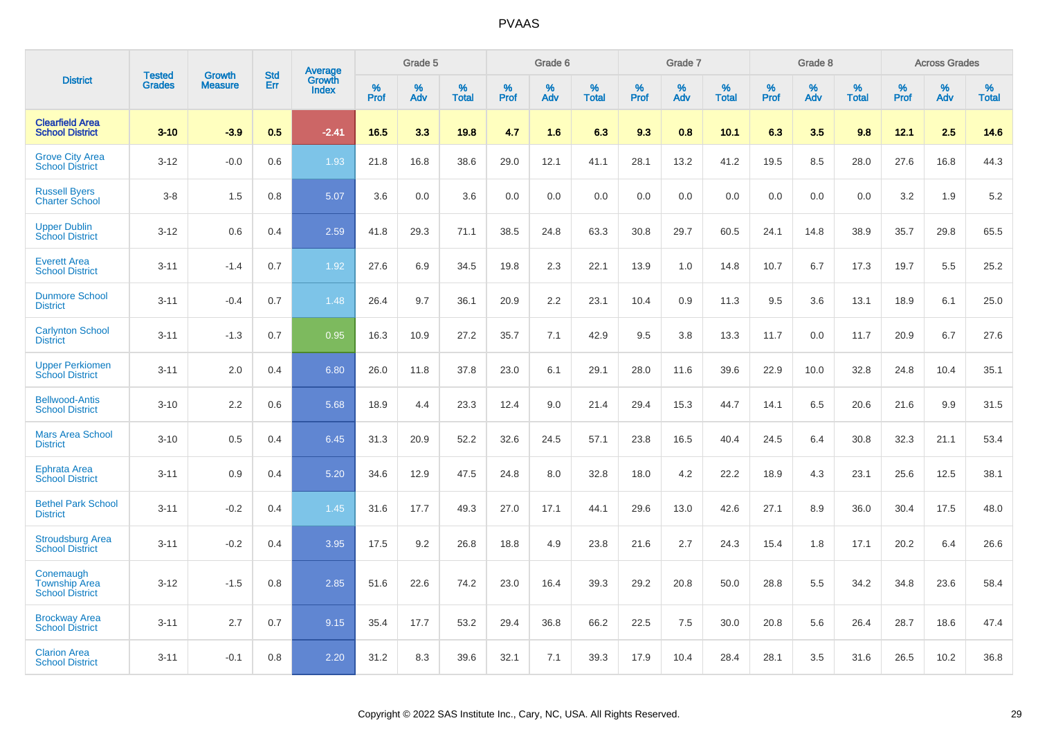| District | Tested Grades | Growth Measure | Std Err | Average Growth Index | Grade 5 | | | Grade 6 | | | Grade 7 | | | Grade 8 | | | Across Grades | | |
|---|---|---|---|---|---|---|---|---|---|---|---|---|---|---|---|---|---|---|---|
| | | | | | % Prof | % Adv | % Total | % Prof | % Adv | % Total | % Prof | % Adv | % Total | % Prof | % Adv | % Total | % Prof | % Adv | % Total |
| **Clearfield Area School District** | **3-10** | **-3.9** | **0.5** | **-2.41** | **16.5** | **3.3** | **19.8** | **4.7** | **1.6** | **6.3** | **9.3** | **0.8** | **10.1** | **6.3** | **3.5** | **9.8** | **12.1** | **2.5** | **14.6** |
| Grove City Area School District | 3-12 | -0.0 | 0.6 | 1.93 | 21.8 | 16.8 | 38.6 | 29.0 | 12.1 | 41.1 | 28.1 | 13.2 | 41.2 | 19.5 | 8.5 | 28.0 | 27.6 | 16.8 | 44.3 |
| Russell Byers Charter School | 3-8 | 1.5 | 0.8 | 5.07 | 3.6 | 0.0 | 3.6 | 0.0 | 0.0 | 0.0 | 0.0 | 0.0 | 0.0 | 0.0 | 0.0 | 0.0 | 3.2 | 1.9 | 5.2 |
| Upper Dublin School District | 3-12 | 0.6 | 0.4 | 2.59 | 41.8 | 29.3 | 71.1 | 38.5 | 24.8 | 63.3 | 30.8 | 29.7 | 60.5 | 24.1 | 14.8 | 38.9 | 35.7 | 29.8 | 65.5 |
| Everett Area School District | 3-11 | -1.4 | 0.7 | 1.92 | 27.6 | 6.9 | 34.5 | 19.8 | 2.3 | 22.1 | 13.9 | 1.0 | 14.8 | 10.7 | 6.7 | 17.3 | 19.7 | 5.5 | 25.2 |
| Dunmore School District | 3-11 | -0.4 | 0.7 | 1.48 | 26.4 | 9.7 | 36.1 | 20.9 | 2.2 | 23.1 | 10.4 | 0.9 | 11.3 | 9.5 | 3.6 | 13.1 | 18.9 | 6.1 | 25.0 |
| Carlynton School District | 3-11 | -1.3 | 0.7 | 0.95 | 16.3 | 10.9 | 27.2 | 35.7 | 7.1 | 42.9 | 9.5 | 3.8 | 13.3 | 11.7 | 0.0 | 11.7 | 20.9 | 6.7 | 27.6 |
| Upper Perkiomen School District | 3-11 | 2.0 | 0.4 | 6.80 | 26.0 | 11.8 | 37.8 | 23.0 | 6.1 | 29.1 | 28.0 | 11.6 | 39.6 | 22.9 | 10.0 | 32.8 | 24.8 | 10.4 | 35.1 |
| Bellwood-Antis School District | 3-10 | 2.2 | 0.6 | 5.68 | 18.9 | 4.4 | 23.3 | 12.4 | 9.0 | 21.4 | 29.4 | 15.3 | 44.7 | 14.1 | 6.5 | 20.6 | 21.6 | 9.9 | 31.5 |
| Mars Area School District | 3-10 | 0.5 | 0.4 | 6.45 | 31.3 | 20.9 | 52.2 | 32.6 | 24.5 | 57.1 | 23.8 | 16.5 | 40.4 | 24.5 | 6.4 | 30.8 | 32.3 | 21.1 | 53.4 |
| Ephrata Area School District | 3-11 | 0.9 | 0.4 | 5.20 | 34.6 | 12.9 | 47.5 | 24.8 | 8.0 | 32.8 | 18.0 | 4.2 | 22.2 | 18.9 | 4.3 | 23.1 | 25.6 | 12.5 | 38.1 |
| Bethel Park School District | 3-11 | -0.2 | 0.4 | 1.45 | 31.6 | 17.7 | 49.3 | 27.0 | 17.1 | 44.1 | 29.6 | 13.0 | 42.6 | 27.1 | 8.9 | 36.0 | 30.4 | 17.5 | 48.0 |
| Stroudsburg Area School District | 3-11 | -0.2 | 0.4 | 3.95 | 17.5 | 9.2 | 26.8 | 18.8 | 4.9 | 23.8 | 21.6 | 2.7 | 24.3 | 15.4 | 1.8 | 17.1 | 20.2 | 6.4 | 26.6 |
| Conemaugh Township Area School District | 3-12 | -1.5 | 0.8 | 2.85 | 51.6 | 22.6 | 74.2 | 23.0 | 16.4 | 39.3 | 29.2 | 20.8 | 50.0 | 28.8 | 5.5 | 34.2 | 34.8 | 23.6 | 58.4 |
| Brockway Area School District | 3-11 | 2.7 | 0.7 | 9.15 | 35.4 | 17.7 | 53.2 | 29.4 | 36.8 | 66.2 | 22.5 | 7.5 | 30.0 | 20.8 | 5.6 | 26.4 | 28.7 | 18.6 | 47.4 |
| Clarion Area School District | 3-11 | -0.1 | 0.8 | 2.20 | 31.2 | 8.3 | 39.6 | 32.1 | 7.1 | 39.3 | 17.9 | 10.4 | 28.4 | 28.1 | 3.5 | 31.6 | 26.5 | 10.2 | 36.8 |

Copyright © 2022 SAS Institute Inc., Cary, NC, USA. All Rights Reserved.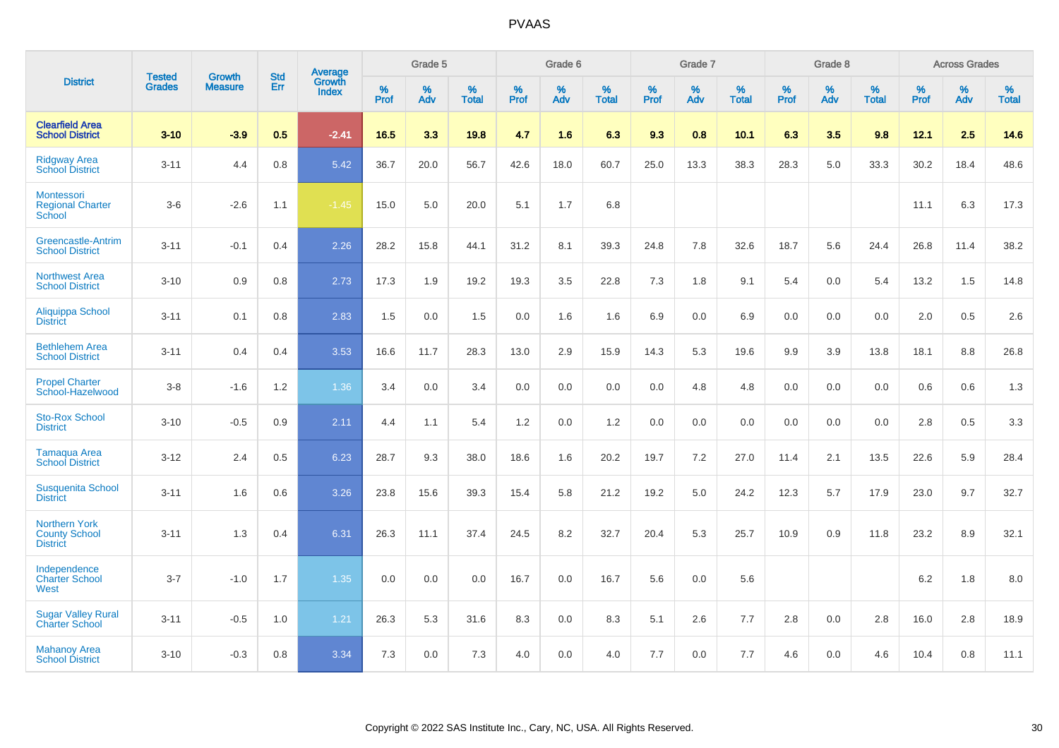| District | Tested Grades | Growth Measure | Std Err | Average Growth Index | Grade 5 | | | Grade 6 | | | Grade 7 | | | Grade 8 | | | Across Grades | | |
|---|---|---|---|---|---|---|---|---|---|---|---|---|---|---|---|---|---|---|---|
| | | | | | % Prof | % Adv | % Total | % Prof | % Adv | % Total | % Prof | % Adv | % Total | % Prof | % Adv | % Total | % Prof | % Adv | % Total |
| **Clearfield Area School District** | **3-10** | **-3.9** | **0.5** | **-2.41** | **16.5** | **3.3** | **19.8** | **4.7** | **1.6** | **6.3** | **9.3** | **0.8** | **10.1** | **6.3** | **3.5** | **9.8** | **12.1** | **2.5** | **14.6** |
| Ridgway Area School District | 3-11 | 4.4 | 0.8 | 5.42 | 36.7 | 20.0 | 56.7 | 42.6 | 18.0 | 60.7 | 25.0 | 13.3 | 38.3 | 28.3 | 5.0 | 33.3 | 30.2 | 18.4 | 48.6 |
| Montessori Regional Charter School | 3-6 | -2.6 | 1.1 | -1.45 | 15.0 | 5.0 | 20.0 | 5.1 | 1.7 | 6.8 | | | | | | | 11.1 | 6.3 | 17.3 |
| Greencastle-Antrim School District | 3-11 | -0.1 | 0.4 | 2.26 | 28.2 | 15.8 | 44.1 | 31.2 | 8.1 | 39.3 | 24.8 | 7.8 | 32.6 | 18.7 | 5.6 | 24.4 | 26.8 | 11.4 | 38.2 |
| Northwest Area School District | 3-10 | 0.9 | 0.8 | 2.73 | 17.3 | 1.9 | 19.2 | 19.3 | 3.5 | 22.8 | 7.3 | 1.8 | 9.1 | 5.4 | 0.0 | 5.4 | 13.2 | 1.5 | 14.8 |
| Aliquippa School District | 3-11 | 0.1 | 0.8 | 2.83 | 1.5 | 0.0 | 1.5 | 0.0 | 1.6 | 1.6 | 6.9 | 0.0 | 6.9 | 0.0 | 0.0 | 0.0 | 2.0 | 0.5 | 2.6 |
| Bethlehem Area School District | 3-11 | 0.4 | 0.4 | 3.53 | 16.6 | 11.7 | 28.3 | 13.0 | 2.9 | 15.9 | 14.3 | 5.3 | 19.6 | 9.9 | 3.9 | 13.8 | 18.1 | 8.8 | 26.8 |
| Propel Charter School-Hazelwood | 3-8 | -1.6 | 1.2 | 1.36 | 3.4 | 0.0 | 3.4 | 0.0 | 0.0 | 0.0 | 0.0 | 4.8 | 4.8 | 0.0 | 0.0 | 0.0 | 0.6 | 0.6 | 1.3 |
| Sto-Rox School District | 3-10 | -0.5 | 0.9 | 2.11 | 4.4 | 1.1 | 5.4 | 1.2 | 0.0 | 1.2 | 0.0 | 0.0 | 0.0 | 0.0 | 0.0 | 0.0 | 2.8 | 0.5 | 3.3 |
| Tamaqua Area School District | 3-12 | 2.4 | 0.5 | 6.23 | 28.7 | 9.3 | 38.0 | 18.6 | 1.6 | 20.2 | 19.7 | 7.2 | 27.0 | 11.4 | 2.1 | 13.5 | 22.6 | 5.9 | 28.4 |
| Susquenita School District | 3-11 | 1.6 | 0.6 | 3.26 | 23.8 | 15.6 | 39.3 | 15.4 | 5.8 | 21.2 | 19.2 | 5.0 | 24.2 | 12.3 | 5.7 | 17.9 | 23.0 | 9.7 | 32.7 |
| Northern York County School District | 3-11 | 1.3 | 0.4 | 6.31 | 26.3 | 11.1 | 37.4 | 24.5 | 8.2 | 32.7 | 20.4 | 5.3 | 25.7 | 10.9 | 0.9 | 11.8 | 23.2 | 8.9 | 32.1 |
| Independence Charter School West | 3-7 | -1.0 | 1.7 | 1.35 | 0.0 | 0.0 | 0.0 | 16.7 | 0.0 | 16.7 | 5.6 | 0.0 | 5.6 | | | | 6.2 | 1.8 | 8.0 |
| Sugar Valley Rural Charter School | 3-11 | -0.5 | 1.0 | 1.21 | 26.3 | 5.3 | 31.6 | 8.3 | 0.0 | 8.3 | 5.1 | 2.6 | 7.7 | 2.8 | 0.0 | 2.8 | 16.0 | 2.8 | 18.9 |
| Mahanoy Area School District | 3-10 | -0.3 | 0.8 | 3.34 | 7.3 | 0.0 | 7.3 | 4.0 | 0.0 | 4.0 | 7.7 | 0.0 | 7.7 | 4.6 | 0.0 | 4.6 | 10.4 | 0.8 | 11.1 |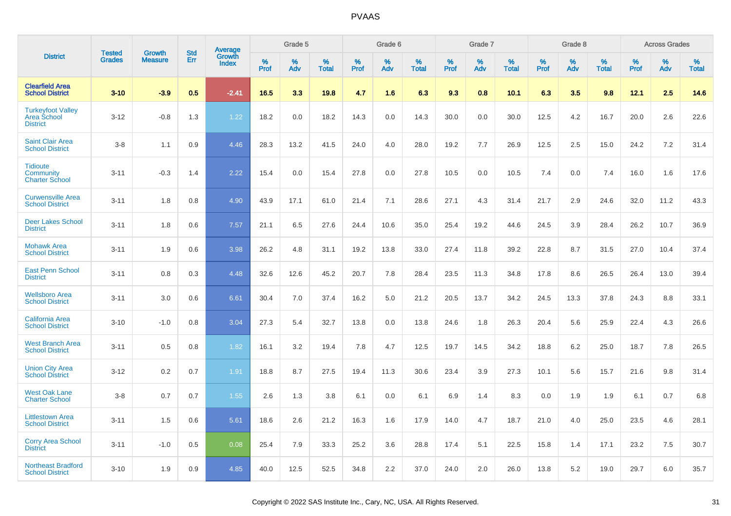# PVAAS

| District | Tested Grades | Growth Measure | Std Err | Average Growth Index | Grade 5 | | | Grade 6 | | | Grade 7 | | | Grade 8 | | | Across Grades | | |
|---|---|---|---|---|---|---|---|---|---|---|---|---|---|---|---|---|---|---|---|
| | | | | | % Prof | % Adv | % Total | % Prof | % Adv | % Total | % Prof | % Adv | % Total | % Prof | % Adv | % Total | % Prof | % Adv | % Total |
| **Clearfield Area School District** | **3-10** | **-3.9** | **0.5** | **-2.41** | **16.5** | **3.3** | **19.8** | **4.7** | **1.6** | **6.3** | **9.3** | **0.8** | **10.1** | **6.3** | **3.5** | **9.8** | **12.1** | **2.5** | **14.6** |
| Turkeyfoot Valley Area School District | 3-12 | -0.8 | 1.3 | 1.22 | 18.2 | 0.0 | 18.2 | 14.3 | 0.0 | 14.3 | 30.0 | 0.0 | 30.0 | 12.5 | 4.2 | 16.7 | 20.0 | 2.6 | 22.6 |
| Saint Clair Area School District | 3-8 | 1.1 | 0.9 | 4.46 | 28.3 | 13.2 | 41.5 | 24.0 | 4.0 | 28.0 | 19.2 | 7.7 | 26.9 | 12.5 | 2.5 | 15.0 | 24.2 | 7.2 | 31.4 |
| Tidioute Community Charter School | 3-11 | -0.3 | 1.4 | 2.22 | 15.4 | 0.0 | 15.4 | 27.8 | 0.0 | 27.8 | 10.5 | 0.0 | 10.5 | 7.4 | 0.0 | 7.4 | 16.0 | 1.6 | 17.6 |
| Curwensville Area School District | 3-11 | 1.8 | 0.8 | 4.90 | 43.9 | 17.1 | 61.0 | 21.4 | 7.1 | 28.6 | 27.1 | 4.3 | 31.4 | 21.7 | 2.9 | 24.6 | 32.0 | 11.2 | 43.3 |
| Deer Lakes School District | 3-11 | 1.8 | 0.6 | 7.57 | 21.1 | 6.5 | 27.6 | 24.4 | 10.6 | 35.0 | 25.4 | 19.2 | 44.6 | 24.5 | 3.9 | 28.4 | 26.2 | 10.7 | 36.9 |
| Mohawk Area School District | 3-11 | 1.9 | 0.6 | 3.98 | 26.2 | 4.8 | 31.1 | 19.2 | 13.8 | 33.0 | 27.4 | 11.8 | 39.2 | 22.8 | 8.7 | 31.5 | 27.0 | 10.4 | 37.4 |
| East Penn School District | 3-11 | 0.8 | 0.3 | 4.48 | 32.6 | 12.6 | 45.2 | 20.7 | 7.8 | 28.4 | 23.5 | 11.3 | 34.8 | 17.8 | 8.6 | 26.5 | 26.4 | 13.0 | 39.4 |
| Wellsboro Area School District | 3-11 | 3.0 | 0.6 | 6.61 | 30.4 | 7.0 | 37.4 | 16.2 | 5.0 | 21.2 | 20.5 | 13.7 | 34.2 | 24.5 | 13.3 | 37.8 | 24.3 | 8.8 | 33.1 |
| California Area School District | 3-10 | -1.0 | 0.8 | 3.04 | 27.3 | 5.4 | 32.7 | 13.8 | 0.0 | 13.8 | 24.6 | 1.8 | 26.3 | 20.4 | 5.6 | 25.9 | 22.4 | 4.3 | 26.6 |
| West Branch Area School District | 3-11 | 0.5 | 0.8 | 1.82 | 16.1 | 3.2 | 19.4 | 7.8 | 4.7 | 12.5 | 19.7 | 14.5 | 34.2 | 18.8 | 6.2 | 25.0 | 18.7 | 7.8 | 26.5 |
| Union City Area School District | 3-12 | 0.2 | 0.7 | 1.91 | 18.8 | 8.7 | 27.5 | 19.4 | 11.3 | 30.6 | 23.4 | 3.9 | 27.3 | 10.1 | 5.6 | 15.7 | 21.6 | 9.8 | 31.4 |
| West Oak Lane Charter School | 3-8 | 0.7 | 0.7 | 1.55 | 2.6 | 1.3 | 3.8 | 6.1 | 0.0 | 6.1 | 6.9 | 1.4 | 8.3 | 0.0 | 1.9 | 1.9 | 6.1 | 0.7 | 6.8 |
| Littlestown Area School District | 3-11 | 1.5 | 0.6 | 5.61 | 18.6 | 2.6 | 21.2 | 16.3 | 1.6 | 17.9 | 14.0 | 4.7 | 18.7 | 21.0 | 4.0 | 25.0 | 23.5 | 4.6 | 28.1 |
| Corry Area School District | 3-11 | -1.0 | 0.5 | 0.08 | 25.4 | 7.9 | 33.3 | 25.2 | 3.6 | 28.8 | 17.4 | 5.1 | 22.5 | 15.8 | 1.4 | 17.1 | 23.2 | 7.5 | 30.7 |
| Northeast Bradford School District | 3-10 | 1.9 | 0.9 | 4.85 | 40.0 | 12.5 | 52.5 | 34.8 | 2.2 | 37.0 | 24.0 | 2.0 | 26.0 | 13.8 | 5.2 | 19.0 | 29.7 | 6.0 | 35.7 |

Copyright © 2022 SAS Institute Inc., Cary, NC, USA. All Rights Reserved.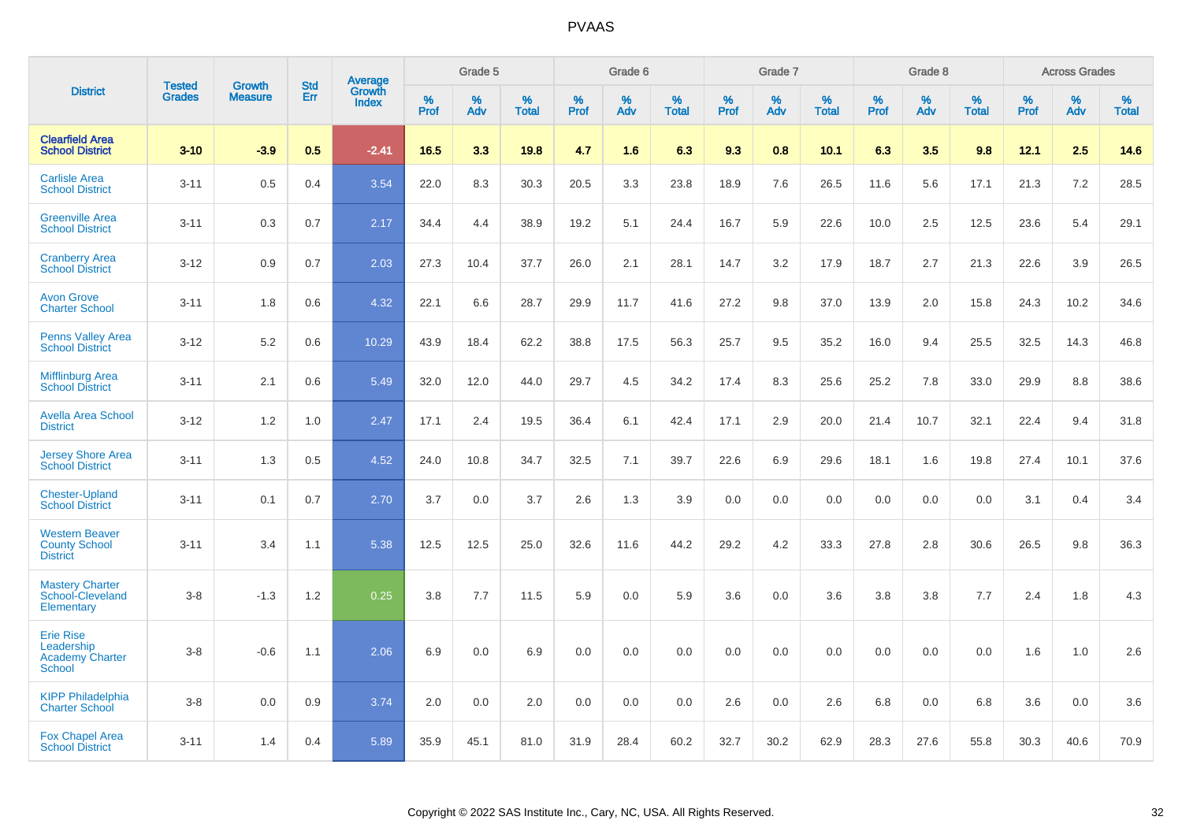# PVAAS

| District | Tested Grades | Growth Measure | Std Err | Average Growth Index | Grade 5 | | | Grade 6 | | | Grade 7 | | | Grade 8 | | | Across Grades | | |
|---|---|---|---|---|---|---|---|---|---|---|---|---|---|---|---|---|---|---|---|
| | | | | | % Prof | % Adv | % Total | % Prof | % Adv | % Total | % Prof | % Adv | % Total | % Prof | % Adv | % Total | % Prof | % Adv | % Total |
| **Clearfield Area School District** | **3-10** | **-3.9** | **0.5** | **-2.41** | **16.5** | **3.3** | **19.8** | **4.7** | **1.6** | **6.3** | **9.3** | **0.8** | **10.1** | **6.3** | **3.5** | **9.8** | **12.1** | **2.5** | **14.6** |
| Carlisle Area School District | 3-11 | 0.5 | 0.4 | 3.54 | 22.0 | 8.3 | 30.3 | 20.5 | 3.3 | 23.8 | 18.9 | 7.6 | 26.5 | 11.6 | 5.6 | 17.1 | 21.3 | 7.2 | 28.5 |
| Greenville Area School District | 3-11 | 0.3 | 0.7 | 2.17 | 34.4 | 4.4 | 38.9 | 19.2 | 5.1 | 24.4 | 16.7 | 5.9 | 22.6 | 10.0 | 2.5 | 12.5 | 23.6 | 5.4 | 29.1 |
| Cranberry Area School District | 3-12 | 0.9 | 0.7 | 2.03 | 27.3 | 10.4 | 37.7 | 26.0 | 2.1 | 28.1 | 14.7 | 3.2 | 17.9 | 18.7 | 2.7 | 21.3 | 22.6 | 3.9 | 26.5 |
| Avon Grove Charter School | 3-11 | 1.8 | 0.6 | 4.32 | 22.1 | 6.6 | 28.7 | 29.9 | 11.7 | 41.6 | 27.2 | 9.8 | 37.0 | 13.9 | 2.0 | 15.8 | 24.3 | 10.2 | 34.6 |
| Penns Valley Area School District | 3-12 | 5.2 | 0.6 | 10.29 | 43.9 | 18.4 | 62.2 | 38.8 | 17.5 | 56.3 | 25.7 | 9.5 | 35.2 | 16.0 | 9.4 | 25.5 | 32.5 | 14.3 | 46.8 |
| Mifflinburg Area School District | 3-11 | 2.1 | 0.6 | 5.49 | 32.0 | 12.0 | 44.0 | 29.7 | 4.5 | 34.2 | 17.4 | 8.3 | 25.6 | 25.2 | 7.8 | 33.0 | 29.9 | 8.8 | 38.6 |
| Avella Area School District | 3-12 | 1.2 | 1.0 | 2.47 | 17.1 | 2.4 | 19.5 | 36.4 | 6.1 | 42.4 | 17.1 | 2.9 | 20.0 | 21.4 | 10.7 | 32.1 | 22.4 | 9.4 | 31.8 |
| Jersey Shore Area School District | 3-11 | 1.3 | 0.5 | 4.52 | 24.0 | 10.8 | 34.7 | 32.5 | 7.1 | 39.7 | 22.6 | 6.9 | 29.6 | 18.1 | 1.6 | 19.8 | 27.4 | 10.1 | 37.6 |
| Chester-Upland School District | 3-11 | 0.1 | 0.7 | 2.70 | 3.7 | 0.0 | 3.7 | 2.6 | 1.3 | 3.9 | 0.0 | 0.0 | 0.0 | 0.0 | 0.0 | 0.0 | 3.1 | 0.4 | 3.4 |
| Western Beaver County School District | 3-11 | 3.4 | 1.1 | 5.38 | 12.5 | 12.5 | 25.0 | 32.6 | 11.6 | 44.2 | 29.2 | 4.2 | 33.3 | 27.8 | 2.8 | 30.6 | 26.5 | 9.8 | 36.3 |
| Mastery Charter School-Cleveland Elementary | 3-8 | -1.3 | 1.2 | 0.25 | 3.8 | 7.7 | 11.5 | 5.9 | 0.0 | 5.9 | 3.6 | 0.0 | 3.6 | 3.8 | 3.8 | 7.7 | 2.4 | 1.8 | 4.3 |
| Erie Rise Leadership Academy Charter School | 3-8 | -0.6 | 1.1 | 2.06 | 6.9 | 0.0 | 6.9 | 0.0 | 0.0 | 0.0 | 0.0 | 0.0 | 0.0 | 0.0 | 0.0 | 0.0 | 1.6 | 1.0 | 2.6 |
| KIPP Philadelphia Charter School | 3-8 | 0.0 | 0.9 | 3.74 | 2.0 | 0.0 | 2.0 | 0.0 | 0.0 | 0.0 | 2.6 | 0.0 | 2.6 | 6.8 | 0.0 | 6.8 | 3.6 | 0.0 | 3.6 |
| Fox Chapel Area School District | 3-11 | 1.4 | 0.4 | 5.89 | 35.9 | 45.1 | 81.0 | 31.9 | 28.4 | 60.2 | 32.7 | 30.2 | 62.9 | 28.3 | 27.6 | 55.8 | 30.3 | 40.6 | 70.9 |

Copyright © 2022 SAS Institute Inc., Cary, NC, USA. All Rights Reserved.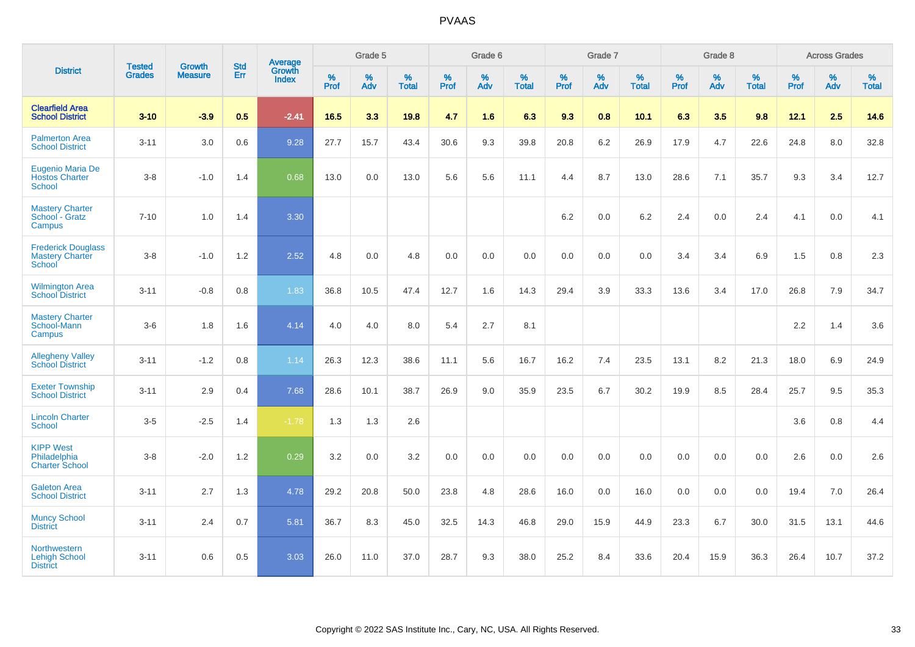| District | Tested Grades | Growth Measure | Std Err | Average Growth Index | Grade 5 | | | Grade 6 | | | Grade 7 | | | Grade 8 | | | Across Grades | | |
|---|---|---|---|---|---|---|---|---|---|---|---|---|---|---|---|---|---|---|---|
| | | | | | % Prof | % Adv | % Total | % Prof | % Adv | % Total | % Prof | % Adv | % Total | % Prof | % Adv | % Total | % Prof | % Adv | % Total |
| **Clearfield Area School District** | **3-10** | **-3.9** | **0.5** | **-2.41** | **16.5** | **3.3** | **19.8** | **4.7** | **1.6** | **6.3** | **9.3** | **0.8** | **10.1** | **6.3** | **3.5** | **9.8** | **12.1** | **2.5** | **14.6** |
| Palmerton Area School District | 3-11 | 3.0 | 0.6 | 9.28 | 27.7 | 15.7 | 43.4 | 30.6 | 9.3 | 39.8 | 20.8 | 6.2 | 26.9 | 17.9 | 4.7 | 22.6 | 24.8 | 8.0 | 32.8 |
| Eugenio Maria De Hostos Charter School | 3-8 | -1.0 | 1.4 | 0.68 | 13.0 | 0.0 | 13.0 | 5.6 | 5.6 | 11.1 | 4.4 | 8.7 | 13.0 | 28.6 | 7.1 | 35.7 | 9.3 | 3.4 | 12.7 |
| Mastery Charter School - Gratz Campus | 7-10 | 1.0 | 1.4 | 3.30 | | | | | | | 6.2 | 0.0 | 6.2 | 2.4 | 0.0 | 2.4 | 4.1 | 0.0 | 4.1 |
| Frederick Douglass Mastery Charter School | 3-8 | -1.0 | 1.2 | 2.52 | 4.8 | 0.0 | 4.8 | 0.0 | 0.0 | 0.0 | 0.0 | 0.0 | 0.0 | 3.4 | 3.4 | 6.9 | 1.5 | 0.8 | 2.3 |
| Wilmington Area School District | 3-11 | -0.8 | 0.8 | 1.83 | 36.8 | 10.5 | 47.4 | 12.7 | 1.6 | 14.3 | 29.4 | 3.9 | 33.3 | 13.6 | 3.4 | 17.0 | 26.8 | 7.9 | 34.7 |
| Mastery Charter School-Mann Campus | 3-6 | 1.8 | 1.6 | 4.14 | 4.0 | 4.0 | 8.0 | 5.4 | 2.7 | 8.1 | | | | | | | 2.2 | 1.4 | 3.6 |
| Allegheny Valley School District | 3-11 | -1.2 | 0.8 | 1.14 | 26.3 | 12.3 | 38.6 | 11.1 | 5.6 | 16.7 | 16.2 | 7.4 | 23.5 | 13.1 | 8.2 | 21.3 | 18.0 | 6.9 | 24.9 |
| Exeter Township School District | 3-11 | 2.9 | 0.4 | 7.68 | 28.6 | 10.1 | 38.7 | 26.9 | 9.0 | 35.9 | 23.5 | 6.7 | 30.2 | 19.9 | 8.5 | 28.4 | 25.7 | 9.5 | 35.3 |
| Lincoln Charter School | 3-5 | -2.5 | 1.4 | -1.78 | 1.3 | 1.3 | 2.6 | | | | | | | | | | 3.6 | 0.8 | 4.4 |
| KIPP West Philadelphia Charter School | 3-8 | -2.0 | 1.2 | 0.29 | 3.2 | 0.0 | 3.2 | 0.0 | 0.0 | 0.0 | 0.0 | 0.0 | 0.0 | 0.0 | 0.0 | 0.0 | 2.6 | 0.0 | 2.6 |
| Galeton Area School District | 3-11 | 2.7 | 1.3 | 4.78 | 29.2 | 20.8 | 50.0 | 23.8 | 4.8 | 28.6 | 16.0 | 0.0 | 16.0 | 0.0 | 0.0 | 0.0 | 19.4 | 7.0 | 26.4 |
| Muncy School District | 3-11 | 2.4 | 0.7 | 5.81 | 36.7 | 8.3 | 45.0 | 32.5 | 14.3 | 46.8 | 29.0 | 15.9 | 44.9 | 23.3 | 6.7 | 30.0 | 31.5 | 13.1 | 44.6 |
| Northwestern Lehigh School District | 3-11 | 0.6 | 0.5 | 3.03 | 26.0 | 11.0 | 37.0 | 28.7 | 9.3 | 38.0 | 25.2 | 8.4 | 33.6 | 20.4 | 15.9 | 36.3 | 26.4 | 10.7 | 37.2 |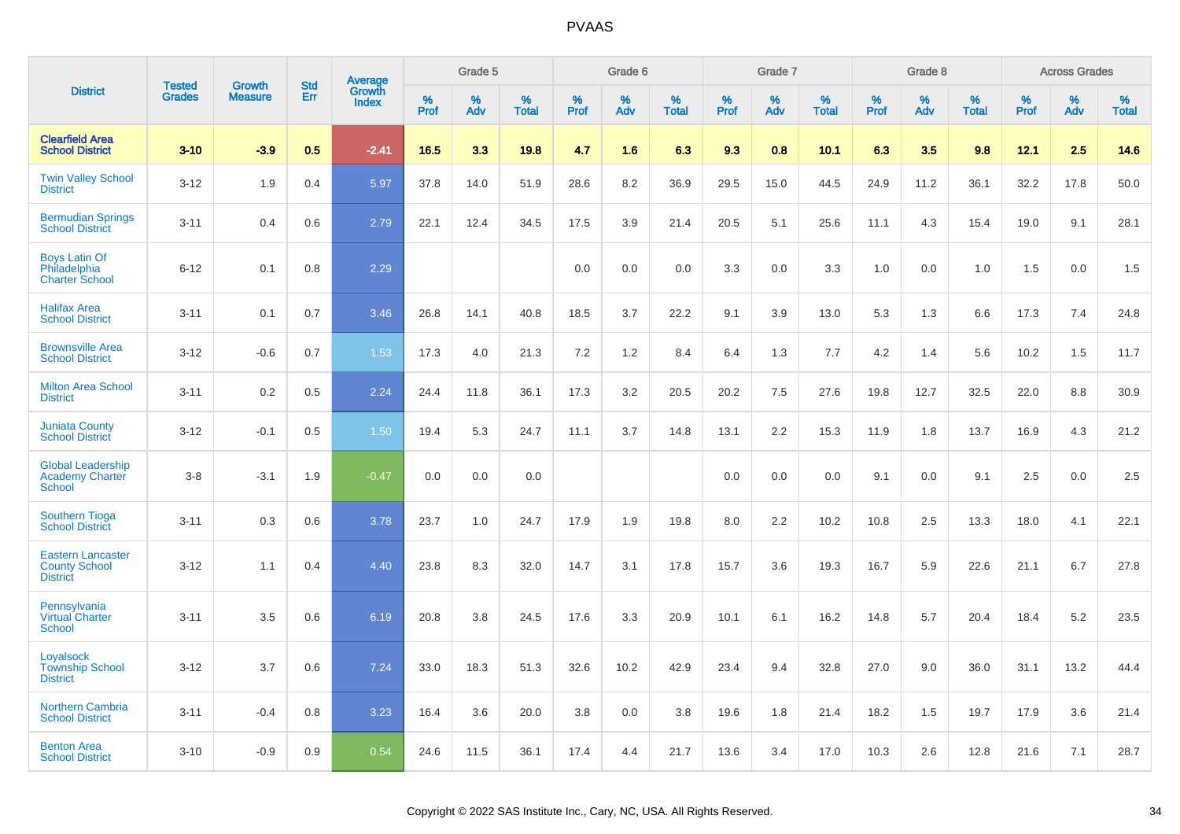| District | Tested Grades | Growth Measure | Std Err | Average Growth Index | Grade 5 | | | Grade 6 | | | Grade 7 | | | Grade 8 | | | Across Grades | | |
|---|---|---|---|---|---|---|---|---|---|---|---|---|---|---|---|---|---|---|---|
| | | | | | % Prof | % Adv | % Total | % Prof | % Adv | % Total | % Prof | % Adv | % Total | % Prof | % Adv | % Total | % Prof | % Adv | % Total |
| **Clearfield Area School District** | **3-10** | **-3.9** | **0.5** | **-2.41** | **16.5** | **3.3** | **19.8** | **4.7** | **1.6** | **6.3** | **9.3** | **0.8** | **10.1** | **6.3** | **3.5** | **9.8** | **12.1** | **2.5** | **14.6** |
| Twin Valley School District | 3-12 | 1.9 | 0.4 | 5.97 | 37.8 | 14.0 | 51.9 | 28.6 | 8.2 | 36.9 | 29.5 | 15.0 | 44.5 | 24.9 | 11.2 | 36.1 | 32.2 | 17.8 | 50.0 |
| Bermudian Springs School District | 3-11 | 0.4 | 0.6 | 2.79 | 22.1 | 12.4 | 34.5 | 17.5 | 3.9 | 21.4 | 20.5 | 5.1 | 25.6 | 11.1 | 4.3 | 15.4 | 19.0 | 9.1 | 28.1 |
| Boys Latin Of Philadelphia Charter School | 6-12 | 0.1 | 0.8 | 2.29 | | | | 0.0 | 0.0 | 0.0 | 3.3 | 0.0 | 3.3 | 1.0 | 0.0 | 1.0 | 1.5 | 0.0 | 1.5 |
| Halifax Area School District | 3-11 | 0.1 | 0.7 | 3.46 | 26.8 | 14.1 | 40.8 | 18.5 | 3.7 | 22.2 | 9.1 | 3.9 | 13.0 | 5.3 | 1.3 | 6.6 | 17.3 | 7.4 | 24.8 |
| Brownsville Area School District | 3-12 | -0.6 | 0.7 | 1.53 | 17.3 | 4.0 | 21.3 | 7.2 | 1.2 | 8.4 | 6.4 | 1.3 | 7.7 | 4.2 | 1.4 | 5.6 | 10.2 | 1.5 | 11.7 |
| Milton Area School District | 3-11 | 0.2 | 0.5 | 2.24 | 24.4 | 11.8 | 36.1 | 17.3 | 3.2 | 20.5 | 20.2 | 7.5 | 27.6 | 19.8 | 12.7 | 32.5 | 22.0 | 8.8 | 30.9 |
| Juniata County School District | 3-12 | -0.1 | 0.5 | 1.50 | 19.4 | 5.3 | 24.7 | 11.1 | 3.7 | 14.8 | 13.1 | 2.2 | 15.3 | 11.9 | 1.8 | 13.7 | 16.9 | 4.3 | 21.2 |
| Global Leadership Academy Charter School | 3-8 | -3.1 | 1.9 | -0.47 | 0.0 | 0.0 | 0.0 | | | | 0.0 | 0.0 | 0.0 | 9.1 | 0.0 | 9.1 | 2.5 | 0.0 | 2.5 |
| Southern Tioga School District | 3-11 | 0.3 | 0.6 | 3.78 | 23.7 | 1.0 | 24.7 | 17.9 | 1.9 | 19.8 | 8.0 | 2.2 | 10.2 | 10.8 | 2.5 | 13.3 | 18.0 | 4.1 | 22.1 |
| Eastern Lancaster County School District | 3-12 | 1.1 | 0.4 | 4.40 | 23.8 | 8.3 | 32.0 | 14.7 | 3.1 | 17.8 | 15.7 | 3.6 | 19.3 | 16.7 | 5.9 | 22.6 | 21.1 | 6.7 | 27.8 |
| Pennsylvania Virtual Charter School | 3-11 | 3.5 | 0.6 | 6.19 | 20.8 | 3.8 | 24.5 | 17.6 | 3.3 | 20.9 | 10.1 | 6.1 | 16.2 | 14.8 | 5.7 | 20.4 | 18.4 | 5.2 | 23.5 |
| Loyalsock Township School District | 3-12 | 3.7 | 0.6 | 7.24 | 33.0 | 18.3 | 51.3 | 32.6 | 10.2 | 42.9 | 23.4 | 9.4 | 32.8 | 27.0 | 9.0 | 36.0 | 31.1 | 13.2 | 44.4 |
| Northern Cambria School District | 3-11 | -0.4 | 0.8 | 3.23 | 16.4 | 3.6 | 20.0 | 3.8 | 0.0 | 3.8 | 19.6 | 1.8 | 21.4 | 18.2 | 1.5 | 19.7 | 17.9 | 3.6 | 21.4 |
| Benton Area School District | 3-10 | -0.9 | 0.9 | 0.54 | 24.6 | 11.5 | 36.1 | 17.4 | 4.4 | 21.7 | 13.6 | 3.4 | 17.0 | 10.3 | 2.6 | 12.8 | 21.6 | 7.1 | 28.7 |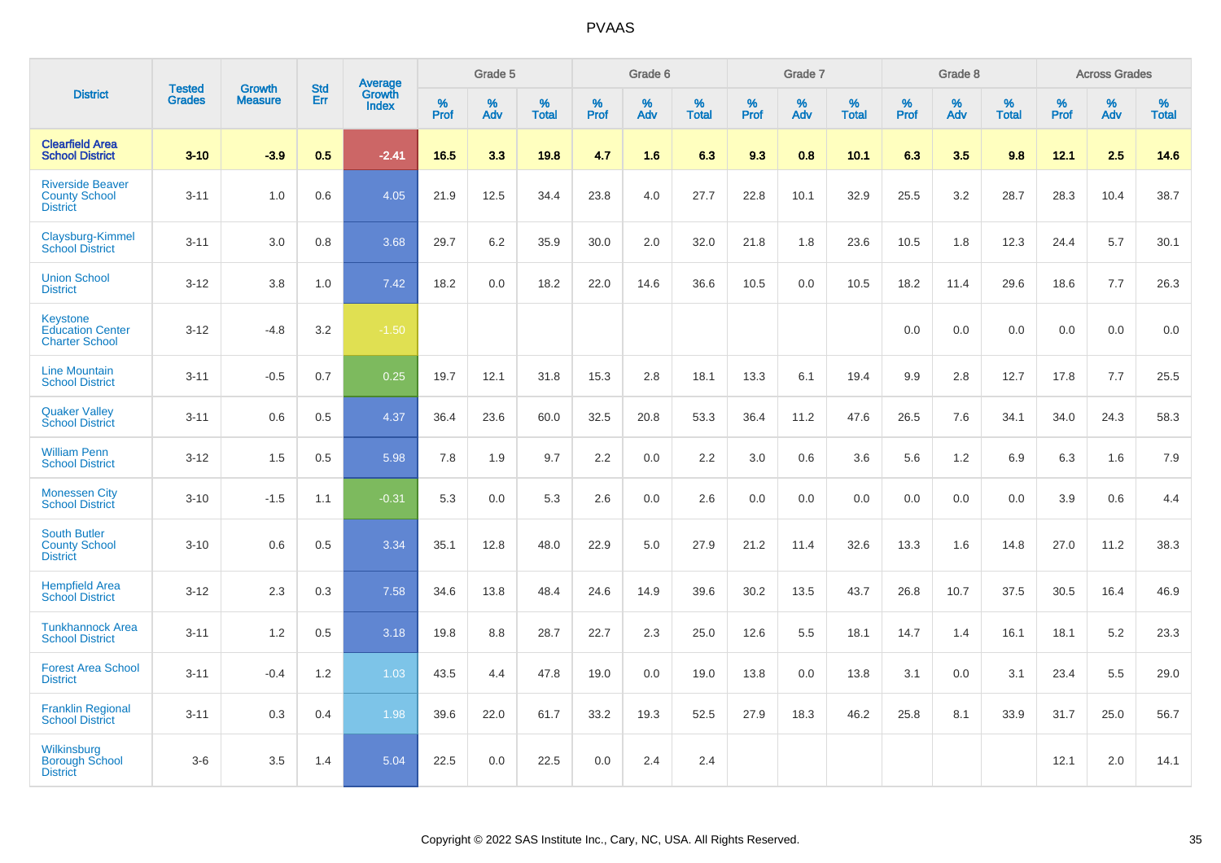PVAAS

| District | Tested Grades | Growth Measure | Std Err | Average Growth Index | Grade 5 | | | Grade 6 | | | Grade 7 | | | Grade 8 | | | Across Grades | | |
|---|---|---|---|---|---|---|---|---|---|---|---|---|---|---|---|---|---|---|---|
| | | | | | % Prof | % Adv | % Total | % Prof | % Adv | % Total | % Prof | % Adv | % Total | % Prof | % Adv | % Total | % Prof | % Adv | % Total |
| **Clearfield Area School District** | **3-10** | **-3.9** | **0.5** | **-2.41** | **16.5** | **3.3** | **19.8** | **4.7** | **1.6** | **6.3** | **9.3** | **0.8** | **10.1** | **6.3** | **3.5** | **9.8** | **12.1** | **2.5** | **14.6** |
| Riverside Beaver County School District | 3-11 | 1.0 | 0.6 | 4.05 | 21.9 | 12.5 | 34.4 | 23.8 | 4.0 | 27.7 | 22.8 | 10.1 | 32.9 | 25.5 | 3.2 | 28.7 | 28.3 | 10.4 | 38.7 |
| Claysburg-Kimmel School District | 3-11 | 3.0 | 0.8 | 3.68 | 29.7 | 6.2 | 35.9 | 30.0 | 2.0 | 32.0 | 21.8 | 1.8 | 23.6 | 10.5 | 1.8 | 12.3 | 24.4 | 5.7 | 30.1 |
| Union School District | 3-12 | 3.8 | 1.0 | 7.42 | 18.2 | 0.0 | 18.2 | 22.0 | 14.6 | 36.6 | 10.5 | 0.0 | 10.5 | 18.2 | 11.4 | 29.6 | 18.6 | 7.7 | 26.3 |
| Keystone Education Center Charter School | 3-12 | -4.8 | 3.2 | -1.50 | | | | | | | | | | 0.0 | 0.0 | 0.0 | 0.0 | 0.0 | 0.0 |
| Line Mountain School District | 3-11 | -0.5 | 0.7 | 0.25 | 19.7 | 12.1 | 31.8 | 15.3 | 2.8 | 18.1 | 13.3 | 6.1 | 19.4 | 9.9 | 2.8 | 12.7 | 17.8 | 7.7 | 25.5 |
| Quaker Valley School District | 3-11 | 0.6 | 0.5 | 4.37 | 36.4 | 23.6 | 60.0 | 32.5 | 20.8 | 53.3 | 36.4 | 11.2 | 47.6 | 26.5 | 7.6 | 34.1 | 34.0 | 24.3 | 58.3 |
| William Penn School District | 3-12 | 1.5 | 0.5 | 5.98 | 7.8 | 1.9 | 9.7 | 2.2 | 0.0 | 2.2 | 3.0 | 0.6 | 3.6 | 5.6 | 1.2 | 6.9 | 6.3 | 1.6 | 7.9 |
| Monessen City School District | 3-10 | -1.5 | 1.1 | -0.31 | 5.3 | 0.0 | 5.3 | 2.6 | 0.0 | 2.6 | 0.0 | 0.0 | 0.0 | 0.0 | 0.0 | 0.0 | 3.9 | 0.6 | 4.4 |
| South Butler County School District | 3-10 | 0.6 | 0.5 | 3.34 | 35.1 | 12.8 | 48.0 | 22.9 | 5.0 | 27.9 | 21.2 | 11.4 | 32.6 | 13.3 | 1.6 | 14.8 | 27.0 | 11.2 | 38.3 |
| Hempfield Area School District | 3-12 | 2.3 | 0.3 | 7.58 | 34.6 | 13.8 | 48.4 | 24.6 | 14.9 | 39.6 | 30.2 | 13.5 | 43.7 | 26.8 | 10.7 | 37.5 | 30.5 | 16.4 | 46.9 |
| Tunkhannock Area School District | 3-11 | 1.2 | 0.5 | 3.18 | 19.8 | 8.8 | 28.7 | 22.7 | 2.3 | 25.0 | 12.6 | 5.5 | 18.1 | 14.7 | 1.4 | 16.1 | 18.1 | 5.2 | 23.3 |
| Forest Area School District | 3-11 | -0.4 | 1.2 | 1.03 | 43.5 | 4.4 | 47.8 | 19.0 | 0.0 | 19.0 | 13.8 | 0.0 | 13.8 | 3.1 | 0.0 | 3.1 | 23.4 | 5.5 | 29.0 |
| Franklin Regional School District | 3-11 | 0.3 | 0.4 | 1.98 | 39.6 | 22.0 | 61.7 | 33.2 | 19.3 | 52.5 | 27.9 | 18.3 | 46.2 | 25.8 | 8.1 | 33.9 | 31.7 | 25.0 | 56.7 |
| Wilkinsburg Borough School District | 3-6 | 3.5 | 1.4 | 5.04 | 22.5 | 0.0 | 22.5 | 0.0 | 2.4 | 2.4 | | | | | | | 12.1 | 2.0 | 14.1 |

Copyright © 2022 SAS Institute Inc., Cary, NC, USA. All Rights Reserved.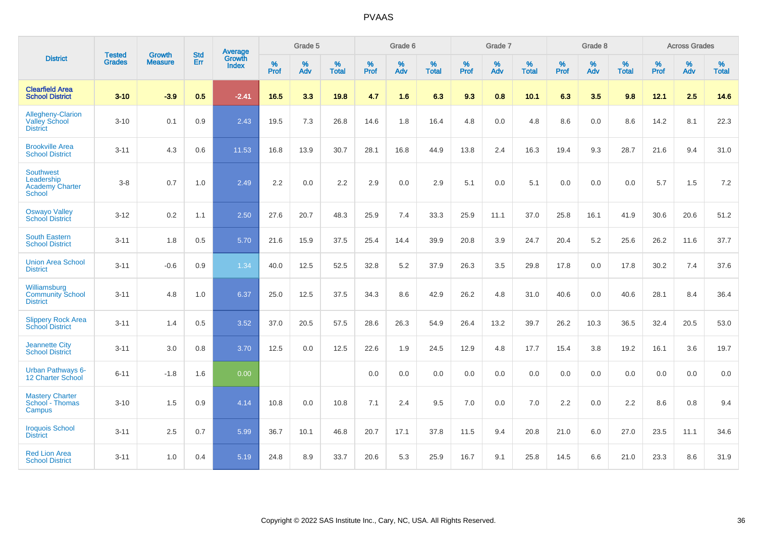# PVAAS

| District | Tested Grades | Growth Measure | Std Err | Average Growth Index | Grade 5 | | | Grade 6 | | | Grade 7 | | | Grade 8 | | | Across Grades | | |
|---|---|---|---|---|---|---|---|---|---|---|---|---|---|---|---|---|---|---|---|
| | | | | | % Prof | % Adv | % Total | % Prof | % Adv | % Total | % Prof | % Adv | % Total | % Prof | % Adv | % Total | % Prof | % Adv | % Total |
| **Clearfield Area School District** | **3-10** | **-3.9** | **0.5** | **-2.41** | **16.5** | **3.3** | **19.8** | **4.7** | **1.6** | **6.3** | **9.3** | **0.8** | **10.1** | **6.3** | **3.5** | **9.8** | **12.1** | **2.5** | **14.6** |
| Allegheny-Clarion Valley School District | 3-10 | 0.1 | 0.9 | 2.43 | 19.5 | 7.3 | 26.8 | 14.6 | 1.8 | 16.4 | 4.8 | 0.0 | 4.8 | 8.6 | 0.0 | 8.6 | 14.2 | 8.1 | 22.3 |
| Brookville Area School District | 3-11 | 4.3 | 0.6 | 11.53 | 16.8 | 13.9 | 30.7 | 28.1 | 16.8 | 44.9 | 13.8 | 2.4 | 16.3 | 19.4 | 9.3 | 28.7 | 21.6 | 9.4 | 31.0 |
| Southwest Leadership Academy Charter School | 3-8 | 0.7 | 1.0 | 2.49 | 2.2 | 0.0 | 2.2 | 2.9 | 0.0 | 2.9 | 5.1 | 0.0 | 5.1 | 0.0 | 0.0 | 0.0 | 5.7 | 1.5 | 7.2 |
| Oswayo Valley School District | 3-12 | 0.2 | 1.1 | 2.50 | 27.6 | 20.7 | 48.3 | 25.9 | 7.4 | 33.3 | 25.9 | 11.1 | 37.0 | 25.8 | 16.1 | 41.9 | 30.6 | 20.6 | 51.2 |
| South Eastern School District | 3-11 | 1.8 | 0.5 | 5.70 | 21.6 | 15.9 | 37.5 | 25.4 | 14.4 | 39.9 | 20.8 | 3.9 | 24.7 | 20.4 | 5.2 | 25.6 | 26.2 | 11.6 | 37.7 |
| Union Area School District | 3-11 | -0.6 | 0.9 | 1.34 | 40.0 | 12.5 | 52.5 | 32.8 | 5.2 | 37.9 | 26.3 | 3.5 | 29.8 | 17.8 | 0.0 | 17.8 | 30.2 | 7.4 | 37.6 |
| Williamsburg Community School District | 3-11 | 4.8 | 1.0 | 6.37 | 25.0 | 12.5 | 37.5 | 34.3 | 8.6 | 42.9 | 26.2 | 4.8 | 31.0 | 40.6 | 0.0 | 40.6 | 28.1 | 8.4 | 36.4 |
| Slippery Rock Area School District | 3-11 | 1.4 | 0.5 | 3.52 | 37.0 | 20.5 | 57.5 | 28.6 | 26.3 | 54.9 | 26.4 | 13.2 | 39.7 | 26.2 | 10.3 | 36.5 | 32.4 | 20.5 | 53.0 |
| Jeannette City School District | 3-11 | 3.0 | 0.8 | 3.70 | 12.5 | 0.0 | 12.5 | 22.6 | 1.9 | 24.5 | 12.9 | 4.8 | 17.7 | 15.4 | 3.8 | 19.2 | 16.1 | 3.6 | 19.7 |
| Urban Pathways 6-12 Charter School | 6-11 | -1.8 | 1.6 | 0.00 | | | | 0.0 | 0.0 | 0.0 | 0.0 | 0.0 | 0.0 | 0.0 | 0.0 | 0.0 | 0.0 | 0.0 | 0.0 |
| Mastery Charter School - Thomas Campus | 3-10 | 1.5 | 0.9 | 4.14 | 10.8 | 0.0 | 10.8 | 7.1 | 2.4 | 9.5 | 7.0 | 0.0 | 7.0 | 2.2 | 0.0 | 2.2 | 8.6 | 0.8 | 9.4 |
| Iroquois School District | 3-11 | 2.5 | 0.7 | 5.99 | 36.7 | 10.1 | 46.8 | 20.7 | 17.1 | 37.8 | 11.5 | 9.4 | 20.8 | 21.0 | 6.0 | 27.0 | 23.5 | 11.1 | 34.6 |
| Red Lion Area School District | 3-11 | 1.0 | 0.4 | 5.19 | 24.8 | 8.9 | 33.7 | 20.6 | 5.3 | 25.9 | 16.7 | 9.1 | 25.8 | 14.5 | 6.6 | 21.0 | 23.3 | 8.6 | 31.9 |

Copyright © 2022 SAS Institute Inc., Cary, NC, USA. All Rights Reserved.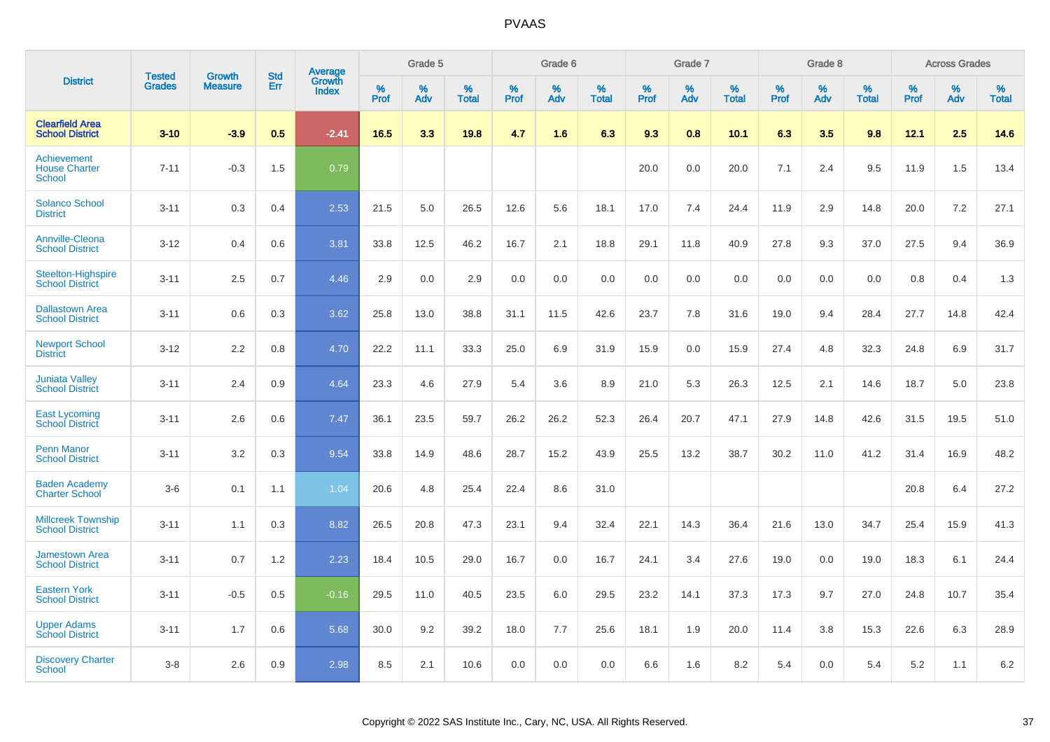# PVAAS

| District | Tested Grades | Growth Measure | Std Err | Average Growth Index | Grade 5 | | | Grade 6 | | | Grade 7 | | | Grade 8 | | | Across Grades | | |
|---|---|---|---|---|---|---|---|---|---|---|---|---|---|---|---|---|---|---|---|
| | | | | | % Prof | % Adv | % Total | % Prof | % Adv | % Total | % Prof | % Adv | % Total | % Prof | % Adv | % Total | % Prof | % Adv | % Total |
| **Clearfield Area School District** | **3-10** | **-3.9** | **0.5** | **-2.41** | **16.5** | **3.3** | **19.8** | **4.7** | **1.6** | **6.3** | **9.3** | **0.8** | **10.1** | **6.3** | **3.5** | **9.8** | **12.1** | **2.5** | **14.6** |
| Achievement House Charter School | 7-11 | -0.3 | 1.5 | 0.79 | | | | | | | 20.0 | 0.0 | 20.0 | 7.1 | 2.4 | 9.5 | 11.9 | 1.5 | 13.4 |
| Solanco School District | 3-11 | 0.3 | 0.4 | 2.53 | 21.5 | 5.0 | 26.5 | 12.6 | 5.6 | 18.1 | 17.0 | 7.4 | 24.4 | 11.9 | 2.9 | 14.8 | 20.0 | 7.2 | 27.1 |
| Annville-Cleona School District | 3-12 | 0.4 | 0.6 | 3.81 | 33.8 | 12.5 | 46.2 | 16.7 | 2.1 | 18.8 | 29.1 | 11.8 | 40.9 | 27.8 | 9.3 | 37.0 | 27.5 | 9.4 | 36.9 |
| Steelton-Highspire School District | 3-11 | 2.5 | 0.7 | 4.46 | 2.9 | 0.0 | 2.9 | 0.0 | 0.0 | 0.0 | 0.0 | 0.0 | 0.0 | 0.0 | 0.0 | 0.0 | 0.8 | 0.4 | 1.3 |
| Dallastown Area School District | 3-11 | 0.6 | 0.3 | 3.62 | 25.8 | 13.0 | 38.8 | 31.1 | 11.5 | 42.6 | 23.7 | 7.8 | 31.6 | 19.0 | 9.4 | 28.4 | 27.7 | 14.8 | 42.4 |
| Newport School District | 3-12 | 2.2 | 0.8 | 4.70 | 22.2 | 11.1 | 33.3 | 25.0 | 6.9 | 31.9 | 15.9 | 0.0 | 15.9 | 27.4 | 4.8 | 32.3 | 24.8 | 6.9 | 31.7 |
| Juniata Valley School District | 3-11 | 2.4 | 0.9 | 4.64 | 23.3 | 4.6 | 27.9 | 5.4 | 3.6 | 8.9 | 21.0 | 5.3 | 26.3 | 12.5 | 2.1 | 14.6 | 18.7 | 5.0 | 23.8 |
| East Lycoming School District | 3-11 | 2.6 | 0.6 | 7.47 | 36.1 | 23.5 | 59.7 | 26.2 | 26.2 | 52.3 | 26.4 | 20.7 | 47.1 | 27.9 | 14.8 | 42.6 | 31.5 | 19.5 | 51.0 |
| Penn Manor School District | 3-11 | 3.2 | 0.3 | 9.54 | 33.8 | 14.9 | 48.6 | 28.7 | 15.2 | 43.9 | 25.5 | 13.2 | 38.7 | 30.2 | 11.0 | 41.2 | 31.4 | 16.9 | 48.2 |
| Baden Academy Charter School | 3-6 | 0.1 | 1.1 | 1.04 | 20.6 | 4.8 | 25.4 | 22.4 | 8.6 | 31.0 | | | | | | | 20.8 | 6.4 | 27.2 |
| Millcreek Township School District | 3-11 | 1.1 | 0.3 | 8.82 | 26.5 | 20.8 | 47.3 | 23.1 | 9.4 | 32.4 | 22.1 | 14.3 | 36.4 | 21.6 | 13.0 | 34.7 | 25.4 | 15.9 | 41.3 |
| Jamestown Area School District | 3-11 | 0.7 | 1.2 | 2.23 | 18.4 | 10.5 | 29.0 | 16.7 | 0.0 | 16.7 | 24.1 | 3.4 | 27.6 | 19.0 | 0.0 | 19.0 | 18.3 | 6.1 | 24.4 |
| Eastern York School District | 3-11 | -0.5 | 0.5 | -0.16 | 29.5 | 11.0 | 40.5 | 23.5 | 6.0 | 29.5 | 23.2 | 14.1 | 37.3 | 17.3 | 9.7 | 27.0 | 24.8 | 10.7 | 35.4 |
| Upper Adams School District | 3-11 | 1.7 | 0.6 | 5.68 | 30.0 | 9.2 | 39.2 | 18.0 | 7.7 | 25.6 | 18.1 | 1.9 | 20.0 | 11.4 | 3.8 | 15.3 | 22.6 | 6.3 | 28.9 |
| Discovery Charter School | 3-8 | 2.6 | 0.9 | 2.98 | 8.5 | 2.1 | 10.6 | 0.0 | 0.0 | 0.0 | 6.6 | 1.6 | 8.2 | 5.4 | 0.0 | 5.4 | 5.2 | 1.1 | 6.2 |

Copyright © 2022 SAS Institute Inc., Cary, NC, USA. All Rights Reserved.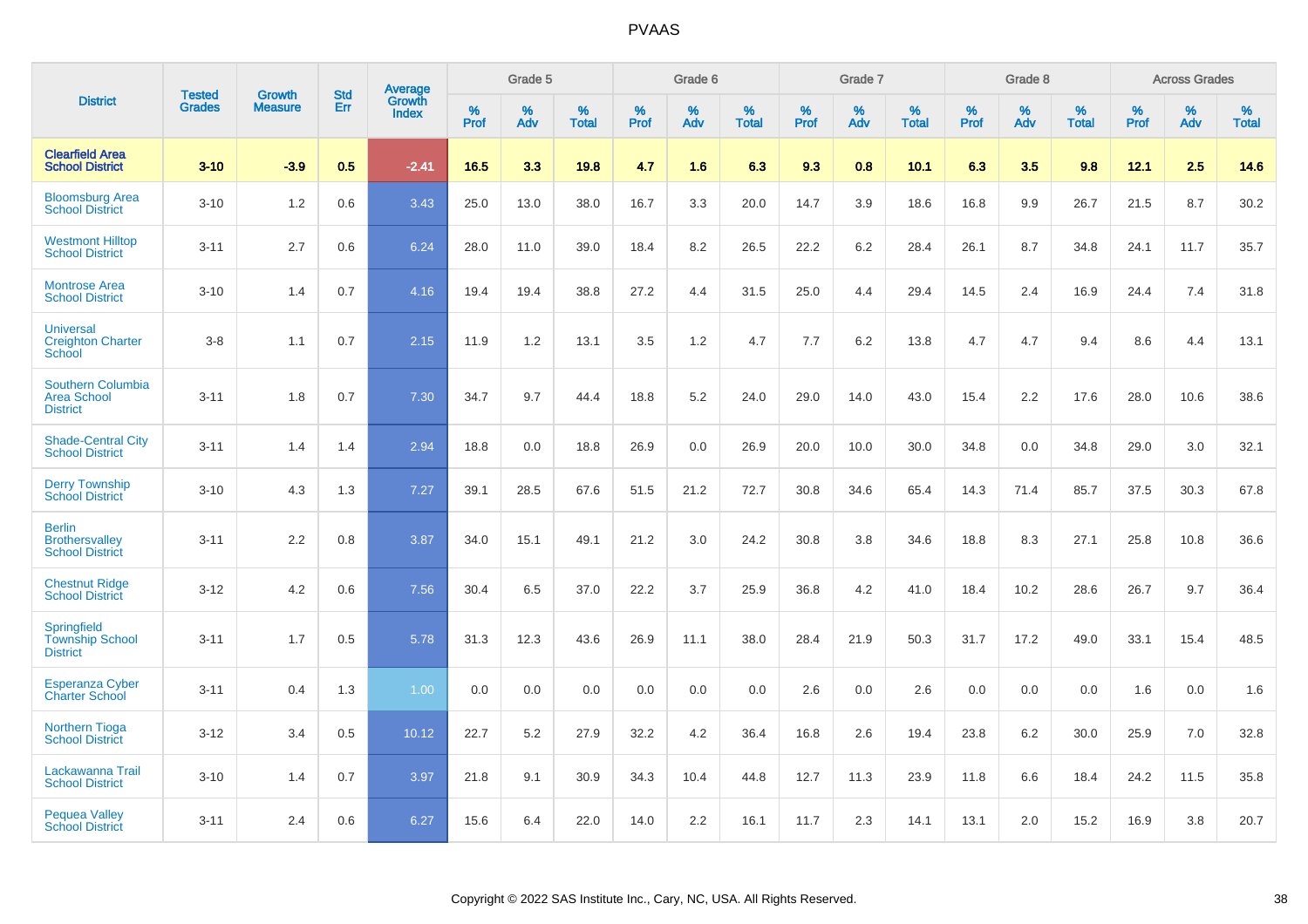# PVAAS

| District | Tested Grades | Growth Measure | Std Err | Average Growth Index | Grade 5 | | | Grade 6 | | | Grade 7 | | | Grade 8 | | | Across Grades | | |
|---|---|---|---|---|---|---|---|---|---|---|---|---|---|---|---|---|---|---|---|
| | | | | | % Prof | % Adv | % Total | % Prof | % Adv | % Total | % Prof | % Adv | % Total | % Prof | % Adv | % Total | % Prof | % Adv | % Total |
| **Clearfield Area School District** | **3-10** | **-3.9** | **0.5** | **-2.41** | **16.5** | **3.3** | **19.8** | **4.7** | **1.6** | **6.3** | **9.3** | **0.8** | **10.1** | **6.3** | **3.5** | **9.8** | **12.1** | **2.5** | **14.6** |
| Bloomsburg Area School District | 3-10 | 1.2 | 0.6 | 3.43 | 25.0 | 13.0 | 38.0 | 16.7 | 3.3 | 20.0 | 14.7 | 3.9 | 18.6 | 16.8 | 9.9 | 26.7 | 21.5 | 8.7 | 30.2 |
| Westmont Hilltop School District | 3-11 | 2.7 | 0.6 | 6.24 | 28.0 | 11.0 | 39.0 | 18.4 | 8.2 | 26.5 | 22.2 | 6.2 | 28.4 | 26.1 | 8.7 | 34.8 | 24.1 | 11.7 | 35.7 |
| Montrose Area School District | 3-10 | 1.4 | 0.7 | 4.16 | 19.4 | 19.4 | 38.8 | 27.2 | 4.4 | 31.5 | 25.0 | 4.4 | 29.4 | 14.5 | 2.4 | 16.9 | 24.4 | 7.4 | 31.8 |
| Universal Creighton Charter School | 3-8 | 1.1 | 0.7 | 2.15 | 11.9 | 1.2 | 13.1 | 3.5 | 1.2 | 4.7 | 7.7 | 6.2 | 13.8 | 4.7 | 4.7 | 9.4 | 8.6 | 4.4 | 13.1 |
| Southern Columbia Area School District | 3-11 | 1.8 | 0.7 | 7.30 | 34.7 | 9.7 | 44.4 | 18.8 | 5.2 | 24.0 | 29.0 | 14.0 | 43.0 | 15.4 | 2.2 | 17.6 | 28.0 | 10.6 | 38.6 |
| Shade-Central City School District | 3-11 | 1.4 | 1.4 | 2.94 | 18.8 | 0.0 | 18.8 | 26.9 | 0.0 | 26.9 | 20.0 | 10.0 | 30.0 | 34.8 | 0.0 | 34.8 | 29.0 | 3.0 | 32.1 |
| Derry Township School District | 3-10 | 4.3 | 1.3 | 7.27 | 39.1 | 28.5 | 67.6 | 51.5 | 21.2 | 72.7 | 30.8 | 34.6 | 65.4 | 14.3 | 71.4 | 85.7 | 37.5 | 30.3 | 67.8 |
| Berlin Brothersvalley School District | 3-11 | 2.2 | 0.8 | 3.87 | 34.0 | 15.1 | 49.1 | 21.2 | 3.0 | 24.2 | 30.8 | 3.8 | 34.6 | 18.8 | 8.3 | 27.1 | 25.8 | 10.8 | 36.6 |
| Chestnut Ridge School District | 3-12 | 4.2 | 0.6 | 7.56 | 30.4 | 6.5 | 37.0 | 22.2 | 3.7 | 25.9 | 36.8 | 4.2 | 41.0 | 18.4 | 10.2 | 28.6 | 26.7 | 9.7 | 36.4 |
| Springfield Township School District | 3-11 | 1.7 | 0.5 | 5.78 | 31.3 | 12.3 | 43.6 | 26.9 | 11.1 | 38.0 | 28.4 | 21.9 | 50.3 | 31.7 | 17.2 | 49.0 | 33.1 | 15.4 | 48.5 |
| Esperanza Cyber Charter School | 3-11 | 0.4 | 1.3 | 1.00 | 0.0 | 0.0 | 0.0 | 0.0 | 0.0 | 0.0 | 2.6 | 0.0 | 2.6 | 0.0 | 0.0 | 0.0 | 1.6 | 0.0 | 1.6 |
| Northern Tioga School District | 3-12 | 3.4 | 0.5 | 10.12 | 22.7 | 5.2 | 27.9 | 32.2 | 4.2 | 36.4 | 16.8 | 2.6 | 19.4 | 23.8 | 6.2 | 30.0 | 25.9 | 7.0 | 32.8 |
| Lackawanna Trail School District | 3-10 | 1.4 | 0.7 | 3.97 | 21.8 | 9.1 | 30.9 | 34.3 | 10.4 | 44.8 | 12.7 | 11.3 | 23.9 | 11.8 | 6.6 | 18.4 | 24.2 | 11.5 | 35.8 |
| Pequea Valley School District | 3-11 | 2.4 | 0.6 | 6.27 | 15.6 | 6.4 | 22.0 | 14.0 | 2.2 | 16.1 | 11.7 | 2.3 | 14.1 | 13.1 | 2.0 | 15.2 | 16.9 | 3.8 | 20.7 |

Copyright © 2022 SAS Institute Inc., Cary, NC, USA. All Rights Reserved.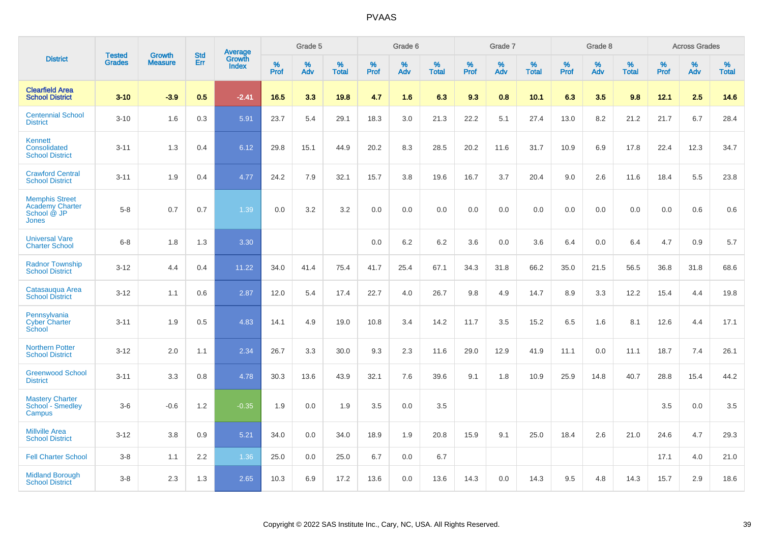| District | Tested Grades | Growth Measure | Std Err | Average Growth Index | Grade 5 | | | Grade 6 | | | Grade 7 | | | Grade 8 | | | Across Grades | | |
|---|---|---|---|---|---|---|---|---|---|---|---|---|---|---|---|---|---|---|---|
| | | | | | % Prof | % Adv | % Total | % Prof | % Adv | % Total | % Prof | % Adv | % Total | % Prof | % Adv | % Total | % Prof | % Adv | % Total |
| **Clearfield Area School District** | **3-10** | **-3.9** | **0.5** | **-2.41** | **16.5** | **3.3** | **19.8** | **4.7** | **1.6** | **6.3** | **9.3** | **0.8** | **10.1** | **6.3** | **3.5** | **9.8** | **12.1** | **2.5** | **14.6** |
| Centennial School District | 3-10 | 1.6 | 0.3 | 5.91 | 23.7 | 5.4 | 29.1 | 18.3 | 3.0 | 21.3 | 22.2 | 5.1 | 27.4 | 13.0 | 8.2 | 21.2 | 21.7 | 6.7 | 28.4 |
| Kennett Consolidated School District | 3-11 | 1.3 | 0.4 | 6.12 | 29.8 | 15.1 | 44.9 | 20.2 | 8.3 | 28.5 | 20.2 | 11.6 | 31.7 | 10.9 | 6.9 | 17.8 | 22.4 | 12.3 | 34.7 |
| Crawford Central School District | 3-11 | 1.9 | 0.4 | 4.77 | 24.2 | 7.9 | 32.1 | 15.7 | 3.8 | 19.6 | 16.7 | 3.7 | 20.4 | 9.0 | 2.6 | 11.6 | 18.4 | 5.5 | 23.8 |
| Memphis Street Academy Charter School @ JP Jones | 5-8 | 0.7 | 0.7 | 1.39 | 0.0 | 3.2 | 3.2 | 0.0 | 0.0 | 0.0 | 0.0 | 0.0 | 0.0 | 0.0 | 0.0 | 0.0 | 0.0 | 0.6 | 0.6 |
| Universal Vare Charter School | 6-8 | 1.8 | 1.3 | 3.30 | | | | 0.0 | 6.2 | 6.2 | 3.6 | 0.0 | 3.6 | 6.4 | 0.0 | 6.4 | 4.7 | 0.9 | 5.7 |
| Radnor Township School District | 3-12 | 4.4 | 0.4 | 11.22 | 34.0 | 41.4 | 75.4 | 41.7 | 25.4 | 67.1 | 34.3 | 31.8 | 66.2 | 35.0 | 21.5 | 56.5 | 36.8 | 31.8 | 68.6 |
| Catasauqua Area School District | 3-12 | 1.1 | 0.6 | 2.87 | 12.0 | 5.4 | 17.4 | 22.7 | 4.0 | 26.7 | 9.8 | 4.9 | 14.7 | 8.9 | 3.3 | 12.2 | 15.4 | 4.4 | 19.8 |
| Pennsylvania Cyber Charter School | 3-11 | 1.9 | 0.5 | 4.83 | 14.1 | 4.9 | 19.0 | 10.8 | 3.4 | 14.2 | 11.7 | 3.5 | 15.2 | 6.5 | 1.6 | 8.1 | 12.6 | 4.4 | 17.1 |
| Northern Potter School District | 3-12 | 2.0 | 1.1 | 2.34 | 26.7 | 3.3 | 30.0 | 9.3 | 2.3 | 11.6 | 29.0 | 12.9 | 41.9 | 11.1 | 0.0 | 11.1 | 18.7 | 7.4 | 26.1 |
| Greenwood School District | 3-11 | 3.3 | 0.8 | 4.78 | 30.3 | 13.6 | 43.9 | 32.1 | 7.6 | 39.6 | 9.1 | 1.8 | 10.9 | 25.9 | 14.8 | 40.7 | 28.8 | 15.4 | 44.2 |
| Mastery Charter School - Smedley Campus | 3-6 | -0.6 | 1.2 | -0.35 | 1.9 | 0.0 | 1.9 | 3.5 | 0.0 | 3.5 | | | | | | | 3.5 | 0.0 | 3.5 |
| Millville Area School District | 3-12 | 3.8 | 0.9 | 5.21 | 34.0 | 0.0 | 34.0 | 18.9 | 1.9 | 20.8 | 15.9 | 9.1 | 25.0 | 18.4 | 2.6 | 21.0 | 24.6 | 4.7 | 29.3 |
| Fell Charter School | 3-8 | 1.1 | 2.2 | 1.36 | 25.0 | 0.0 | 25.0 | 6.7 | 0.0 | 6.7 | | | | | | | 17.1 | 4.0 | 21.0 |
| Midland Borough School District | 3-8 | 2.3 | 1.3 | 2.65 | 10.3 | 6.9 | 17.2 | 13.6 | 0.0 | 13.6 | 14.3 | 0.0 | 14.3 | 9.5 | 4.8 | 14.3 | 15.7 | 2.9 | 18.6 |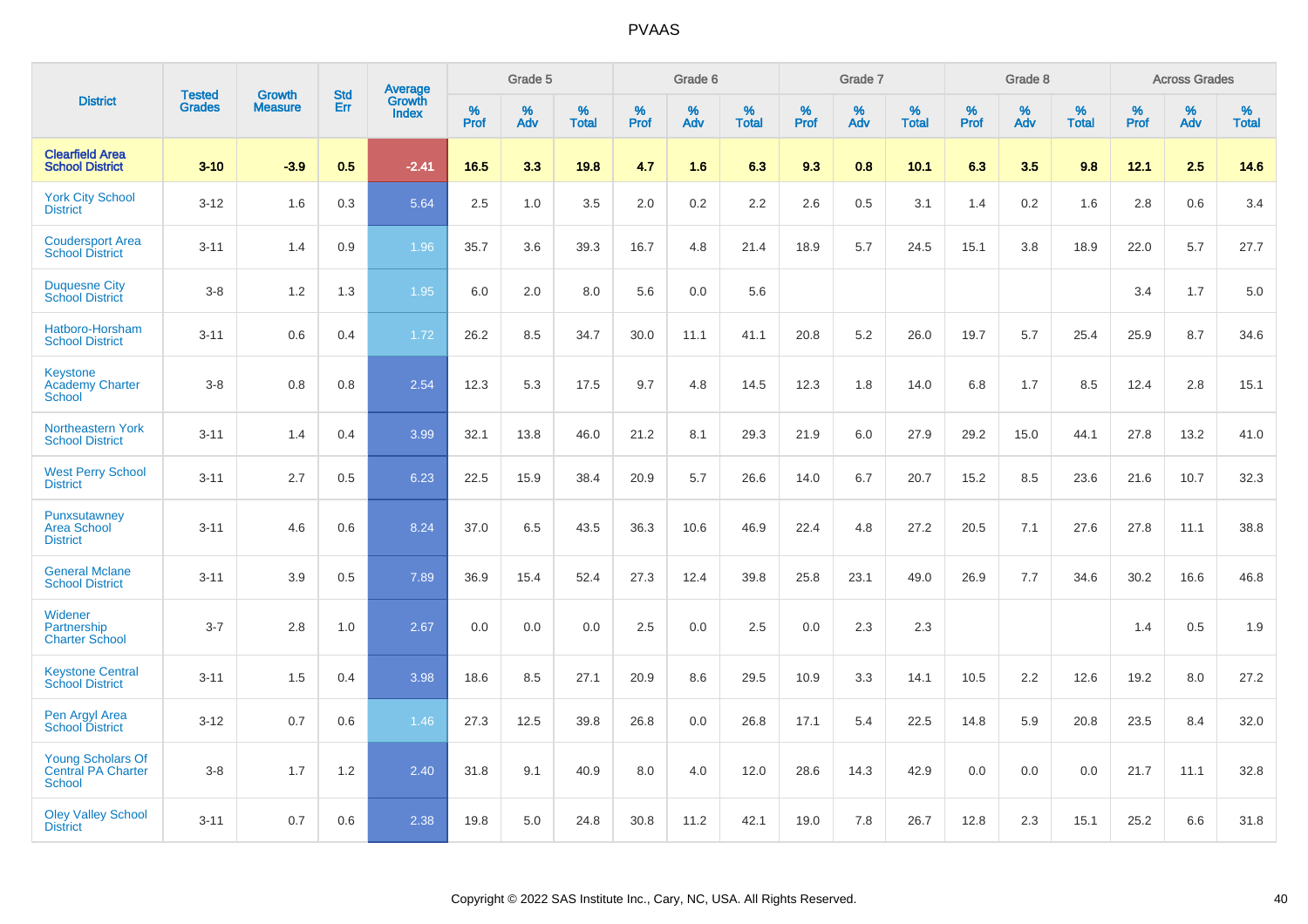# PVAAS

| District | Tested Grades | Growth Measure | Std Err | Average Growth Index | Grade 5 | | | Grade 6 | | | Grade 7 | | | Grade 8 | | | Across Grades | | |
|---|---|---|---|---|---|---|---|---|---|---|---|---|---|---|---|---|---|---|---|
| | | | | | % Prof | % Adv | % Total | % Prof | % Adv | % Total | % Prof | % Adv | % Total | % Prof | % Adv | % Total | % Prof | % Adv | % Total |
| **Clearfield Area School District** | **3-10** | **-3.9** | **0.5** | **-2.41** | **16.5** | **3.3** | **19.8** | **4.7** | **1.6** | **6.3** | **9.3** | **0.8** | **10.1** | **6.3** | **3.5** | **9.8** | **12.1** | **2.5** | **14.6** |
| York City School District | 3-12 | 1.6 | 0.3 | 5.64 | 2.5 | 1.0 | 3.5 | 2.0 | 0.2 | 2.2 | 2.6 | 0.5 | 3.1 | 1.4 | 0.2 | 1.6 | 2.8 | 0.6 | 3.4 |
| Coudersport Area School District | 3-11 | 1.4 | 0.9 | 1.96 | 35.7 | 3.6 | 39.3 | 16.7 | 4.8 | 21.4 | 18.9 | 5.7 | 24.5 | 15.1 | 3.8 | 18.9 | 22.0 | 5.7 | 27.7 |
| Duquesne City School District | 3-8 | 1.2 | 1.3 | 1.95 | 6.0 | 2.0 | 8.0 | 5.6 | 0.0 | 5.6 | | | | | | | 3.4 | 1.7 | 5.0 |
| Hatboro-Horsham School District | 3-11 | 0.6 | 0.4 | 1.72 | 26.2 | 8.5 | 34.7 | 30.0 | 11.1 | 41.1 | 20.8 | 5.2 | 26.0 | 19.7 | 5.7 | 25.4 | 25.9 | 8.7 | 34.6 |
| Keystone Academy Charter School | 3-8 | 0.8 | 0.8 | 2.54 | 12.3 | 5.3 | 17.5 | 9.7 | 4.8 | 14.5 | 12.3 | 1.8 | 14.0 | 6.8 | 1.7 | 8.5 | 12.4 | 2.8 | 15.1 |
| Northeastern York School District | 3-11 | 1.4 | 0.4 | 3.99 | 32.1 | 13.8 | 46.0 | 21.2 | 8.1 | 29.3 | 21.9 | 6.0 | 27.9 | 29.2 | 15.0 | 44.1 | 27.8 | 13.2 | 41.0 |
| West Perry School District | 3-11 | 2.7 | 0.5 | 6.23 | 22.5 | 15.9 | 38.4 | 20.9 | 5.7 | 26.6 | 14.0 | 6.7 | 20.7 | 15.2 | 8.5 | 23.6 | 21.6 | 10.7 | 32.3 |
| Punxsutawney Area School District | 3-11 | 4.6 | 0.6 | 8.24 | 37.0 | 6.5 | 43.5 | 36.3 | 10.6 | 46.9 | 22.4 | 4.8 | 27.2 | 20.5 | 7.1 | 27.6 | 27.8 | 11.1 | 38.8 |
| General Mclane School District | 3-11 | 3.9 | 0.5 | 7.89 | 36.9 | 15.4 | 52.4 | 27.3 | 12.4 | 39.8 | 25.8 | 23.1 | 49.0 | 26.9 | 7.7 | 34.6 | 30.2 | 16.6 | 46.8 |
| Widener Partnership Charter School | 3-7 | 2.8 | 1.0 | 2.67 | 0.0 | 0.0 | 0.0 | 2.5 | 0.0 | 2.5 | 0.0 | 2.3 | 2.3 | | | | 1.4 | 0.5 | 1.9 |
| Keystone Central School District | 3-11 | 1.5 | 0.4 | 3.98 | 18.6 | 8.5 | 27.1 | 20.9 | 8.6 | 29.5 | 10.9 | 3.3 | 14.1 | 10.5 | 2.2 | 12.6 | 19.2 | 8.0 | 27.2 |
| Pen Argyl Area School District | 3-12 | 0.7 | 0.6 | 1.46 | 27.3 | 12.5 | 39.8 | 26.8 | 0.0 | 26.8 | 17.1 | 5.4 | 22.5 | 14.8 | 5.9 | 20.8 | 23.5 | 8.4 | 32.0 |
| Young Scholars Of Central PA Charter School | 3-8 | 1.7 | 1.2 | 2.40 | 31.8 | 9.1 | 40.9 | 8.0 | 4.0 | 12.0 | 28.6 | 14.3 | 42.9 | 0.0 | 0.0 | 0.0 | 21.7 | 11.1 | 32.8 |
| Oley Valley School District | 3-11 | 0.7 | 0.6 | 2.38 | 19.8 | 5.0 | 24.8 | 30.8 | 11.2 | 42.1 | 19.0 | 7.8 | 26.7 | 12.8 | 2.3 | 15.1 | 25.2 | 6.6 | 31.8 |

Copyright © 2022 SAS Institute Inc., Cary, NC, USA. All Rights Reserved.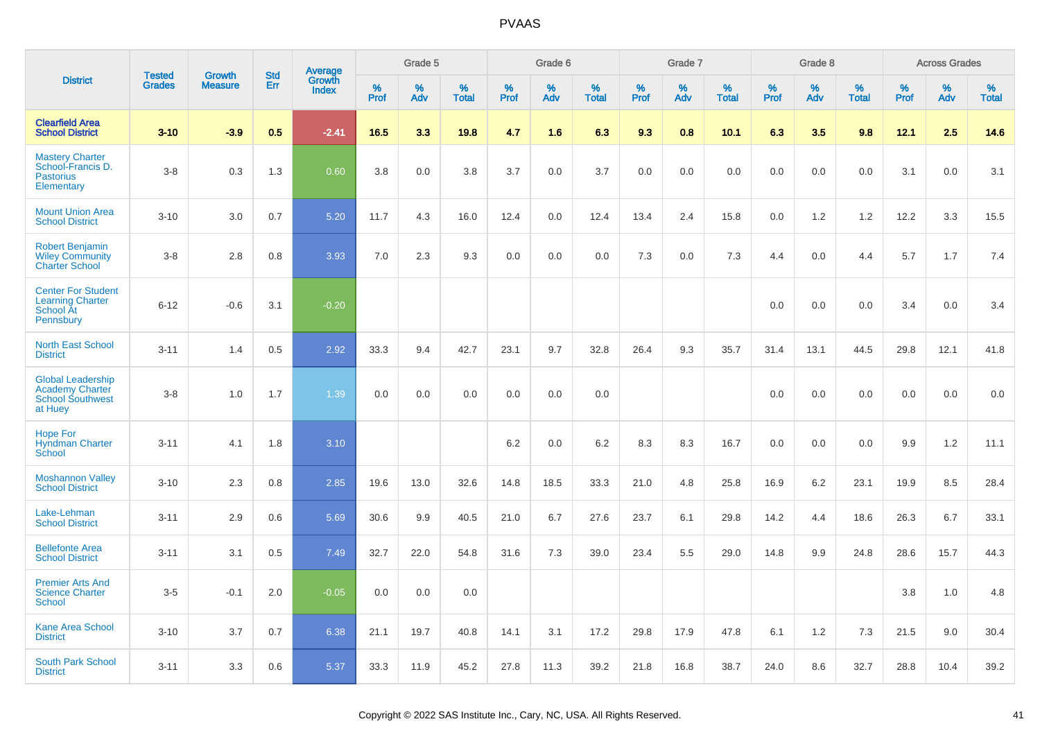| District | Tested Grades | Growth Measure | Std Err | Average Growth Index | Grade 5 | | | Grade 6 | | | Grade 7 | | | Grade 8 | | | Across Grades | | |
|---|---|---|---|---|---|---|---|---|---|---|---|---|---|---|---|---|---|---|---|
| | | | | | % Prof | % Adv | % Total | % Prof | % Adv | % Total | % Prof | % Adv | % Total | % Prof | % Adv | % Total | % Prof | % Adv | % Total |
| **Clearfield Area School District** | **3-10** | **-3.9** | **0.5** | **-2.41** | **16.5** | **3.3** | **19.8** | **4.7** | **1.6** | **6.3** | **9.3** | **0.8** | **10.1** | **6.3** | **3.5** | **9.8** | **12.1** | **2.5** | **14.6** |
| Mastery Charter School-Francis D. Pastorius Elementary | 3-8 | 0.3 | 1.3 | 0.60 | 3.8 | 0.0 | 3.8 | 3.7 | 0.0 | 3.7 | 0.0 | 0.0 | 0.0 | 0.0 | 0.0 | 0.0 | 3.1 | 0.0 | 3.1 |
| Mount Union Area School District | 3-10 | 3.0 | 0.7 | 5.20 | 11.7 | 4.3 | 16.0 | 12.4 | 0.0 | 12.4 | 13.4 | 2.4 | 15.8 | 0.0 | 1.2 | 1.2 | 12.2 | 3.3 | 15.5 |
| Robert Benjamin Wiley Community Charter School | 3-8 | 2.8 | 0.8 | 3.93 | 7.0 | 2.3 | 9.3 | 0.0 | 0.0 | 0.0 | 7.3 | 0.0 | 7.3 | 4.4 | 0.0 | 4.4 | 5.7 | 1.7 | 7.4 |
| Center For Student Learning Charter School At Pennsbury | 6-12 | -0.6 | 3.1 | -0.20 | | | | | | | | | | 0.0 | 0.0 | 0.0 | 3.4 | 0.0 | 3.4 |
| North East School District | 3-11 | 1.4 | 0.5 | 2.92 | 33.3 | 9.4 | 42.7 | 23.1 | 9.7 | 32.8 | 26.4 | 9.3 | 35.7 | 31.4 | 13.1 | 44.5 | 29.8 | 12.1 | 41.8 |
| Global Leadership Academy Charter School Southwest at Huey | 3-8 | 1.0 | 1.7 | 1.39 | 0.0 | 0.0 | 0.0 | 0.0 | 0.0 | 0.0 | | | | 0.0 | 0.0 | 0.0 | 0.0 | 0.0 | 0.0 |
| Hope For Hyndman Charter School | 3-11 | 4.1 | 1.8 | 3.10 | | | | 6.2 | 0.0 | 6.2 | 8.3 | 8.3 | 16.7 | 0.0 | 0.0 | 0.0 | 9.9 | 1.2 | 11.1 |
| Moshannon Valley School District | 3-10 | 2.3 | 0.8 | 2.85 | 19.6 | 13.0 | 32.6 | 14.8 | 18.5 | 33.3 | 21.0 | 4.8 | 25.8 | 16.9 | 6.2 | 23.1 | 19.9 | 8.5 | 28.4 |
| Lake-Lehman School District | 3-11 | 2.9 | 0.6 | 5.69 | 30.6 | 9.9 | 40.5 | 21.0 | 6.7 | 27.6 | 23.7 | 6.1 | 29.8 | 14.2 | 4.4 | 18.6 | 26.3 | 6.7 | 33.1 |
| Bellefonte Area School District | 3-11 | 3.1 | 0.5 | 7.49 | 32.7 | 22.0 | 54.8 | 31.6 | 7.3 | 39.0 | 23.4 | 5.5 | 29.0 | 14.8 | 9.9 | 24.8 | 28.6 | 15.7 | 44.3 |
| Premier Arts And Science Charter School | 3-5 | -0.1 | 2.0 | -0.05 | 0.0 | 0.0 | 0.0 | | | | | | | | | | 3.8 | 1.0 | 4.8 |
| Kane Area School District | 3-10 | 3.7 | 0.7 | 6.38 | 21.1 | 19.7 | 40.8 | 14.1 | 3.1 | 17.2 | 29.8 | 17.9 | 47.8 | 6.1 | 1.2 | 7.3 | 21.5 | 9.0 | 30.4 |
| South Park School District | 3-11 | 3.3 | 0.6 | 5.37 | 33.3 | 11.9 | 45.2 | 27.8 | 11.3 | 39.2 | 21.8 | 16.8 | 38.7 | 24.0 | 8.6 | 32.7 | 28.8 | 10.4 | 39.2 |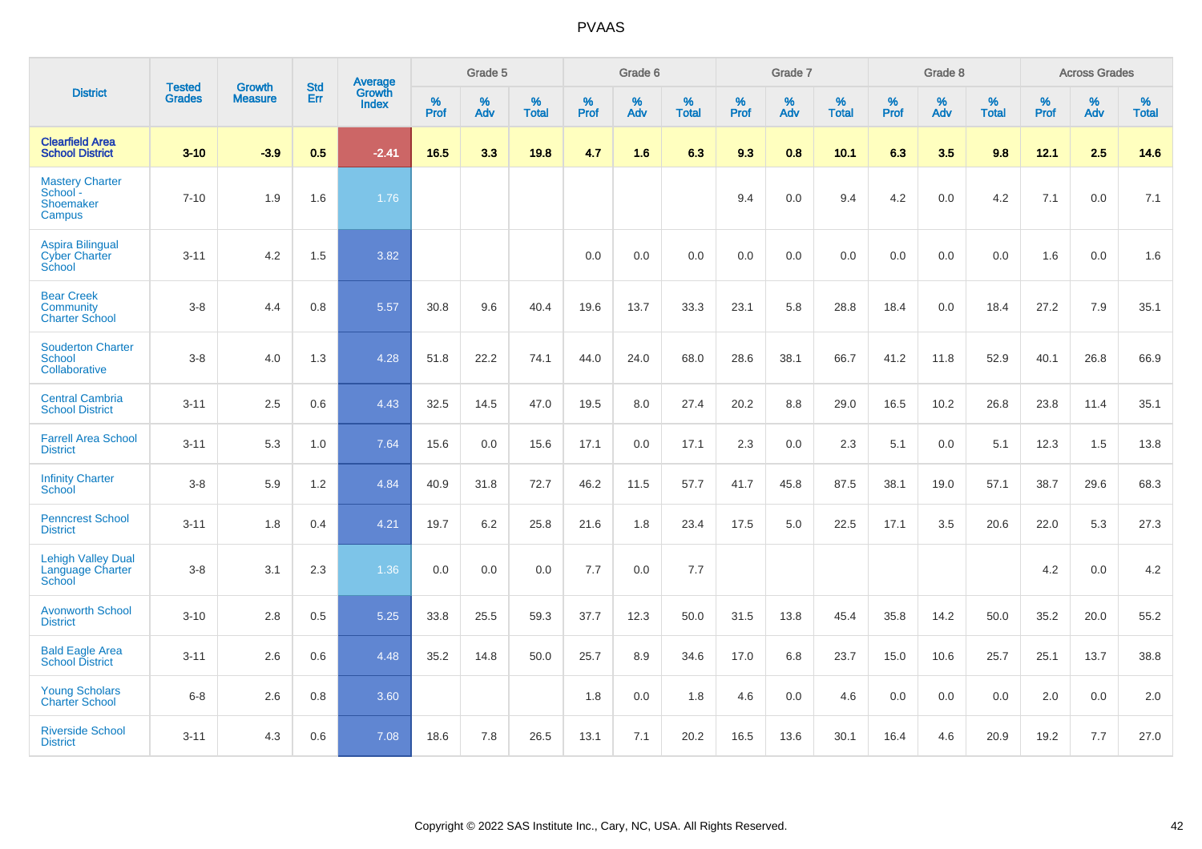# PVAAS

| District | Tested Grades | Growth Measure | Std Err | Average Growth Index | Grade 5 | | | Grade 6 | | | Grade 7 | | | Grade 8 | | | Across Grades | | |
|---|---|---|---|---|---|---|---|---|---|---|---|---|---|---|---|---|---|---|---|
| | | | | | % Prof | % Adv | % Total | % Prof | % Adv | % Total | % Prof | % Adv | % Total | % Prof | % Adv | % Total | % Prof | % Adv | % Total |
| **Clearfield Area School District** | **3-10** | **-3.9** | **0.5** | **-2.41** | **16.5** | **3.3** | **19.8** | **4.7** | **1.6** | **6.3** | **9.3** | **0.8** | **10.1** | **6.3** | **3.5** | **9.8** | **12.1** | **2.5** | **14.6** |
| Mastery Charter School - Shoemaker Campus | 7-10 | 1.9 | 1.6 | 1.76 | | | | | | | 9.4 | 0.0 | 9.4 | 4.2 | 0.0 | 4.2 | 7.1 | 0.0 | 7.1 |
| Aspira Bilingual Cyber Charter School | 3-11 | 4.2 | 1.5 | 3.82 | | | | 0.0 | 0.0 | 0.0 | 0.0 | 0.0 | 0.0 | 0.0 | 0.0 | 0.0 | 1.6 | 0.0 | 1.6 |
| Bear Creek Community Charter School | 3-8 | 4.4 | 0.8 | 5.57 | 30.8 | 9.6 | 40.4 | 19.6 | 13.7 | 33.3 | 23.1 | 5.8 | 28.8 | 18.4 | 0.0 | 18.4 | 27.2 | 7.9 | 35.1 |
| Souderton Charter School Collaborative | 3-8 | 4.0 | 1.3 | 4.28 | 51.8 | 22.2 | 74.1 | 44.0 | 24.0 | 68.0 | 28.6 | 38.1 | 66.7 | 41.2 | 11.8 | 52.9 | 40.1 | 26.8 | 66.9 |
| Central Cambria School District | 3-11 | 2.5 | 0.6 | 4.43 | 32.5 | 14.5 | 47.0 | 19.5 | 8.0 | 27.4 | 20.2 | 8.8 | 29.0 | 16.5 | 10.2 | 26.8 | 23.8 | 11.4 | 35.1 |
| Farrell Area School District | 3-11 | 5.3 | 1.0 | 7.64 | 15.6 | 0.0 | 15.6 | 17.1 | 0.0 | 17.1 | 2.3 | 0.0 | 2.3 | 5.1 | 0.0 | 5.1 | 12.3 | 1.5 | 13.8 |
| Infinity Charter School | 3-8 | 5.9 | 1.2 | 4.84 | 40.9 | 31.8 | 72.7 | 46.2 | 11.5 | 57.7 | 41.7 | 45.8 | 87.5 | 38.1 | 19.0 | 57.1 | 38.7 | 29.6 | 68.3 |
| Penncrest School District | 3-11 | 1.8 | 0.4 | 4.21 | 19.7 | 6.2 | 25.8 | 21.6 | 1.8 | 23.4 | 17.5 | 5.0 | 22.5 | 17.1 | 3.5 | 20.6 | 22.0 | 5.3 | 27.3 |
| Lehigh Valley Dual Language Charter School | 3-8 | 3.1 | 2.3 | 1.36 | 0.0 | 0.0 | 0.0 | 7.7 | 0.0 | 7.7 | | | | | | | 4.2 | 0.0 | 4.2 |
| Avonworth School District | 3-10 | 2.8 | 0.5 | 5.25 | 33.8 | 25.5 | 59.3 | 37.7 | 12.3 | 50.0 | 31.5 | 13.8 | 45.4 | 35.8 | 14.2 | 50.0 | 35.2 | 20.0 | 55.2 |
| Bald Eagle Area School District | 3-11 | 2.6 | 0.6 | 4.48 | 35.2 | 14.8 | 50.0 | 25.7 | 8.9 | 34.6 | 17.0 | 6.8 | 23.7 | 15.0 | 10.6 | 25.7 | 25.1 | 13.7 | 38.8 |
| Young Scholars Charter School | 6-8 | 2.6 | 0.8 | 3.60 | | | | 1.8 | 0.0 | 1.8 | 4.6 | 0.0 | 4.6 | 0.0 | 0.0 | 0.0 | 2.0 | 0.0 | 2.0 |
| Riverside School District | 3-11 | 4.3 | 0.6 | 7.08 | 18.6 | 7.8 | 26.5 | 13.1 | 7.1 | 20.2 | 16.5 | 13.6 | 30.1 | 16.4 | 4.6 | 20.9 | 19.2 | 7.7 | 27.0 |

Copyright © 2022 SAS Institute Inc., Cary, NC, USA. All Rights Reserved.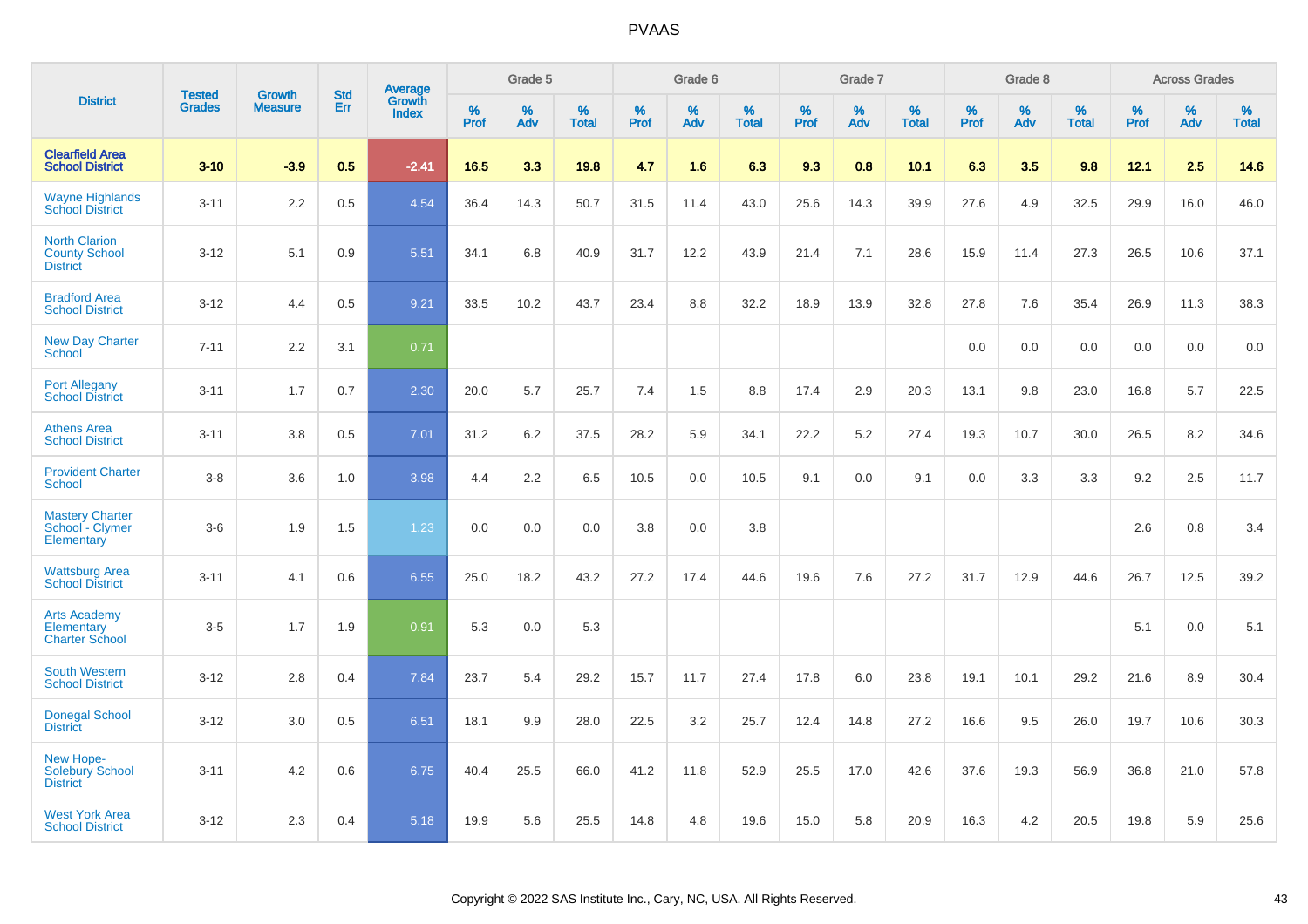# PVAAS

| District | Tested Grades | Growth Measure | Std Err | Average Growth Index | Grade 5 | | | Grade 6 | | | Grade 7 | | | Grade 8 | | | Across Grades | | |
|---|---|---|---|---|---|---|---|---|---|---|---|---|---|---|---|---|---|---|---|
| | | | | | % Prof | % Adv | % Total | % Prof | % Adv | % Total | % Prof | % Adv | % Total | % Prof | % Adv | % Total | % Prof | % Adv | % Total |
| **Clearfield Area School District** | **3-10** | **-3.9** | **0.5** | **-2.41** | **16.5** | **3.3** | **19.8** | **4.7** | **1.6** | **6.3** | **9.3** | **0.8** | **10.1** | **6.3** | **3.5** | **9.8** | **12.1** | **2.5** | **14.6** |
| Wayne Highlands School District | 3-11 | 2.2 | 0.5 | 4.54 | 36.4 | 14.3 | 50.7 | 31.5 | 11.4 | 43.0 | 25.6 | 14.3 | 39.9 | 27.6 | 4.9 | 32.5 | 29.9 | 16.0 | 46.0 |
| North Clarion County School District | 3-12 | 5.1 | 0.9 | 5.51 | 34.1 | 6.8 | 40.9 | 31.7 | 12.2 | 43.9 | 21.4 | 7.1 | 28.6 | 15.9 | 11.4 | 27.3 | 26.5 | 10.6 | 37.1 |
| Bradford Area School District | 3-12 | 4.4 | 0.5 | 9.21 | 33.5 | 10.2 | 43.7 | 23.4 | 8.8 | 32.2 | 18.9 | 13.9 | 32.8 | 27.8 | 7.6 | 35.4 | 26.9 | 11.3 | 38.3 |
| New Day Charter School | 7-11 | 2.2 | 3.1 | 0.71 | | | | | | | | | | 0.0 | 0.0 | 0.0 | 0.0 | 0.0 | 0.0 |
| Port Allegany School District | 3-11 | 1.7 | 0.7 | 2.30 | 20.0 | 5.7 | 25.7 | 7.4 | 1.5 | 8.8 | 17.4 | 2.9 | 20.3 | 13.1 | 9.8 | 23.0 | 16.8 | 5.7 | 22.5 |
| Athens Area School District | 3-11 | 3.8 | 0.5 | 7.01 | 31.2 | 6.2 | 37.5 | 28.2 | 5.9 | 34.1 | 22.2 | 5.2 | 27.4 | 19.3 | 10.7 | 30.0 | 26.5 | 8.2 | 34.6 |
| Provident Charter School | 3-8 | 3.6 | 1.0 | 3.98 | 4.4 | 2.2 | 6.5 | 10.5 | 0.0 | 10.5 | 9.1 | 0.0 | 9.1 | 0.0 | 3.3 | 3.3 | 9.2 | 2.5 | 11.7 |
| Mastery Charter School - Clymer Elementary | 3-6 | 1.9 | 1.5 | 1.23 | 0.0 | 0.0 | 0.0 | 3.8 | 0.0 | 3.8 | | | | | | | 2.6 | 0.8 | 3.4 |
| Wattsburg Area School District | 3-11 | 4.1 | 0.6 | 6.55 | 25.0 | 18.2 | 43.2 | 27.2 | 17.4 | 44.6 | 19.6 | 7.6 | 27.2 | 31.7 | 12.9 | 44.6 | 26.7 | 12.5 | 39.2 |
| Arts Academy Elementary Charter School | 3-5 | 1.7 | 1.9 | 0.91 | 5.3 | 0.0 | 5.3 | | | | | | | | | | 5.1 | 0.0 | 5.1 |
| South Western School District | 3-12 | 2.8 | 0.4 | 7.84 | 23.7 | 5.4 | 29.2 | 15.7 | 11.7 | 27.4 | 17.8 | 6.0 | 23.8 | 19.1 | 10.1 | 29.2 | 21.6 | 8.9 | 30.4 |
| Donegal School District | 3-12 | 3.0 | 0.5 | 6.51 | 18.1 | 9.9 | 28.0 | 22.5 | 3.2 | 25.7 | 12.4 | 14.8 | 27.2 | 16.6 | 9.5 | 26.0 | 19.7 | 10.6 | 30.3 |
| New Hope-Solebury School District | 3-11 | 4.2 | 0.6 | 6.75 | 40.4 | 25.5 | 66.0 | 41.2 | 11.8 | 52.9 | 25.5 | 17.0 | 42.6 | 37.6 | 19.3 | 56.9 | 36.8 | 21.0 | 57.8 |
| West York Area School District | 3-12 | 2.3 | 0.4 | 5.18 | 19.9 | 5.6 | 25.5 | 14.8 | 4.8 | 19.6 | 15.0 | 5.8 | 20.9 | 16.3 | 4.2 | 20.5 | 19.8 | 5.9 | 25.6 |

Copyright © 2022 SAS Institute Inc., Cary, NC, USA. All Rights Reserved.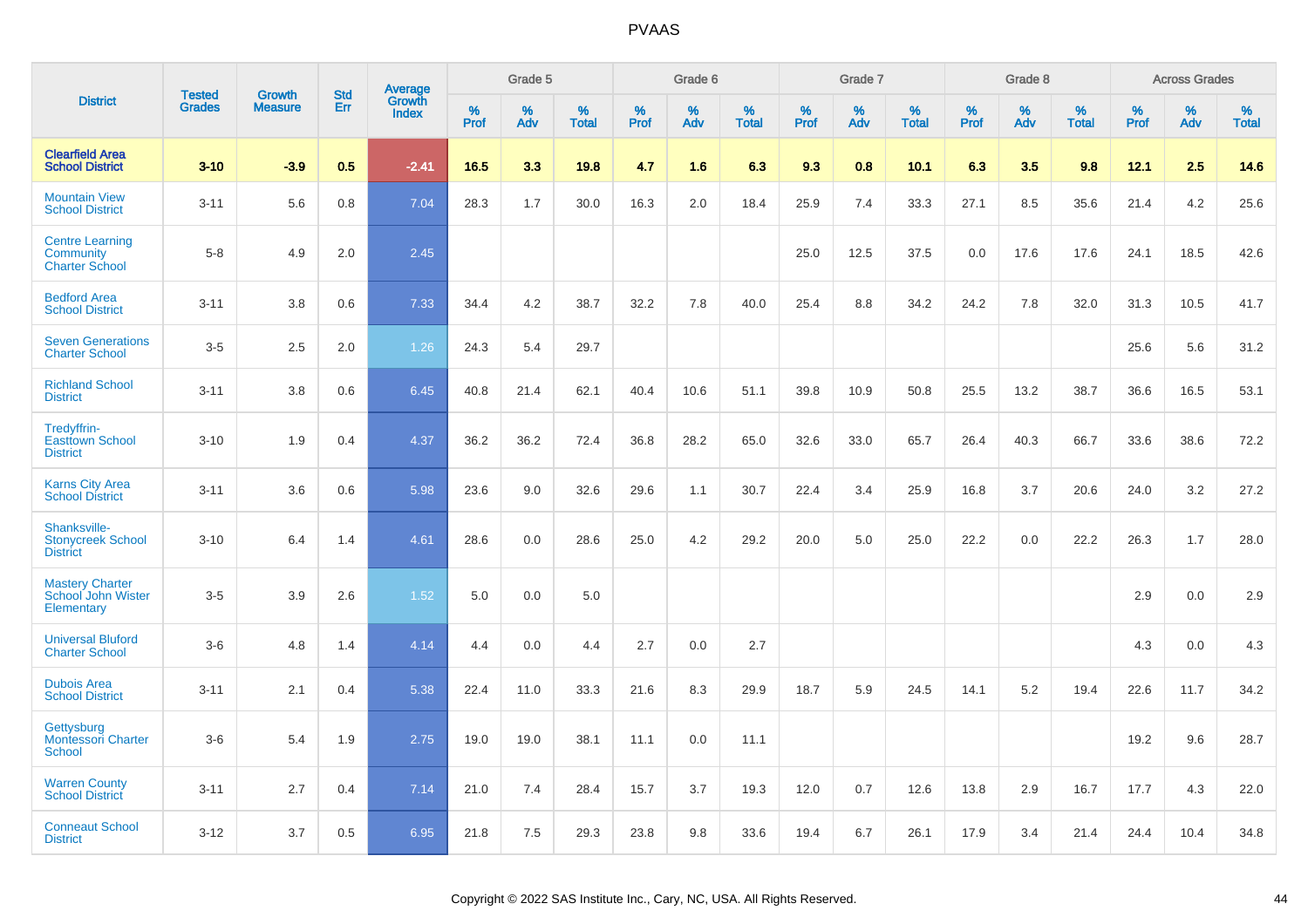| District | Tested Grades | Growth Measure | Std Err | Average Growth Index | Grade 5 | | | Grade 6 | | | Grade 7 | | | Grade 8 | | | Across Grades | | |
|---|---|---|---|---|---|---|---|---|---|---|---|---|---|---|---|---|---|---|---|
| | | | | | % Prof | % Adv | % Total | % Prof | % Adv | % Total | % Prof | % Adv | % Total | % Prof | % Adv | % Total | % Prof | % Adv | % Total |
| **Clearfield Area School District** | **3-10** | **-3.9** | **0.5** | **-2.41** | **16.5** | **3.3** | **19.8** | **4.7** | **1.6** | **6.3** | **9.3** | **0.8** | **10.1** | **6.3** | **3.5** | **9.8** | **12.1** | **2.5** | **14.6** |
| Mountain View School District | 3-11 | 5.6 | 0.8 | 7.04 | 28.3 | 1.7 | 30.0 | 16.3 | 2.0 | 18.4 | 25.9 | 7.4 | 33.3 | 27.1 | 8.5 | 35.6 | 21.4 | 4.2 | 25.6 |
| Centre Learning Community Charter School | 5-8 | 4.9 | 2.0 | 2.45 | | | | | | | 25.0 | 12.5 | 37.5 | 0.0 | 17.6 | 17.6 | 24.1 | 18.5 | 42.6 |
| Bedford Area School District | 3-11 | 3.8 | 0.6 | 7.33 | 34.4 | 4.2 | 38.7 | 32.2 | 7.8 | 40.0 | 25.4 | 8.8 | 34.2 | 24.2 | 7.8 | 32.0 | 31.3 | 10.5 | 41.7 |
| Seven Generations Charter School | 3-5 | 2.5 | 2.0 | 1.26 | 24.3 | 5.4 | 29.7 | | | | | | | | | | 25.6 | 5.6 | 31.2 |
| Richland School District | 3-11 | 3.8 | 0.6 | 6.45 | 40.8 | 21.4 | 62.1 | 40.4 | 10.6 | 51.1 | 39.8 | 10.9 | 50.8 | 25.5 | 13.2 | 38.7 | 36.6 | 16.5 | 53.1 |
| Tredyffrin-Easttown School District | 3-10 | 1.9 | 0.4 | 4.37 | 36.2 | 36.2 | 72.4 | 36.8 | 28.2 | 65.0 | 32.6 | 33.0 | 65.7 | 26.4 | 40.3 | 66.7 | 33.6 | 38.6 | 72.2 |
| Karns City Area School District | 3-11 | 3.6 | 0.6 | 5.98 | 23.6 | 9.0 | 32.6 | 29.6 | 1.1 | 30.7 | 22.4 | 3.4 | 25.9 | 16.8 | 3.7 | 20.6 | 24.0 | 3.2 | 27.2 |
| Shanksville-Stonycreek School District | 3-10 | 6.4 | 1.4 | 4.61 | 28.6 | 0.0 | 28.6 | 25.0 | 4.2 | 29.2 | 20.0 | 5.0 | 25.0 | 22.2 | 0.0 | 22.2 | 26.3 | 1.7 | 28.0 |
| Mastery Charter School John Wister Elementary | 3-5 | 3.9 | 2.6 | 1.52 | 5.0 | 0.0 | 5.0 | | | | | | | | | | 2.9 | 0.0 | 2.9 |
| Universal Bluford Charter School | 3-6 | 4.8 | 1.4 | 4.14 | 4.4 | 0.0 | 4.4 | 2.7 | 0.0 | 2.7 | | | | | | | 4.3 | 0.0 | 4.3 |
| Dubois Area School District | 3-11 | 2.1 | 0.4 | 5.38 | 22.4 | 11.0 | 33.3 | 21.6 | 8.3 | 29.9 | 18.7 | 5.9 | 24.5 | 14.1 | 5.2 | 19.4 | 22.6 | 11.7 | 34.2 |
| Gettysburg Montessori Charter School | 3-6 | 5.4 | 1.9 | 2.75 | 19.0 | 19.0 | 38.1 | 11.1 | 0.0 | 11.1 | | | | | | | 19.2 | 9.6 | 28.7 |
| Warren County School District | 3-11 | 2.7 | 0.4 | 7.14 | 21.0 | 7.4 | 28.4 | 15.7 | 3.7 | 19.3 | 12.0 | 0.7 | 12.6 | 13.8 | 2.9 | 16.7 | 17.7 | 4.3 | 22.0 |
| Conneaut School District | 3-12 | 3.7 | 0.5 | 6.95 | 21.8 | 7.5 | 29.3 | 23.8 | 9.8 | 33.6 | 19.4 | 6.7 | 26.1 | 17.9 | 3.4 | 21.4 | 24.4 | 10.4 | 34.8 |

Copyright © 2022 SAS Institute Inc., Cary, NC, USA. All Rights Reserved.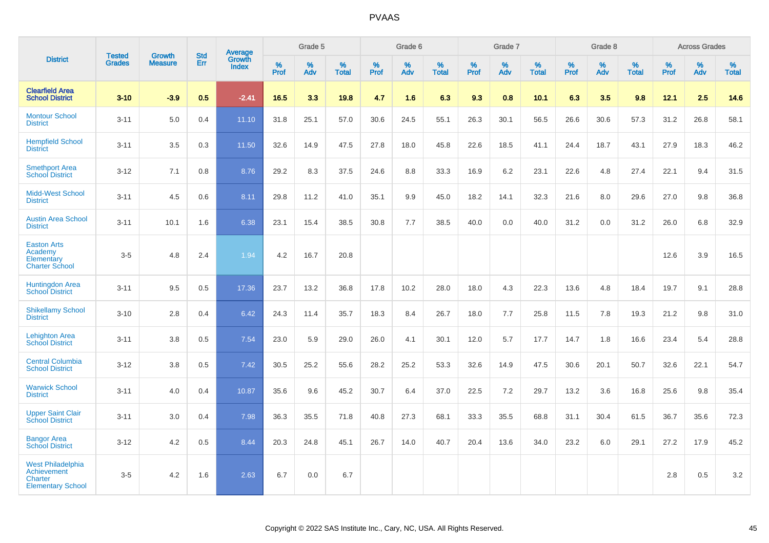| District | Tested Grades | Growth Measure | Std Err | Average Growth Index | Grade 5 | | | Grade 6 | | | Grade 7 | | | Grade 8 | | | Across Grades | | |
|---|---|---|---|---|---|---|---|---|---|---|---|---|---|---|---|---|---|---|---|
| | | | | | % Prof | % Adv | % Total | % Prof | % Adv | % Total | % Prof | % Adv | % Total | % Prof | % Adv | % Total | % Prof | % Adv | % Total |
| **Clearfield Area School District** | **3-10** | **-3.9** | **0.5** | **-2.41** | **16.5** | **3.3** | **19.8** | **4.7** | **1.6** | **6.3** | **9.3** | **0.8** | **10.1** | **6.3** | **3.5** | **9.8** | **12.1** | **2.5** | **14.6** |
| Montour School District | 3-11 | 5.0 | 0.4 | 11.10 | 31.8 | 25.1 | 57.0 | 30.6 | 24.5 | 55.1 | 26.3 | 30.1 | 56.5 | 26.6 | 30.6 | 57.3 | 31.2 | 26.8 | 58.1 |
| Hempfield School District | 3-11 | 3.5 | 0.3 | 11.50 | 32.6 | 14.9 | 47.5 | 27.8 | 18.0 | 45.8 | 22.6 | 18.5 | 41.1 | 24.4 | 18.7 | 43.1 | 27.9 | 18.3 | 46.2 |
| Smethport Area School District | 3-12 | 7.1 | 0.8 | 8.76 | 29.2 | 8.3 | 37.5 | 24.6 | 8.8 | 33.3 | 16.9 | 6.2 | 23.1 | 22.6 | 4.8 | 27.4 | 22.1 | 9.4 | 31.5 |
| Midd-West School District | 3-11 | 4.5 | 0.6 | 8.11 | 29.8 | 11.2 | 41.0 | 35.1 | 9.9 | 45.0 | 18.2 | 14.1 | 32.3 | 21.6 | 8.0 | 29.6 | 27.0 | 9.8 | 36.8 |
| Austin Area School District | 3-11 | 10.1 | 1.6 | 6.38 | 23.1 | 15.4 | 38.5 | 30.8 | 7.7 | 38.5 | 40.0 | 0.0 | 40.0 | 31.2 | 0.0 | 31.2 | 26.0 | 6.8 | 32.9 |
| Easton Arts Academy Elementary Charter School | 3-5 | 4.8 | 2.4 | 1.94 | 4.2 | 16.7 | 20.8 | | | | | | | | | | 12.6 | 3.9 | 16.5 |
| Huntingdon Area School District | 3-11 | 9.5 | 0.5 | 17.36 | 23.7 | 13.2 | 36.8 | 17.8 | 10.2 | 28.0 | 18.0 | 4.3 | 22.3 | 13.6 | 4.8 | 18.4 | 19.7 | 9.1 | 28.8 |
| Shikellamy School District | 3-10 | 2.8 | 0.4 | 6.42 | 24.3 | 11.4 | 35.7 | 18.3 | 8.4 | 26.7 | 18.0 | 7.7 | 25.8 | 11.5 | 7.8 | 19.3 | 21.2 | 9.8 | 31.0 |
| Lehighton Area School District | 3-11 | 3.8 | 0.5 | 7.54 | 23.0 | 5.9 | 29.0 | 26.0 | 4.1 | 30.1 | 12.0 | 5.7 | 17.7 | 14.7 | 1.8 | 16.6 | 23.4 | 5.4 | 28.8 |
| Central Columbia School District | 3-12 | 3.8 | 0.5 | 7.42 | 30.5 | 25.2 | 55.6 | 28.2 | 25.2 | 53.3 | 32.6 | 14.9 | 47.5 | 30.6 | 20.1 | 50.7 | 32.6 | 22.1 | 54.7 |
| Warwick School District | 3-11 | 4.0 | 0.4 | 10.87 | 35.6 | 9.6 | 45.2 | 30.7 | 6.4 | 37.0 | 22.5 | 7.2 | 29.7 | 13.2 | 3.6 | 16.8 | 25.6 | 9.8 | 35.4 |
| Upper Saint Clair School District | 3-11 | 3.0 | 0.4 | 7.98 | 36.3 | 35.5 | 71.8 | 40.8 | 27.3 | 68.1 | 33.3 | 35.5 | 68.8 | 31.1 | 30.4 | 61.5 | 36.7 | 35.6 | 72.3 |
| Bangor Area School District | 3-12 | 4.2 | 0.5 | 8.44 | 20.3 | 24.8 | 45.1 | 26.7 | 14.0 | 40.7 | 20.4 | 13.6 | 34.0 | 23.2 | 6.0 | 29.1 | 27.2 | 17.9 | 45.2 |
| West Philadelphia Achievement Charter Elementary School | 3-5 | 4.2 | 1.6 | 2.63 | 6.7 | 0.0 | 6.7 | | | | | | | | | | 2.8 | 0.5 | 3.2 |

Copyright © 2022 SAS Institute Inc., Cary, NC, USA. All Rights Reserved.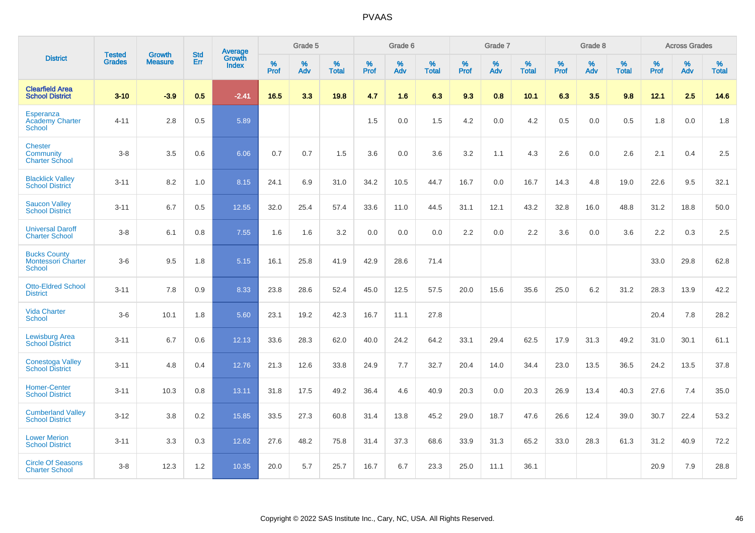| District | Tested Grades | Growth Measure | Std Err | Average Growth Index | Grade 5 | | | Grade 6 | | | Grade 7 | | | Grade 8 | | | Across Grades | | |
|---|---|---|---|---|---|---|---|---|---|---|---|---|---|---|---|---|---|---|---|
| | | | | | % Prof | % Adv | % Total | % Prof | % Adv | % Total | % Prof | % Adv | % Total | % Prof | % Adv | % Total | % Prof | % Adv | % Total |
| **Clearfield Area School District** | **3-10** | **-3.9** | **0.5** | **-2.41** | **16.5** | **3.3** | **19.8** | **4.7** | **1.6** | **6.3** | **9.3** | **0.8** | **10.1** | **6.3** | **3.5** | **9.8** | **12.1** | **2.5** | **14.6** |
| Esperanza Academy Charter School | 4-11 | 2.8 | 0.5 | 5.89 | | | | 1.5 | 0.0 | 1.5 | 4.2 | 0.0 | 4.2 | 0.5 | 0.0 | 0.5 | 1.8 | 0.0 | 1.8 |
| Chester Community Charter School | 3-8 | 3.5 | 0.6 | 6.06 | 0.7 | 0.7 | 1.5 | 3.6 | 0.0 | 3.6 | 3.2 | 1.1 | 4.3 | 2.6 | 0.0 | 2.6 | 2.1 | 0.4 | 2.5 |
| Blacklick Valley School District | 3-11 | 8.2 | 1.0 | 8.15 | 24.1 | 6.9 | 31.0 | 34.2 | 10.5 | 44.7 | 16.7 | 0.0 | 16.7 | 14.3 | 4.8 | 19.0 | 22.6 | 9.5 | 32.1 |
| Saucon Valley School District | 3-11 | 6.7 | 0.5 | 12.55 | 32.0 | 25.4 | 57.4 | 33.6 | 11.0 | 44.5 | 31.1 | 12.1 | 43.2 | 32.8 | 16.0 | 48.8 | 31.2 | 18.8 | 50.0 |
| Universal Daroff Charter School | 3-8 | 6.1 | 0.8 | 7.55 | 1.6 | 1.6 | 3.2 | 0.0 | 0.0 | 0.0 | 2.2 | 0.0 | 2.2 | 3.6 | 0.0 | 3.6 | 2.2 | 0.3 | 2.5 |
| Bucks County Montessori Charter School | 3-6 | 9.5 | 1.8 | 5.15 | 16.1 | 25.8 | 41.9 | 42.9 | 28.6 | 71.4 | | | | | | | 33.0 | 29.8 | 62.8 |
| Otto-Eldred School District | 3-11 | 7.8 | 0.9 | 8.33 | 23.8 | 28.6 | 52.4 | 45.0 | 12.5 | 57.5 | 20.0 | 15.6 | 35.6 | 25.0 | 6.2 | 31.2 | 28.3 | 13.9 | 42.2 |
| Vida Charter School | 3-6 | 10.1 | 1.8 | 5.60 | 23.1 | 19.2 | 42.3 | 16.7 | 11.1 | 27.8 | | | | | | | 20.4 | 7.8 | 28.2 |
| Lewisburg Area School District | 3-11 | 6.7 | 0.6 | 12.13 | 33.6 | 28.3 | 62.0 | 40.0 | 24.2 | 64.2 | 33.1 | 29.4 | 62.5 | 17.9 | 31.3 | 49.2 | 31.0 | 30.1 | 61.1 |
| Conestoga Valley School District | 3-11 | 4.8 | 0.4 | 12.76 | 21.3 | 12.6 | 33.8 | 24.9 | 7.7 | 32.7 | 20.4 | 14.0 | 34.4 | 23.0 | 13.5 | 36.5 | 24.2 | 13.5 | 37.8 |
| Homer-Center School District | 3-11 | 10.3 | 0.8 | 13.11 | 31.8 | 17.5 | 49.2 | 36.4 | 4.6 | 40.9 | 20.3 | 0.0 | 20.3 | 26.9 | 13.4 | 40.3 | 27.6 | 7.4 | 35.0 |
| Cumberland Valley School District | 3-12 | 3.8 | 0.2 | 15.85 | 33.5 | 27.3 | 60.8 | 31.4 | 13.8 | 45.2 | 29.0 | 18.7 | 47.6 | 26.6 | 12.4 | 39.0 | 30.7 | 22.4 | 53.2 |
| Lower Merion School District | 3-11 | 3.3 | 0.3 | 12.62 | 27.6 | 48.2 | 75.8 | 31.4 | 37.3 | 68.6 | 33.9 | 31.3 | 65.2 | 33.0 | 28.3 | 61.3 | 31.2 | 40.9 | 72.2 |
| Circle Of Seasons Charter School | 3-8 | 12.3 | 1.2 | 10.35 | 20.0 | 5.7 | 25.7 | 16.7 | 6.7 | 23.3 | 25.0 | 11.1 | 36.1 | | | | 20.9 | 7.9 | 28.8 |

Copyright © 2022 SAS Institute Inc., Cary, NC, USA. All Rights Reserved.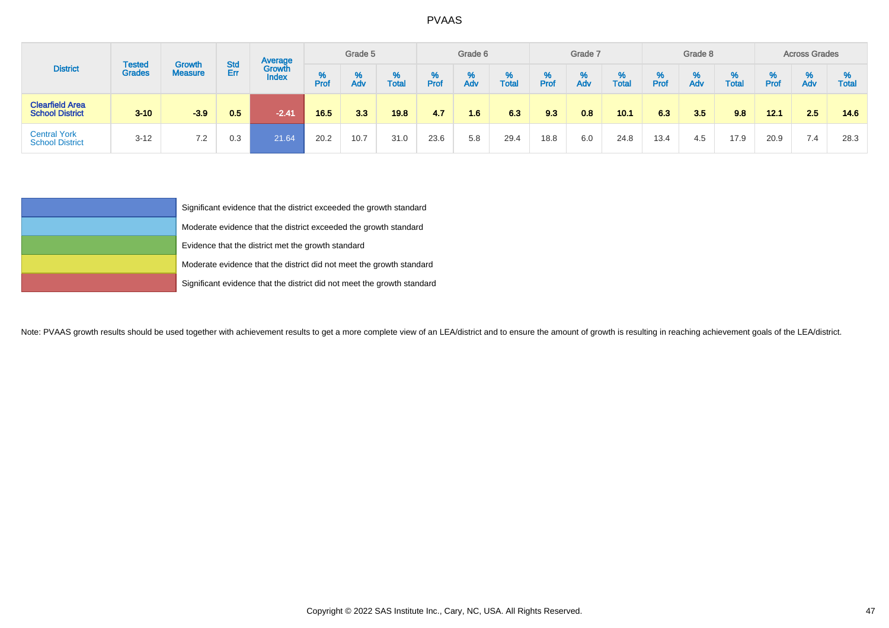# PVAAS

| District | Tested Grades | Growth Measure | Std Err | Average Growth Index | Grade 5 | | | Grade 6 | | | Grade 7 | | | Grade 8 | | | Across Grades | | |
|---|---|---|---|---|---|---|---|---|---|---|---|---|---|---|---|---|---|---|---|
| | | | | | % Prof | % Adv | % Total | % Prof | % Adv | % Total | % Prof | % Adv | % Total | % Prof | % Adv | % Total | % Prof | % Adv | % Total |
| **Clearfield Area School District** | **3-10** | **-3.9** | **0.5** | **-2.41** | **16.5** | **3.3** | **19.8** | **4.7** | **1.6** | **6.3** | **9.3** | **0.8** | **10.1** | **6.3** | **3.5** | **9.8** | **12.1** | **2.5** | **14.6** |
| Central York School District | 3-12 | 7.2 | 0.3 | 21.64 | 20.2 | 10.7 | 31.0 | 23.6 | 5.8 | 29.4 | 18.8 | 6.0 | 24.8 | 13.4 | 4.5 | 17.9 | 20.9 | 7.4 | 28.3 |

Significant evidence that the district exceeded the growth standard

Moderate evidence that the district exceeded the growth standard

Evidence that the district met the growth standard

Moderate evidence that the district did not meet the growth standard

Significant evidence that the district did not meet the growth standard

Note: PVAAS growth results should be used together with achievement results to get a more complete view of an LEA/district and to ensure the amount of growth is resulting in reaching achievement goals of the LEA/district.

Copyright © 2022 SAS Institute Inc., Cary, NC, USA. All Rights Reserved.